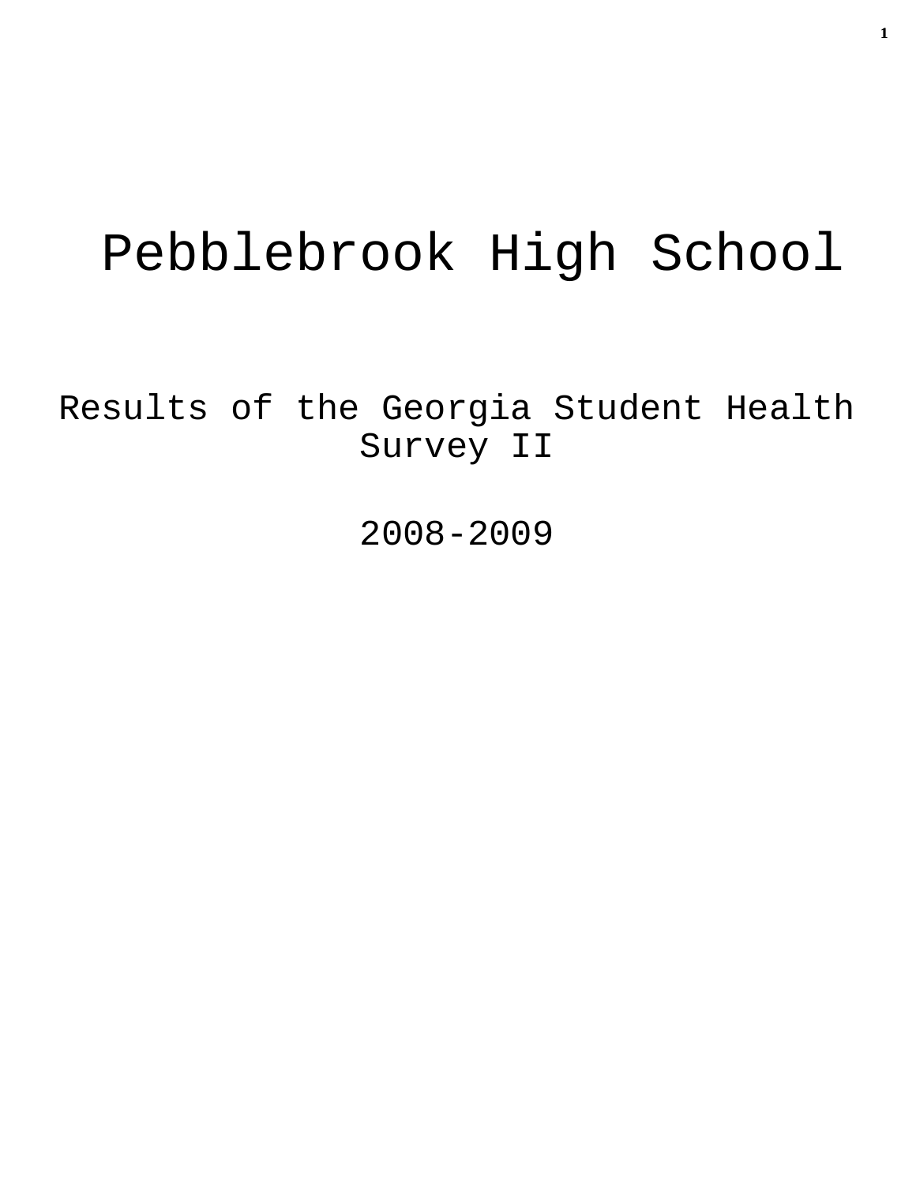# Pebblebrook High School

## Results of the Georgia Student Health Survey II

## 2008-2009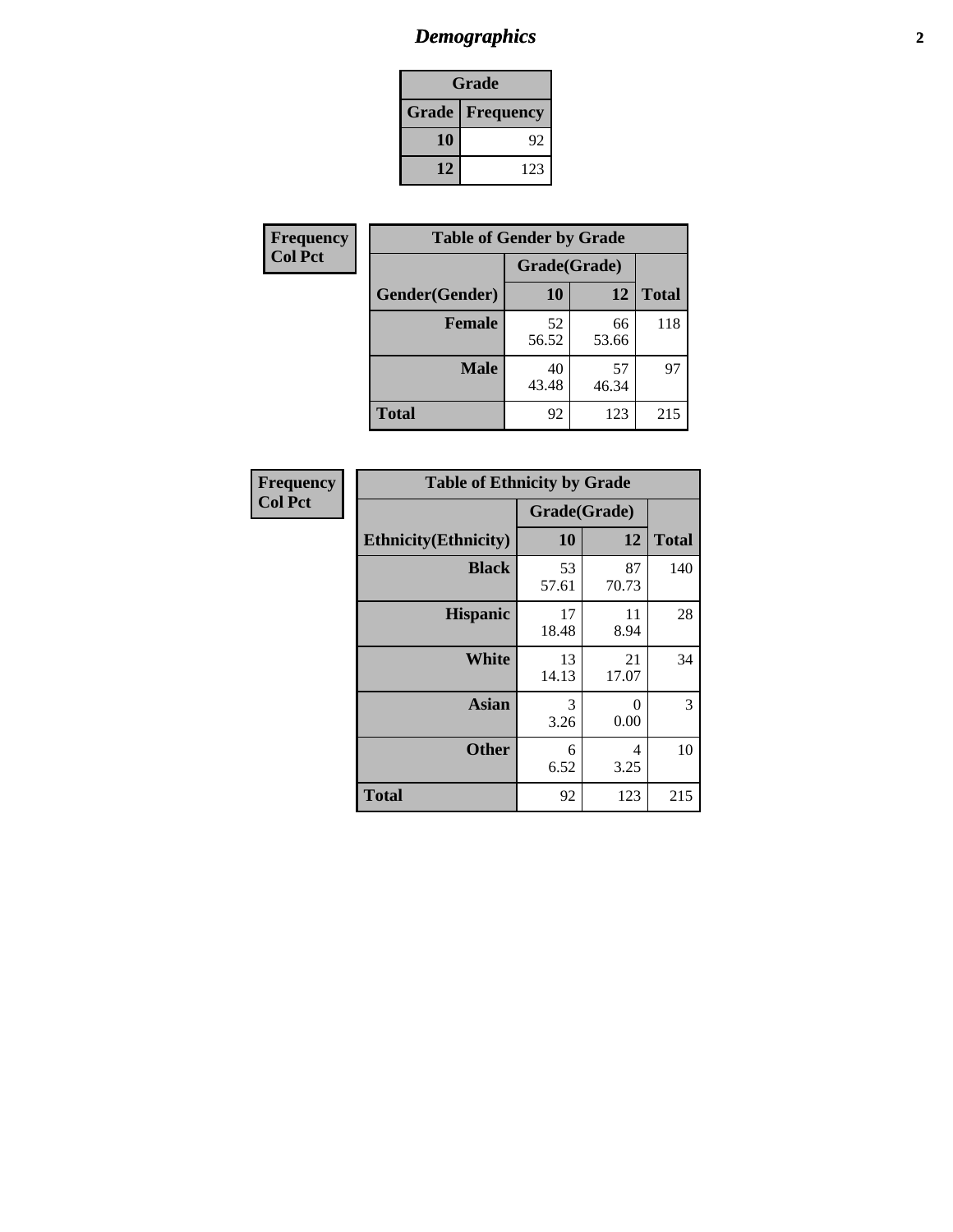# *Demographics*

| Grade | |
|---|---|
| **Grade** | **Frequency** |
| **10** | 92 |
| **12** | 123 |

**Frequency**
**Col Pct**

| Table of Gender by Grade | | | |
|---|---|---|---|
| | Grade(Grade) | | |
| **Gender(Gender)** | **10** | **12** | **Total** |
| **Female** | 52<br>56.52 | 66<br>53.66 | 118 |
| **Male** | 40<br>43.48 | 57<br>46.34 | 97 |
| **Total** | 92 | 123 | 215 |

**Frequency**
**Col Pct**

| Table of Ethnicity by Grade | | | |
|---|---|---|---|
| | Grade(Grade) | | |
| **Ethnicity(Ethnicity)** | **10** | **12** | **Total** |
| **Black** | 53<br>57.61 | 87<br>70.73 | 140 |
| **Hispanic** | 17<br>18.48 | 11<br>8.94 | 28 |
| **White** | 13<br>14.13 | 21<br>17.07 | 34 |
| **Asian** | 3<br>3.26 | 0<br>0.00 | 3 |
| **Other** | 6<br>6.52 | 4<br>3.25 | 10 |
| **Total** | 92 | 123 | 215 |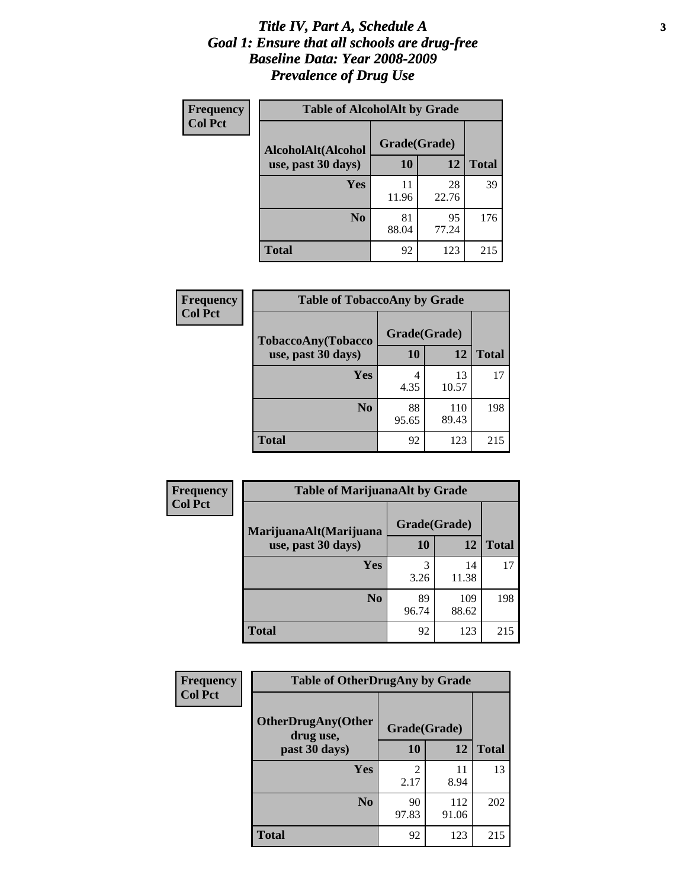# *Title IV, Part A, Schedule A*
# *Goal 1: Ensure that all schools are drug-free*
# *Baseline Data: Year 2008-2009*
# *Prevalence of Drug Use*

**Frequency**
**Col Pct**

**Table of AlcoholAlt by Grade**

| AlcoholAlt(Alcohol use, past 30 days) | Grade(Grade) 10 | 12 | Total |
|---|---|---|---|
| **Yes** | 11<br>11.96 | 28<br>22.76 | 39 |
| **No** | 81<br>88.04 | 95<br>77.24 | 176 |
| **Total** | 92 | 123 | 215 |

**Frequency**
**Col Pct**

**Table of TobaccoAny by Grade**

| TobaccoAny(Tobacco use, past 30 days) | Grade(Grade) 10 | 12 | Total |
|---|---|---|---|
| **Yes** | 4<br>4.35 | 13<br>10.57 | 17 |
| **No** | 88<br>95.65 | 110<br>89.43 | 198 |
| **Total** | 92 | 123 | 215 |

**Frequency**
**Col Pct**

**Table of MarijuanaAlt by Grade**

| MarijuanaAlt(Marijuana use, past 30 days) | Grade(Grade) 10 | 12 | Total |
|---|---|---|---|
| **Yes** | 3<br>3.26 | 14<br>11.38 | 17 |
| **No** | 89<br>96.74 | 109<br>88.62 | 198 |
| **Total** | 92 | 123 | 215 |

**Frequency**
**Col Pct**

**Table of OtherDrugAny by Grade**

| OtherDrugAny(Other drug use, past 30 days) | Grade(Grade) 10 | 12 | Total |
|---|---|---|---|
| **Yes** | 2<br>2.17 | 11<br>8.94 | 13 |
| **No** | 90<br>97.83 | 112<br>91.06 | 202 |
| **Total** | 92 | 123 | 215 |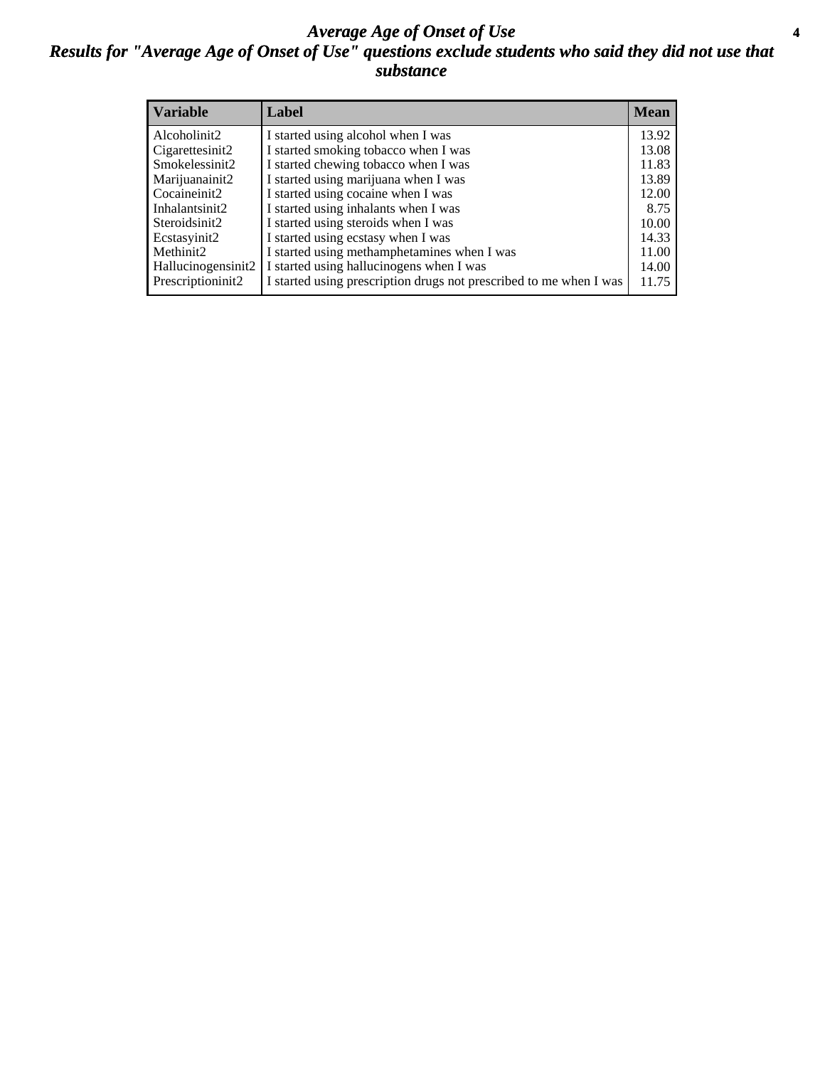# *Average Age of Onset of Use*

## *Results for "Average Age of Onset of Use" questions exclude students who said they did not use that substance*

| Variable | Label | Mean |
|---|---|---|
| Alcoholinit2 | I started using alcohol when I was | 13.92 |
| Cigarettesinit2 | I started smoking tobacco when I was | 13.08 |
| Smokelessinit2 | I started chewing tobacco when I was | 11.83 |
| Marijuanainit2 | I started using marijuana when I was | 13.89 |
| Cocaineinit2 | I started using cocaine when I was | 12.00 |
| Inhalantsinit2 | I started using inhalants when I was | 8.75 |
| Steroidsinit2 | I started using steroids when I was | 10.00 |
| Ecstasyinit2 | I started using ecstasy when I was | 14.33 |
| Methinit2 | I started using methamphetamines when I was | 11.00 |
| Hallucinogensinit2 | I started using hallucinogens when I was | 14.00 |
| Prescriptioninit2 | I started using prescription drugs not prescribed to me when I was | 11.75 |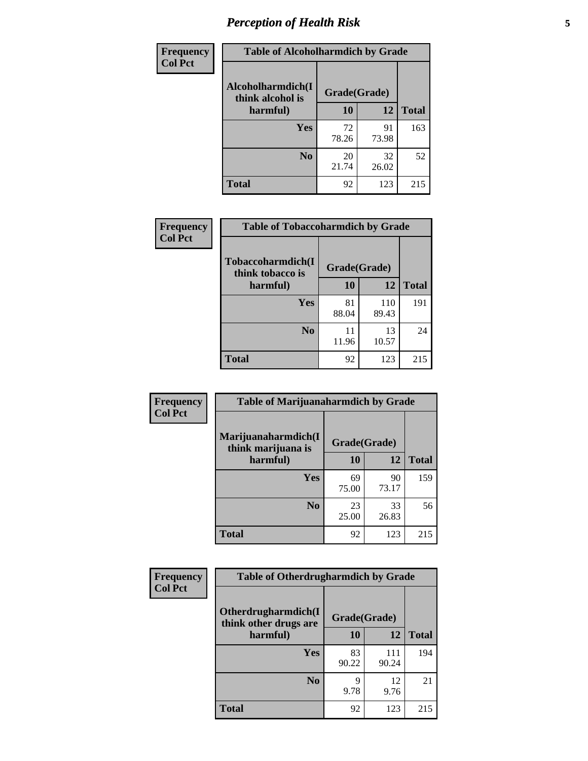# Perception of Health Risk

**Frequency**
**Col Pct**

| Alcoholharmdich(I think alcohol is harmful) | Grade(Grade) 10 | 12 | Total |
|---|---|---|---|
| **Yes** | 72<br>78.26 | 91<br>73.98 | 163 |
| **No** | 20<br>21.74 | 32<br>26.02 | 52 |
| **Total** | 92 | 123 | 215 |

Table of Alcoholharmdich by Grade

**Frequency**
**Col Pct**

| Tobaccoharmdich(I think tobacco is harmful) | Grade(Grade) 10 | 12 | Total |
|---|---|---|---|
| **Yes** | 81<br>88.04 | 110<br>89.43 | 191 |
| **No** | 11<br>11.96 | 13<br>10.57 | 24 |
| **Total** | 92 | 123 | 215 |

Table of Tobaccoharmdich by Grade

**Frequency**
**Col Pct**

| Marijuanaharmdich(I think marijuana is harmful) | Grade(Grade) 10 | 12 | Total |
|---|---|---|---|
| **Yes** | 69<br>75.00 | 90<br>73.17 | 159 |
| **No** | 23<br>25.00 | 33<br>26.83 | 56 |
| **Total** | 92 | 123 | 215 |

Table of Marijuanaharmdich by Grade

**Frequency**
**Col Pct**

| Otherdrugharmdich(I think other drugs are harmful) | Grade(Grade) 10 | 12 | Total |
|---|---|---|---|
| **Yes** | 83<br>90.22 | 111<br>90.24 | 194 |
| **No** | 9<br>9.78 | 12<br>9.76 | 21 |
| **Total** | 92 | 123 | 215 |

Table of Otherdrugharmdich by Grade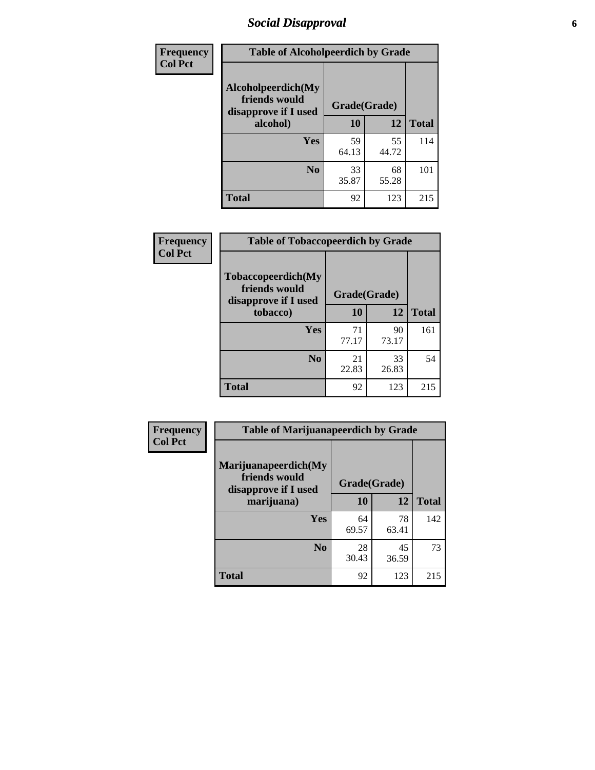## Social Disapproval

| Frequency<br>Col Pct | | | |
|---|---|---|---|
| **Table of Alcoholpeerdich by Grade** | | | |
| **Alcoholpeerdich(My friends would disapprove if I used alcohol)** | **Grade(Grade)** | | |
| | **10** | **12** | **Total** |
| **Yes** | 59<br>64.13 | 55<br>44.72 | 114 |
| **No** | 33<br>35.87 | 68<br>55.28 | 101 |
| **Total** | 92 | 123 | 215 |

| Frequency<br>Col Pct | | | |
|---|---|---|---|
| **Table of Tobaccopeerdich by Grade** | | | |
| **Tobaccopeerdich(My friends would disapprove if I used tobacco)** | **Grade(Grade)** | | |
| | **10** | **12** | **Total** |
| **Yes** | 71<br>77.17 | 90<br>73.17 | 161 |
| **No** | 21<br>22.83 | 33<br>26.83 | 54 |
| **Total** | 92 | 123 | 215 |

| Frequency<br>Col Pct | | | |
|---|---|---|---|
| **Table of Marijuanapeerdich by Grade** | | | |
| **Marijuanapeerdich(My friends would disapprove if I used marijuana)** | **Grade(Grade)** | | |
| | **10** | **12** | **Total** |
| **Yes** | 64<br>69.57 | 78<br>63.41 | 142 |
| **No** | 28<br>30.43 | 45<br>36.59 | 73 |
| **Total** | 92 | 123 | 215 |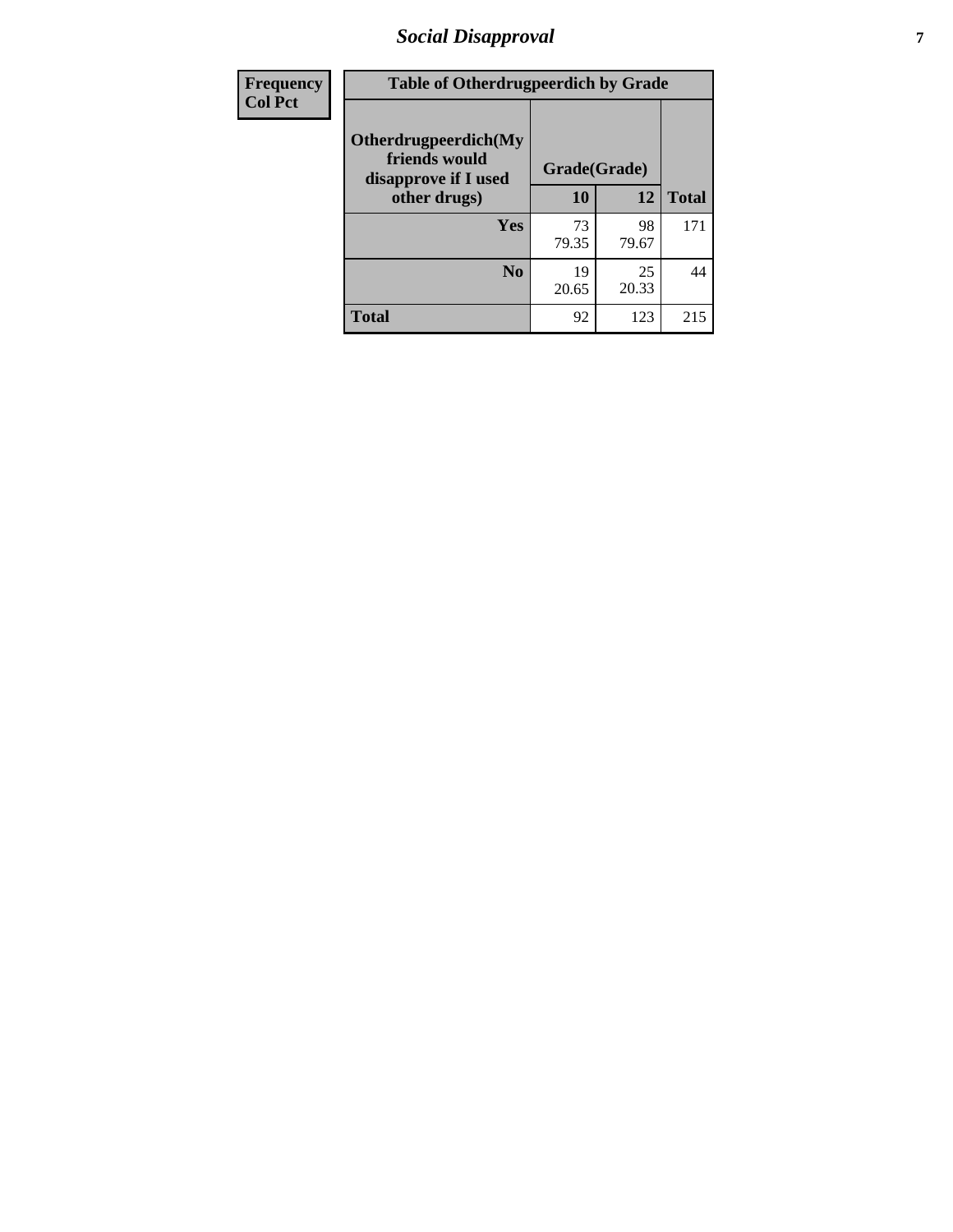| Frequency<br>Col Pct |
|---|

| Table of Otherdrugpeerdich by Grade | | | |
|---|---|---|---|
| Otherdrugpeerdich(My friends would disapprove if I used other drugs) | Grade(Grade) | | |
| | 10 | 12 | Total |
| Yes | 73<br>79.35 | 98<br>79.67 | 171 |
| No | 19<br>20.65 | 25<br>20.33 | 44 |
| Total | 92 | 123 | 215 |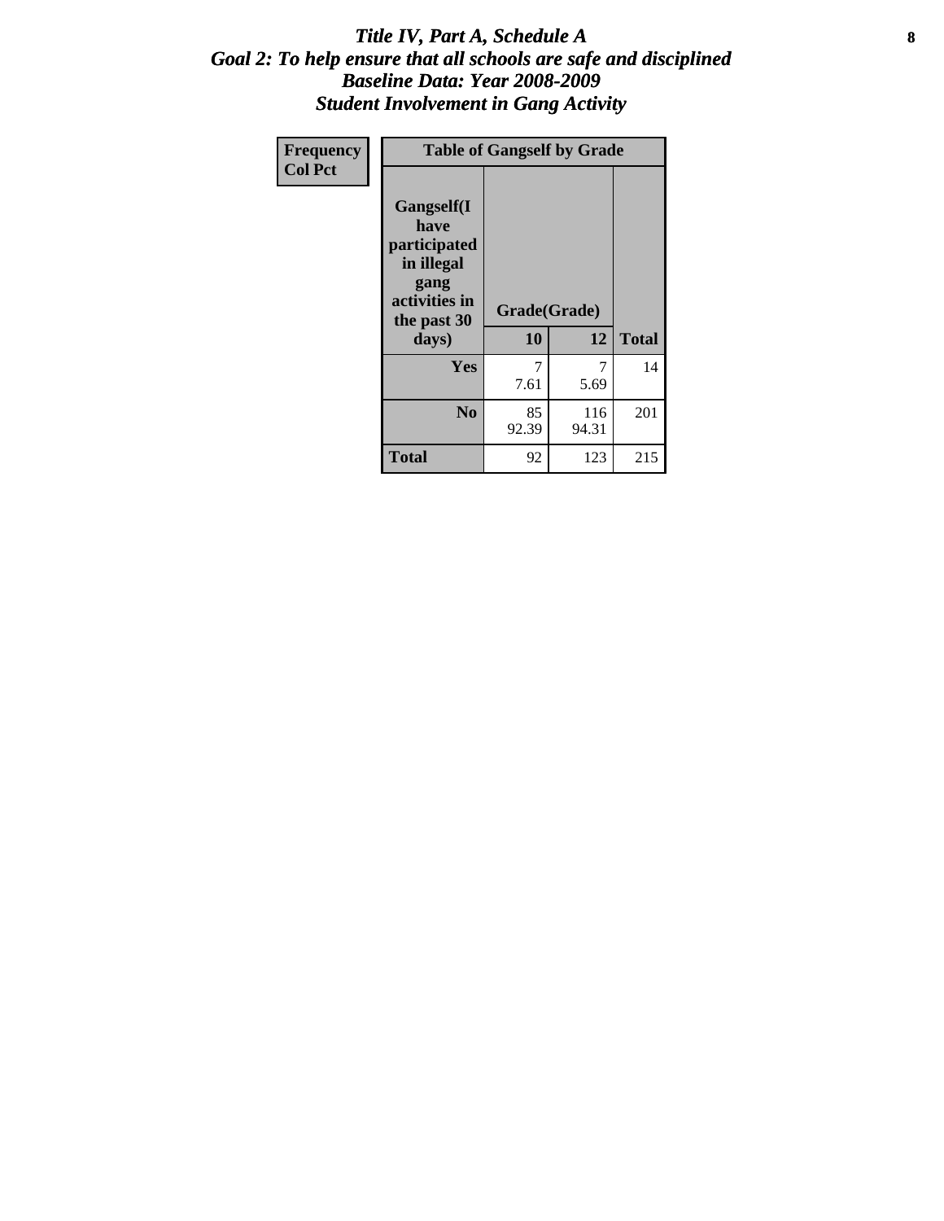# Title IV, Part A, Schedule A
## Goal 2: To help ensure that all schools are safe and disciplined
## Baseline Data: Year 2008-2009
## Student Involvement in Gang Activity

| Frequency<br>Col Pct | Table of Gangself by Grade | | |
|---|---|---|---|
| **Gangself(I have participated in illegal gang activities in the past 30 days)** | **Grade(Grade)** | | |
| | **10** | **12** | **Total** |
| **Yes** | 7<br>7.61 | 7<br>5.69 | 14 |
| **No** | 85<br>92.39 | 116<br>94.31 | 201 |
| **Total** | 92 | 123 | 215 |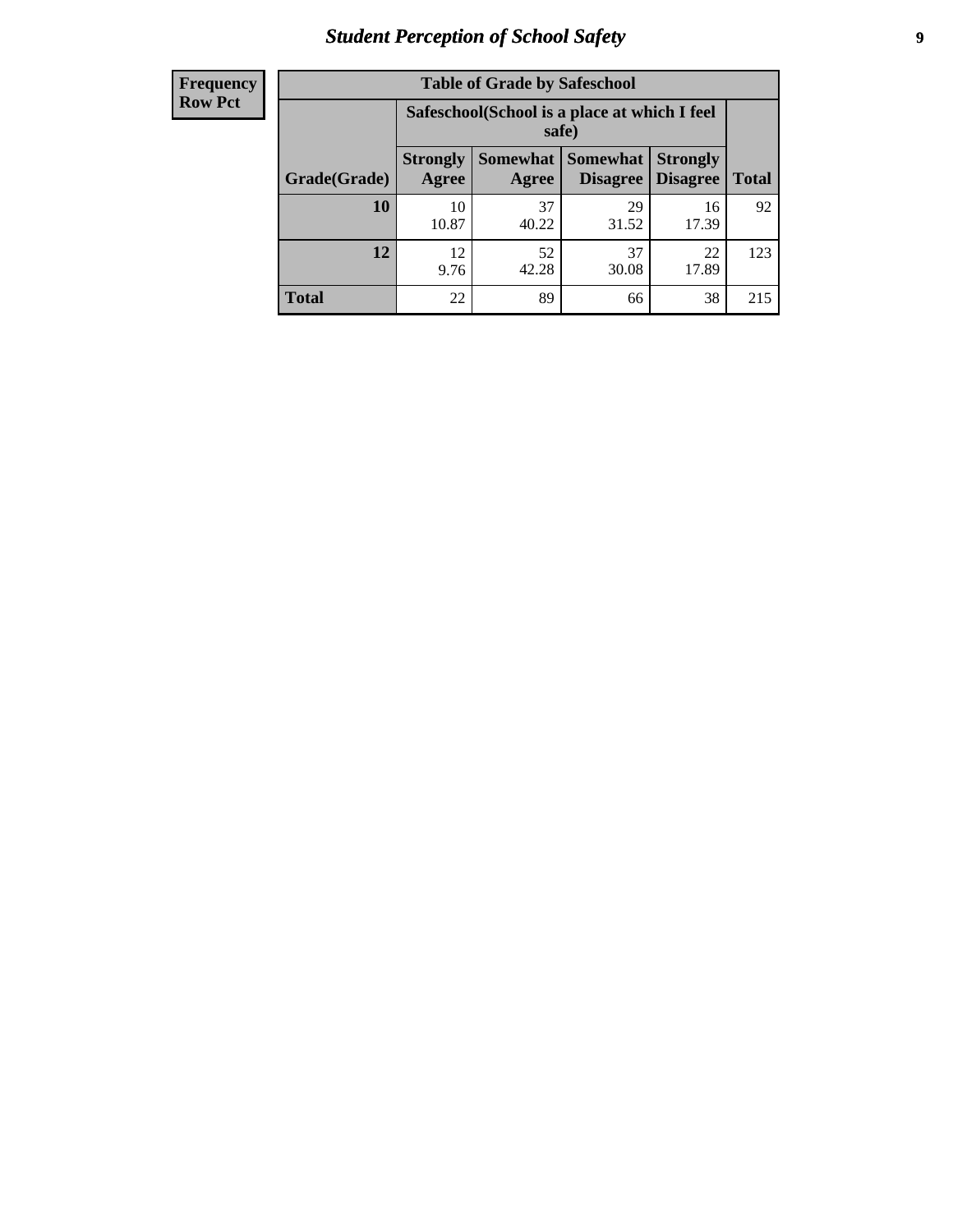| Frequency<br>Row Pct | Table of Grade by Safeschool | | | | |
|---|---|---|---|---|---|
| | Safeschool(School is a place at which I feel safe) | | | | |
| Grade(Grade) | Strongly Agree | Somewhat Agree | Somewhat Disagree | Strongly Disagree | Total |
| 10 | 10<br>10.87 | 37<br>40.22 | 29<br>31.52 | 16<br>17.39 | 92 |
| 12 | 12<br>9.76 | 52<br>42.28 | 37<br>30.08 | 22<br>17.89 | 123 |
| Total | 22 | 89 | 66 | 38 | 215 |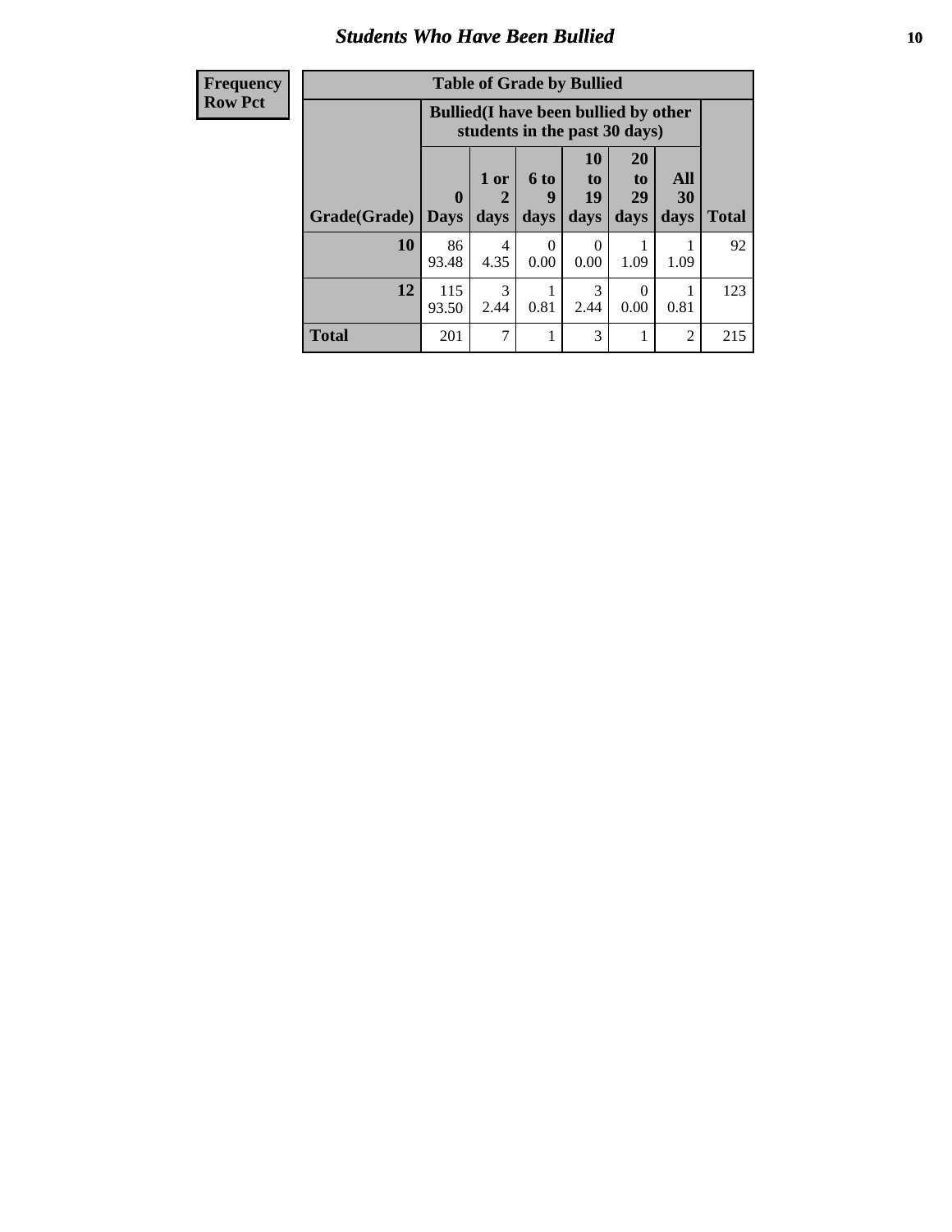# Students Who Have Been Bullied

| Frequency Row Pct |
|---|

**Table of Grade by Bullied**

| Grade(Grade) | Bullied(I have been bullied by other students in the past 30 days) | | | | | | Total |
|---|---|---|---|---|---|---|---|
| | 0 Days | 1 or 2 days | 6 to 9 days | 10 to 19 days | 20 to 29 days | All 30 days | |
| **10** | 86<br>93.48 | 4<br>4.35 | 0<br>0.00 | 0<br>0.00 | 1<br>1.09 | 1<br>1.09 | 92 |
| **12** | 115<br>93.50 | 3<br>2.44 | 1<br>0.81 | 3<br>2.44 | 0<br>0.00 | 1<br>0.81 | 123 |
| **Total** | 201 | 7 | 1 | 3 | 1 | 2 | 215 |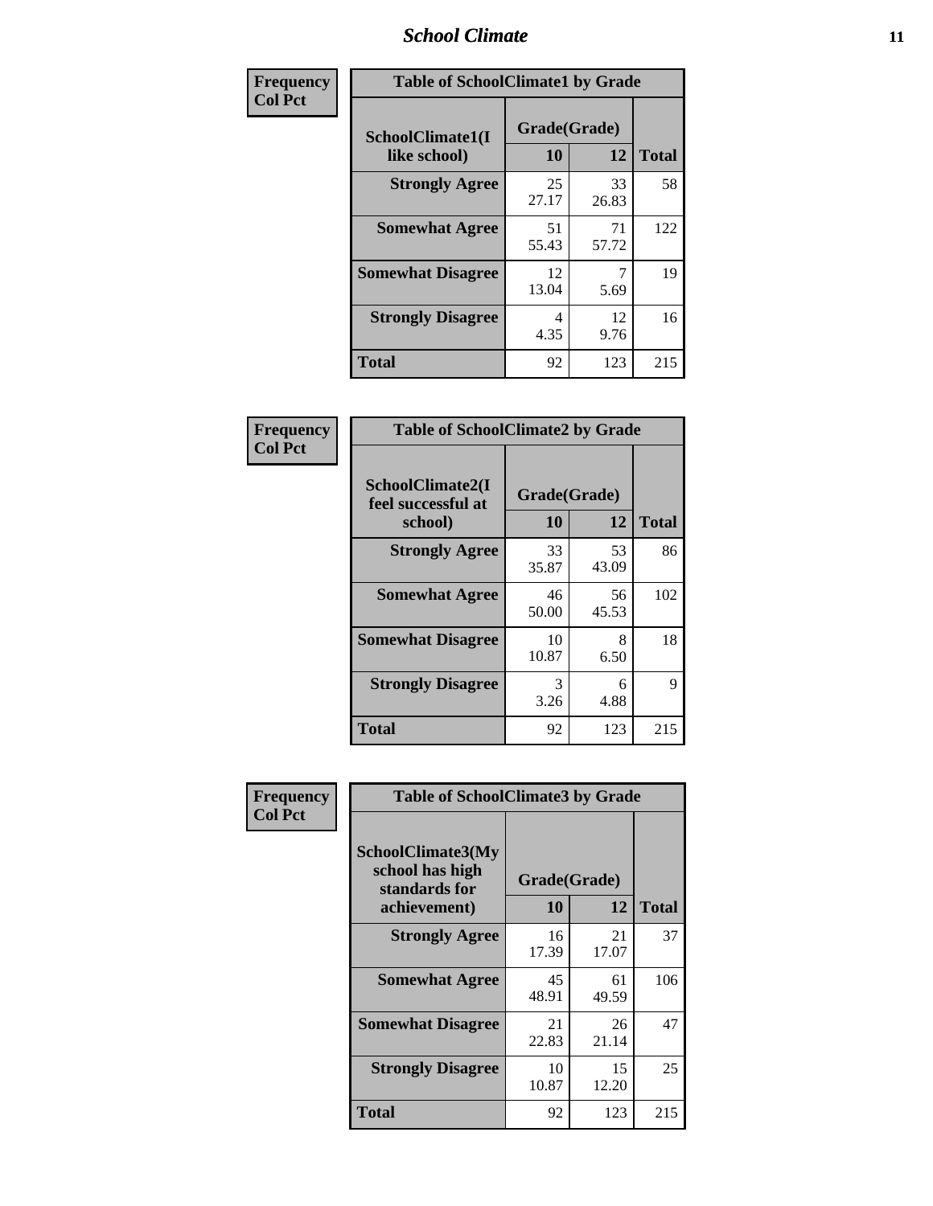| Frequency Col Pct | Table of SchoolClimate1 by Grade | | |
|---|---|---|---|
| SchoolClimate1(I like school) | Grade(Grade) | | |
| | 10 | 12 | Total |
| Strongly Agree | 25<br>27.17 | 33<br>26.83 | 58 |
| Somewhat Agree | 51<br>55.43 | 71<br>57.72 | 122 |
| Somewhat Disagree | 12<br>13.04 | 7<br>5.69 | 19 |
| Strongly Disagree | 4<br>4.35 | 12<br>9.76 | 16 |
| Total | 92 | 123 | 215 |

| Frequency Col Pct | Table of SchoolClimate2 by Grade | | |
|---|---|---|---|
| SchoolClimate2(I feel successful at school) | Grade(Grade) | | |
| | 10 | 12 | Total |
| Strongly Agree | 33<br>35.87 | 53<br>43.09 | 86 |
| Somewhat Agree | 46<br>50.00 | 56<br>45.53 | 102 |
| Somewhat Disagree | 10<br>10.87 | 8<br>6.50 | 18 |
| Strongly Disagree | 3<br>3.26 | 6<br>4.88 | 9 |
| Total | 92 | 123 | 215 |

| Frequency Col Pct | Table of SchoolClimate3 by Grade | | |
|---|---|---|---|
| SchoolClimate3(My school has high standards for achievement) | Grade(Grade) | | |
| | 10 | 12 | Total |
| Strongly Agree | 16<br>17.39 | 21<br>17.07 | 37 |
| Somewhat Agree | 45<br>48.91 | 61<br>49.59 | 106 |
| Somewhat Disagree | 21<br>22.83 | 26<br>21.14 | 47 |
| Strongly Disagree | 10<br>10.87 | 15<br>12.20 | 25 |
| Total | 92 | 123 | 215 |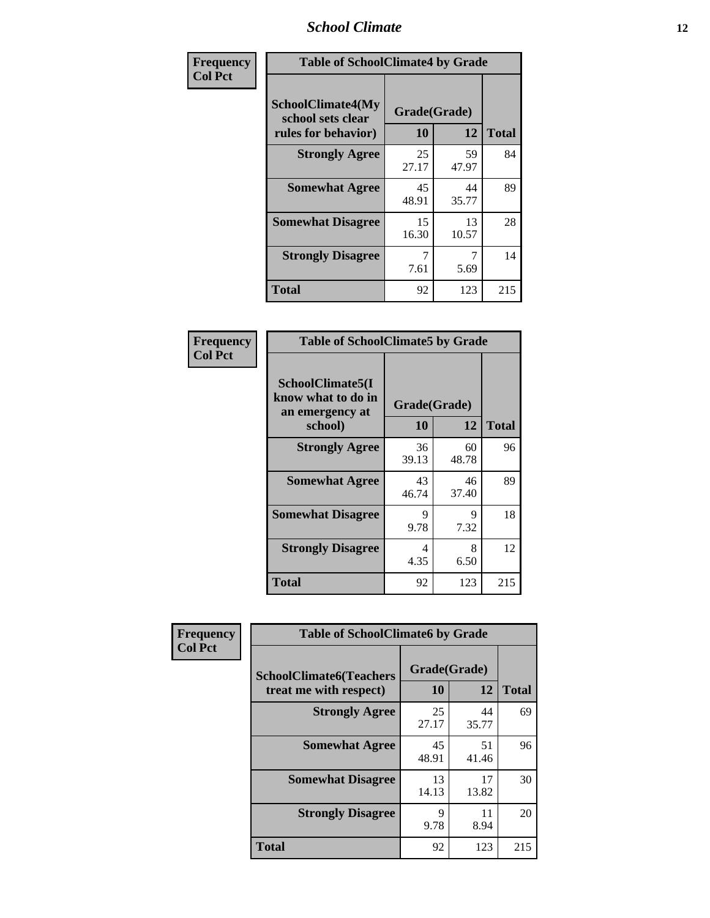| Frequency Col Pct | Table of SchoolClimate4 by Grade | | |
|---|---|---|---|
| SchoolClimate4(My school sets clear rules for behavior) | Grade(Grade) | | |
| | 10 | 12 | Total |
| Strongly Agree | 25<br>27.17 | 59<br>47.97 | 84 |
| Somewhat Agree | 45<br>48.91 | 44<br>35.77 | 89 |
| Somewhat Disagree | 15<br>16.30 | 13<br>10.57 | 28 |
| Strongly Disagree | 7<br>7.61 | 7<br>5.69 | 14 |
| Total | 92 | 123 | 215 |

| Frequency Col Pct | Table of SchoolClimate5 by Grade | | |
|---|---|---|---|
| SchoolClimate5(I know what to do in an emergency at school) | Grade(Grade) | | |
| | 10 | 12 | Total |
| Strongly Agree | 36<br>39.13 | 60<br>48.78 | 96 |
| Somewhat Agree | 43<br>46.74 | 46<br>37.40 | 89 |
| Somewhat Disagree | 9<br>9.78 | 9<br>7.32 | 18 |
| Strongly Disagree | 4<br>4.35 | 8<br>6.50 | 12 |
| Total | 92 | 123 | 215 |

| Frequency Col Pct | Table of SchoolClimate6 by Grade | | |
|---|---|---|---|
| SchoolClimate6(Teachers treat me with respect) | Grade(Grade) | | |
| | 10 | 12 | Total |
| Strongly Agree | 25<br>27.17 | 44<br>35.77 | 69 |
| Somewhat Agree | 45<br>48.91 | 51<br>41.46 | 96 |
| Somewhat Disagree | 13<br>14.13 | 17<br>13.82 | 30 |
| Strongly Disagree | 9<br>9.78 | 11<br>8.94 | 20 |
| Total | 92 | 123 | 215 |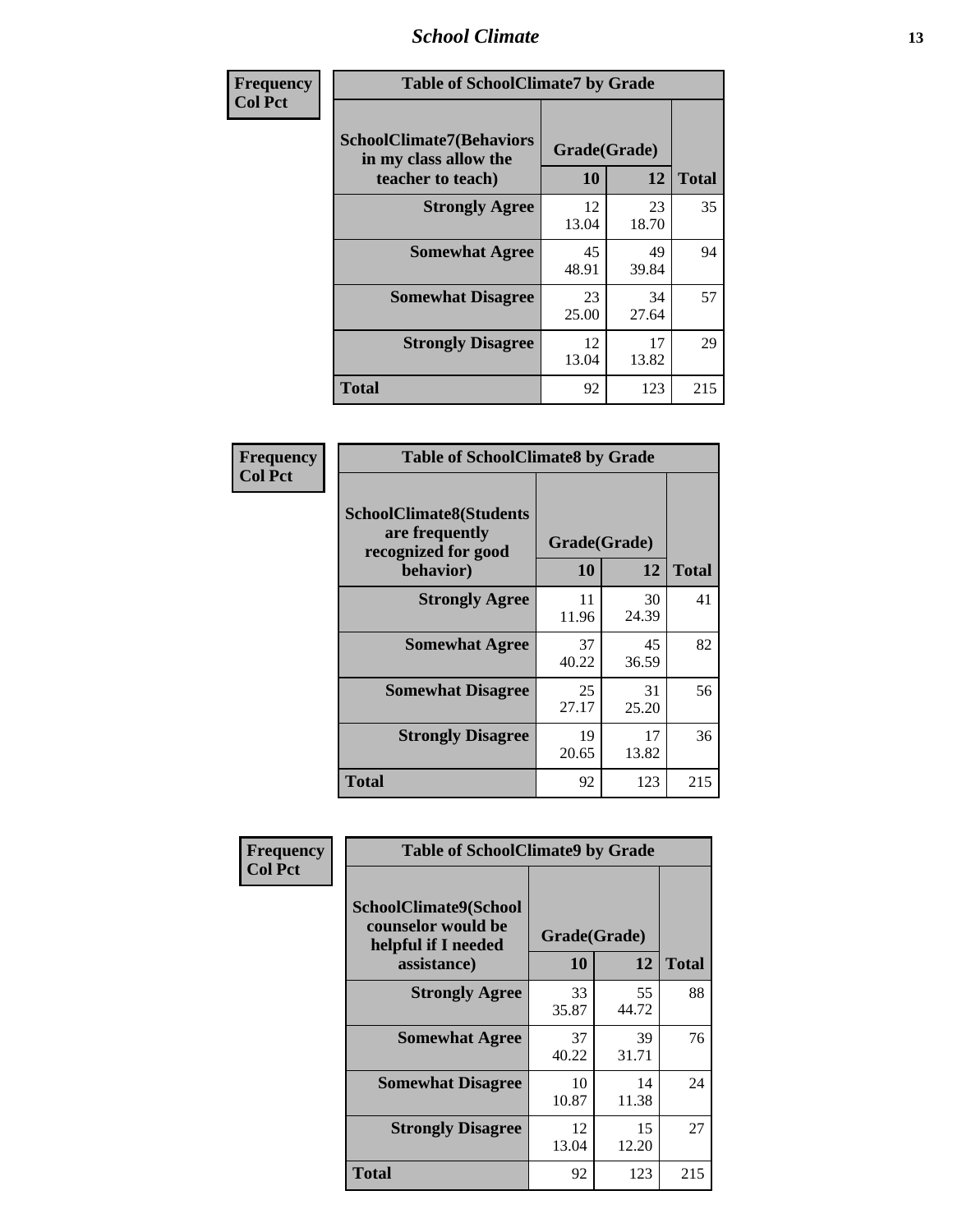| Frequency<br>Col Pct | Table of SchoolClimate7 by Grade | | |
|---|---|---|---|
| **SchoolClimate7(Behaviors in my class allow the teacher to teach)** | **Grade(Grade)** | | |
| | **10** | **12** | **Total** |
| **Strongly Agree** | 12<br>13.04 | 23<br>18.70 | 35 |
| **Somewhat Agree** | 45<br>48.91 | 49<br>39.84 | 94 |
| **Somewhat Disagree** | 23<br>25.00 | 34<br>27.64 | 57 |
| **Strongly Disagree** | 12<br>13.04 | 17<br>13.82 | 29 |
| **Total** | 92 | 123 | 215 |

| Frequency<br>Col Pct | Table of SchoolClimate8 by Grade | | |
|---|---|---|---|
| **SchoolClimate8(Students are frequently recognized for good behavior)** | **Grade(Grade)** | | |
| | **10** | **12** | **Total** |
| **Strongly Agree** | 11<br>11.96 | 30<br>24.39 | 41 |
| **Somewhat Agree** | 37<br>40.22 | 45<br>36.59 | 82 |
| **Somewhat Disagree** | 25<br>27.17 | 31<br>25.20 | 56 |
| **Strongly Disagree** | 19<br>20.65 | 17<br>13.82 | 36 |
| **Total** | 92 | 123 | 215 |

| Frequency<br>Col Pct | Table of SchoolClimate9 by Grade | | |
|---|---|---|---|
| **SchoolClimate9(School counselor would be helpful if I needed assistance)** | **Grade(Grade)** | | |
| | **10** | **12** | **Total** |
| **Strongly Agree** | 33<br>35.87 | 55<br>44.72 | 88 |
| **Somewhat Agree** | 37<br>40.22 | 39<br>31.71 | 76 |
| **Somewhat Disagree** | 10<br>10.87 | 14<br>11.38 | 24 |
| **Strongly Disagree** | 12<br>13.04 | 15<br>12.20 | 27 |
| **Total** | 92 | 123 | 215 |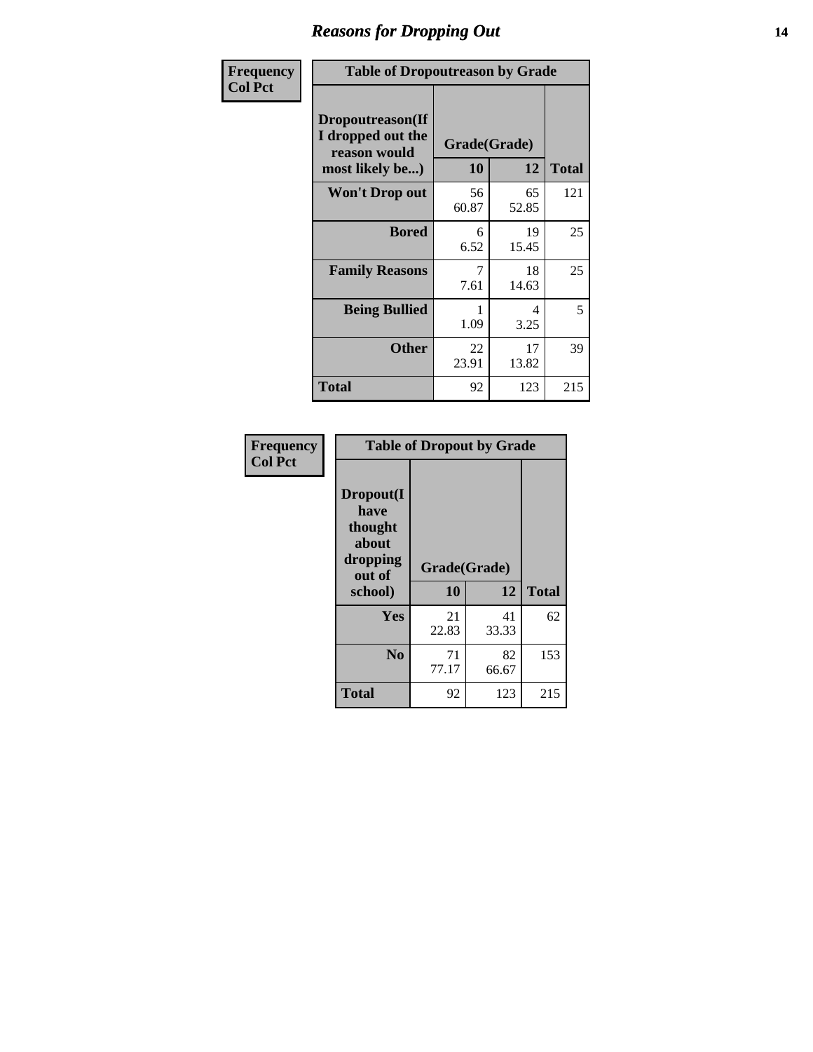# Reasons for Dropping Out

**Frequency**
**Col Pct**

| Table of Dropoutreason by Grade | | | |
|---|---|---|---|
| **Dropoutreason(If I dropped out the reason would most likely be...)** | **Grade(Grade)** | | |
| | **10** | **12** | **Total** |
| **Won't Drop out** | 56<br>60.87 | 65<br>52.85 | 121 |
| **Bored** | 6<br>6.52 | 19<br>15.45 | 25 |
| **Family Reasons** | 7<br>7.61 | 18<br>14.63 | 25 |
| **Being Bullied** | 1<br>1.09 | 4<br>3.25 | 5 |
| **Other** | 22<br>23.91 | 17<br>13.82 | 39 |
| **Total** | 92 | 123 | 215 |

**Frequency**
**Col Pct**

| Table of Dropout by Grade | | | |
|---|---|---|---|
| **Dropout(I have thought about dropping out of school)** | **Grade(Grade)** | | |
| | **10** | **12** | **Total** |
| **Yes** | 21<br>22.83 | 41<br>33.33 | 62 |
| **No** | 71<br>77.17 | 82<br>66.67 | 153 |
| **Total** | 92 | 123 | 215 |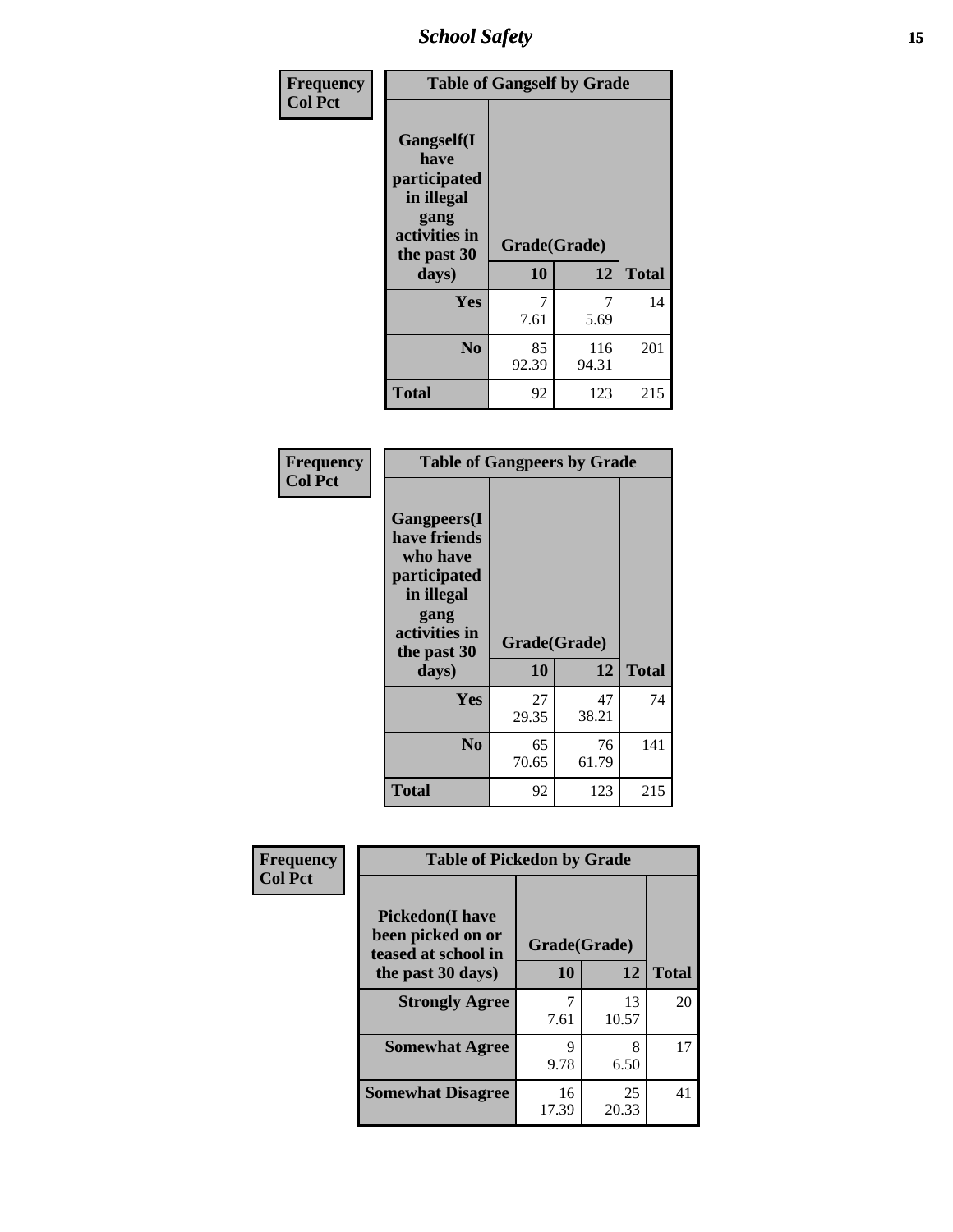| Frequency Col Pct | Table of Gangself by Grade | | |
|---|---|---|---|
| Gangself(I have participated in illegal gang activities in the past 30 days) | Grade(Grade) | | |
| | 10 | 12 | Total |
| Yes | 7<br>7.61 | 7<br>5.69 | 14 |
| No | 85<br>92.39 | 116<br>94.31 | 201 |
| Total | 92 | 123 | 215 |

| Frequency Col Pct | Table of Gangpeers by Grade | | |
|---|---|---|---|
| Gangpeers(I have friends who have participated in illegal gang activities in the past 30 days) | Grade(Grade) | | |
| | 10 | 12 | Total |
| Yes | 27<br>29.35 | 47<br>38.21 | 74 |
| No | 65<br>70.65 | 76<br>61.79 | 141 |
| Total | 92 | 123 | 215 |

| Frequency Col Pct | Table of Pickedon by Grade | | |
|---|---|---|---|
| Pickedon(I have been picked on or teased at school in the past 30 days) | Grade(Grade) | | |
| | 10 | 12 | Total |
| Strongly Agree | 7<br>7.61 | 13<br>10.57 | 20 |
| Somewhat Agree | 9<br>9.78 | 8<br>6.50 | 17 |
| Somewhat Disagree | 16<br>17.39 | 25<br>20.33 | 41 |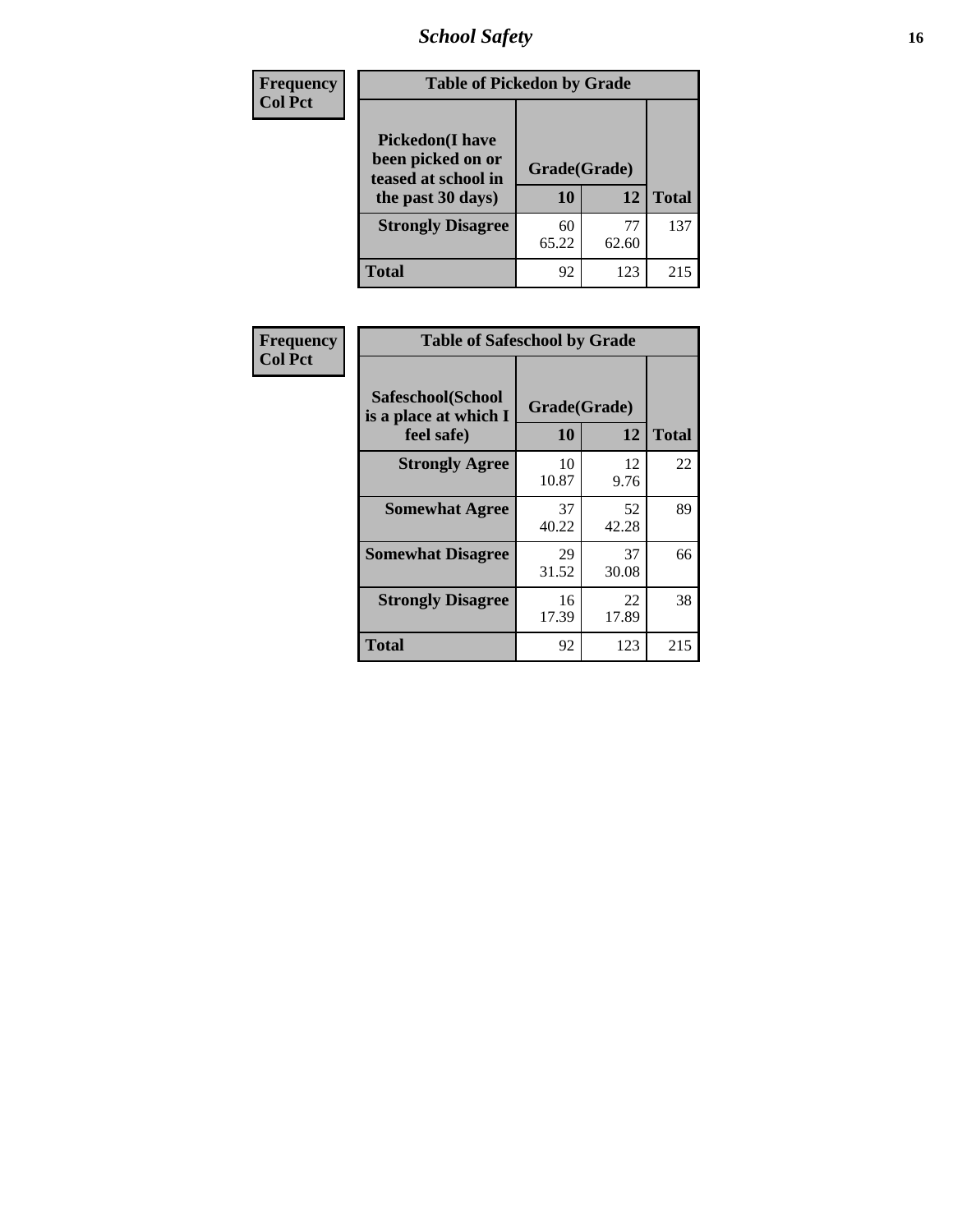| Frequency<br>Col Pct |
|---|

**Table of Pickedon by Grade**

| Pickedon(I have been picked on or teased at school in the past 30 days) | Grade(Grade) | | Total |
|---|---|---|---|
| | 10 | 12 | |
| Strongly Disagree | 60<br>65.22 | 77<br>62.60 | 137 |
| Total | 92 | 123 | 215 |

| Frequency<br>Col Pct |
|---|

**Table of Safeschool by Grade**

| Safeschool(School is a place at which I feel safe) | Grade(Grade) | | Total |
|---|---|---|---|
| | 10 | 12 | |
| Strongly Agree | 10<br>10.87 | 12<br>9.76 | 22 |
| Somewhat Agree | 37<br>40.22 | 52<br>42.28 | 89 |
| Somewhat Disagree | 29<br>31.52 | 37<br>30.08 | 66 |
| Strongly Disagree | 16<br>17.39 | 22<br>17.89 | 38 |
| Total | 92 | 123 | 215 |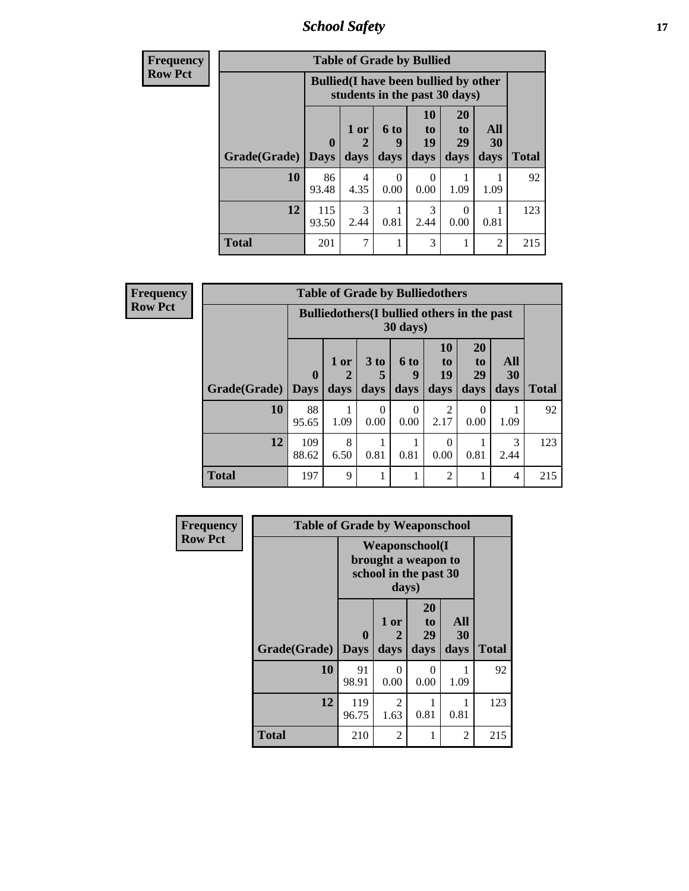## School Safety

| Frequency<br>Row Pct | | | | | | | |
|---|---|---|---|---|---|---|---|
| **Table of Grade by Bullied** | | | | | | | |
| | **Bullied(I have been bullied by other students in the past 30 days)** | | | | | | |
| **Grade(Grade)** | **0 Days** | **1 or 2 days** | **6 to 9 days** | **10 to 19 days** | **20 to 29 days** | **All 30 days** | **Total** |
| **10** | 86<br>93.48 | 4<br>4.35 | 0<br>0.00 | 0<br>0.00 | 1<br>1.09 | 1<br>1.09 | 92 |
| **12** | 115<br>93.50 | 3<br>2.44 | 1<br>0.81 | 3<br>2.44 | 0<br>0.00 | 1<br>0.81 | 123 |
| **Total** | 201 | 7 | 1 | 3 | 1 | 2 | 215 |

| Frequency<br>Row Pct | | | | | | | | |
|---|---|---|---|---|---|---|---|---|
| **Table of Grade by Bulliedothers** | | | | | | | | |
| | **Bulliedothers(I bullied others in the past 30 days)** | | | | | | | |
| **Grade(Grade)** | **0 Days** | **1 or 2 days** | **3 to 5 days** | **6 to 9 days** | **10 to 19 days** | **20 to 29 days** | **All 30 days** | **Total** |
| **10** | 88<br>95.65 | 1<br>1.09 | 0<br>0.00 | 0<br>0.00 | 2<br>2.17 | 0<br>0.00 | 1<br>1.09 | 92 |
| **12** | 109<br>88.62 | 8<br>6.50 | 1<br>0.81 | 1<br>0.81 | 0<br>0.00 | 1<br>0.81 | 3<br>2.44 | 123 |
| **Total** | 197 | 9 | 1 | 1 | 2 | 1 | 4 | 215 |

| Frequency<br>Row Pct | | | | | |
|---|---|---|---|---|---|
| **Table of Grade by Weaponschool** | | | | | |
| | **Weaponschool(I brought a weapon to school in the past 30 days)** | | | | |
| **Grade(Grade)** | **0 Days** | **1 or 2 days** | **20 to 29 days** | **All 30 days** | **Total** |
| **10** | 91<br>98.91 | 0<br>0.00 | 0<br>0.00 | 1<br>1.09 | 92 |
| **12** | 119<br>96.75 | 2<br>1.63 | 1<br>0.81 | 1<br>0.81 | 123 |
| **Total** | 210 | 2 | 1 | 2 | 215 |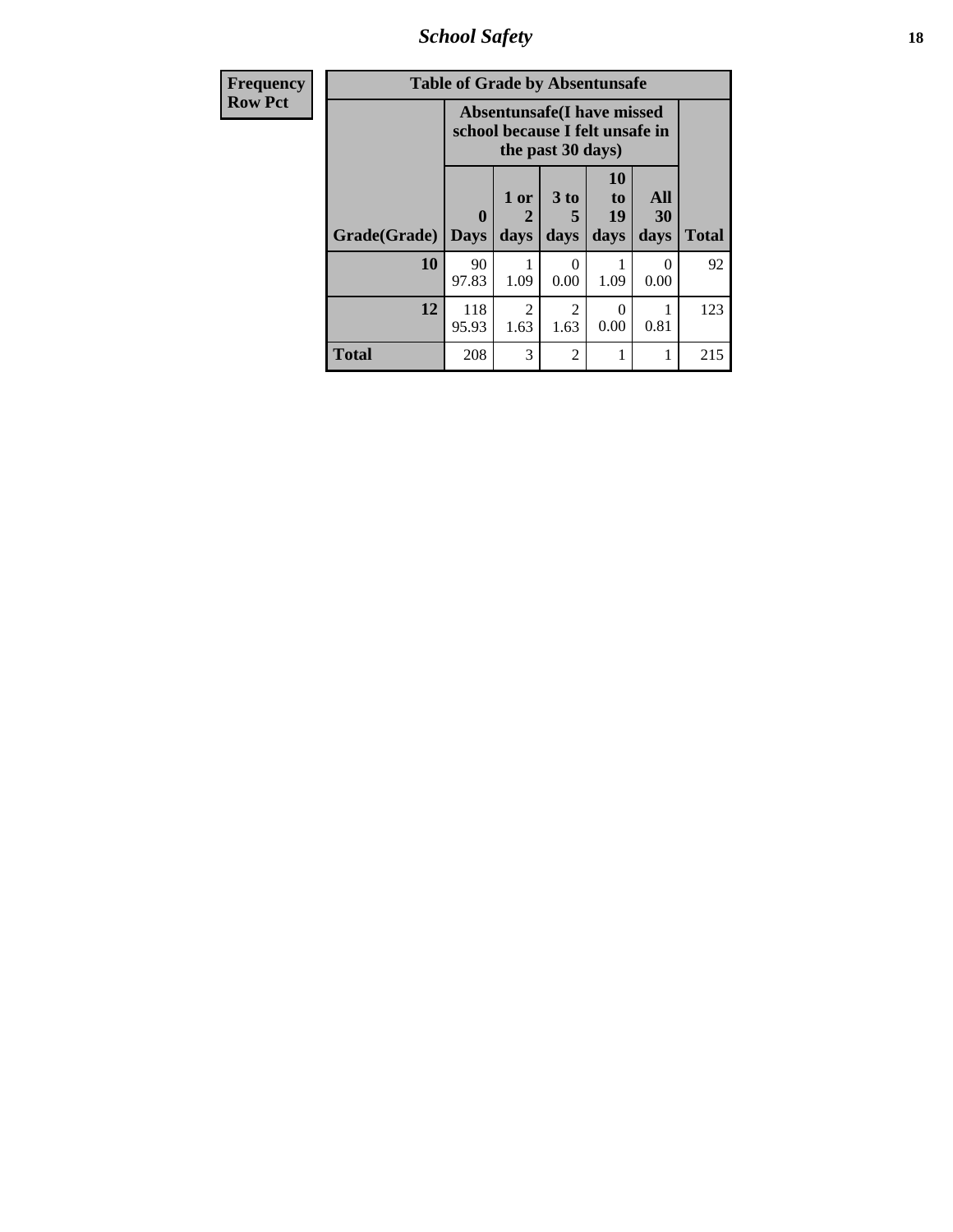| Frequency<br>Row Pct |
|---|

**Table of Grade by Absentunsafe**

| Grade(Grade) | Absentunsafe(I have missed school because I felt unsafe in the past 30 days) | | | | | Total |
|---|---|---|---|---|---|---|
| | 0 Days | 1 or 2 days | 3 to 5 days | 10 to 19 days | All 30 days | |
| **10** | 90<br>97.83 | 1<br>1.09 | 0<br>0.00 | 1<br>1.09 | 0<br>0.00 | 92 |
| **12** | 118<br>95.93 | 2<br>1.63 | 2<br>1.63 | 0<br>0.00 | 1<br>0.81 | 123 |
| **Total** | 208 | 3 | 2 | 1 | 1 | 215 |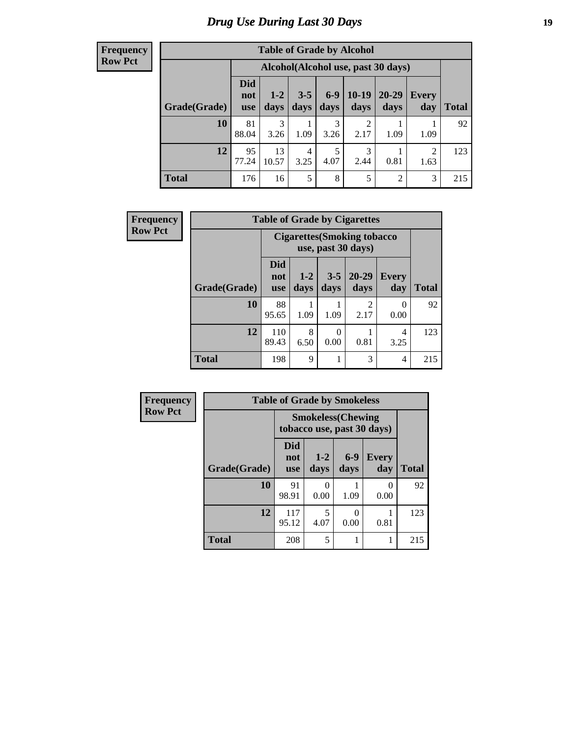# Drug Use During Last 30 Days

**Frequency**
**Row Pct**

**Table of Grade by Alcohol**

| Grade(Grade) | Alcohol(Alcohol use, past 30 days) | | | | | | | Total |
|---|---|---|---|---|---|---|---|---|
| | Did not use | 1-2 days | 3-5 days | 6-9 days | 10-19 days | 20-29 days | Every day | |
| **10** | 81<br>88.04 | 3<br>3.26 | 1<br>1.09 | 3<br>3.26 | 2<br>2.17 | 1<br>1.09 | 1<br>1.09 | 92 |
| **12** | 95<br>77.24 | 13<br>10.57 | 4<br>3.25 | 5<br>4.07 | 3<br>2.44 | 1<br>0.81 | 2<br>1.63 | 123 |
| **Total** | 176 | 16 | 5 | 8 | 5 | 2 | 3 | 215 |

**Frequency**
**Row Pct**

**Table of Grade by Cigarettes**

| Grade(Grade) | Cigarettes(Smoking tobacco use, past 30 days) | | | | | Total |
|---|---|---|---|---|---|---|
| | Did not use | 1-2 days | 3-5 days | 20-29 days | Every day | |
| **10** | 88<br>95.65 | 1<br>1.09 | 1<br>1.09 | 2<br>2.17 | 0<br>0.00 | 92 |
| **12** | 110<br>89.43 | 8<br>6.50 | 0<br>0.00 | 1<br>0.81 | 4<br>3.25 | 123 |
| **Total** | 198 | 9 | 1 | 3 | 4 | 215 |

**Frequency**
**Row Pct**

**Table of Grade by Smokeless**

| Grade(Grade) | Smokeless(Chewing tobacco use, past 30 days) | | | | Total |
|---|---|---|---|---|---|
| | Did not use | 1-2 days | 6-9 days | Every day | |
| **10** | 91<br>98.91 | 0<br>0.00 | 1<br>1.09 | 0<br>0.00 | 92 |
| **12** | 117<br>95.12 | 5<br>4.07 | 0<br>0.00 | 1<br>0.81 | 123 |
| **Total** | 208 | 5 | 1 | 1 | 215 |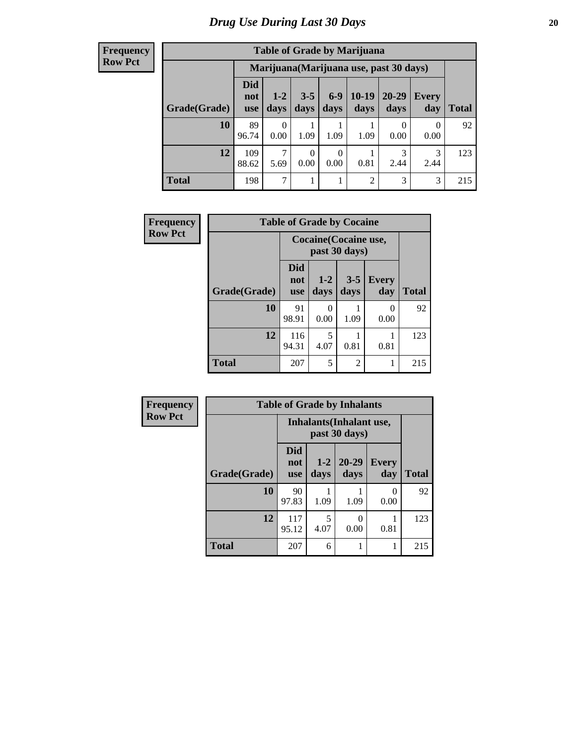# Drug Use During Last 30 Days

| Frequency Row Pct |
|---|

**Table of Grade by Marijuana**

| | Marijuana(Marijuana use, past 30 days) | | | | | | | |
|---|---|---|---|---|---|---|---|---|
| Grade(Grade) | Did not use | 1-2 days | 3-5 days | 6-9 days | 10-19 days | 20-29 days | Every day | Total |
| 10 | 89<br>96.74 | 0<br>0.00 | 1<br>1.09 | 1<br>1.09 | 1<br>1.09 | 0<br>0.00 | 0<br>0.00 | 92 |
| 12 | 109<br>88.62 | 7<br>5.69 | 0<br>0.00 | 0<br>0.00 | 1<br>0.81 | 3<br>2.44 | 3<br>2.44 | 123 |
| Total | 198 | 7 | 1 | 1 | 2 | 3 | 3 | 215 |

| Frequency Row Pct |
|---|

**Table of Grade by Cocaine**

| | Cocaine(Cocaine use, past 30 days) | | | | |
|---|---|---|---|---|---|
| Grade(Grade) | Did not use | 1-2 days | 3-5 days | Every day | Total |
| 10 | 91<br>98.91 | 0<br>0.00 | 1<br>1.09 | 0<br>0.00 | 92 |
| 12 | 116<br>94.31 | 5<br>4.07 | 1<br>0.81 | 1<br>0.81 | 123 |
| Total | 207 | 5 | 2 | 1 | 215 |

| Frequency Row Pct |
|---|

**Table of Grade by Inhalants**

| | Inhalants(Inhalant use, past 30 days) | | | | |
|---|---|---|---|---|---|
| Grade(Grade) | Did not use | 1-2 days | 20-29 days | Every day | Total |
| 10 | 90<br>97.83 | 1<br>1.09 | 1<br>1.09 | 0<br>0.00 | 92 |
| 12 | 117<br>95.12 | 5<br>4.07 | 0<br>0.00 | 1<br>0.81 | 123 |
| Total | 207 | 6 | 1 | 1 | 215 |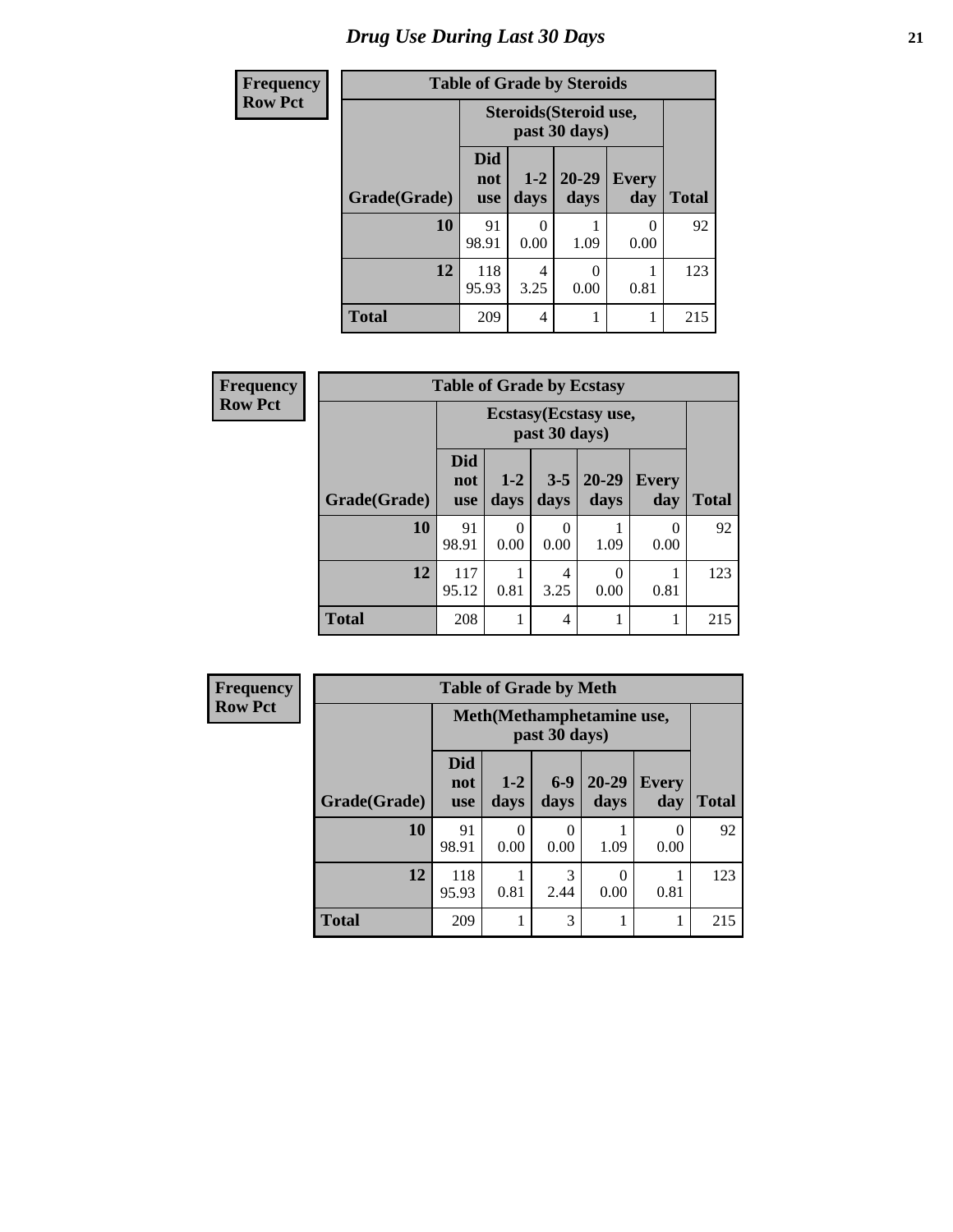# Drug Use During Last 30 Days

**Frequency**
**Row Pct**

**Table of Grade by Steroids**

| | Steroids(Steroid use, past 30 days) | | | | |
|---|---|---|---|---|---|
| **Grade(Grade)** | **Did not use** | **1-2 days** | **20-29 days** | **Every day** | **Total** |
| **10** | 91<br>98.91 | 0<br>0.00 | 1<br>1.09 | 0<br>0.00 | 92 |
| **12** | 118<br>95.93 | 4<br>3.25 | 0<br>0.00 | 1<br>0.81 | 123 |
| **Total** | 209 | 4 | 1 | 1 | 215 |

**Frequency**
**Row Pct**

**Table of Grade by Ecstasy**

| | Ecstasy(Ecstasy use, past 30 days) | | | | | |
|---|---|---|---|---|---|---|
| **Grade(Grade)** | **Did not use** | **1-2 days** | **3-5 days** | **20-29 days** | **Every day** | **Total** |
| **10** | 91<br>98.91 | 0<br>0.00 | 0<br>0.00 | 1<br>1.09 | 0<br>0.00 | 92 |
| **12** | 117<br>95.12 | 1<br>0.81 | 4<br>3.25 | 0<br>0.00 | 1<br>0.81 | 123 |
| **Total** | 208 | 1 | 4 | 1 | 1 | 215 |

**Frequency**
**Row Pct**

**Table of Grade by Meth**

| | Meth(Methamphetamine use, past 30 days) | | | | | |
|---|---|---|---|---|---|---|
| **Grade(Grade)** | **Did not use** | **1-2 days** | **6-9 days** | **20-29 days** | **Every day** | **Total** |
| **10** | 91<br>98.91 | 0<br>0.00 | 0<br>0.00 | 1<br>1.09 | 0<br>0.00 | 92 |
| **12** | 118<br>95.93 | 1<br>0.81 | 3<br>2.44 | 0<br>0.00 | 1<br>0.81 | 123 |
| **Total** | 209 | 1 | 3 | 1 | 1 | 215 |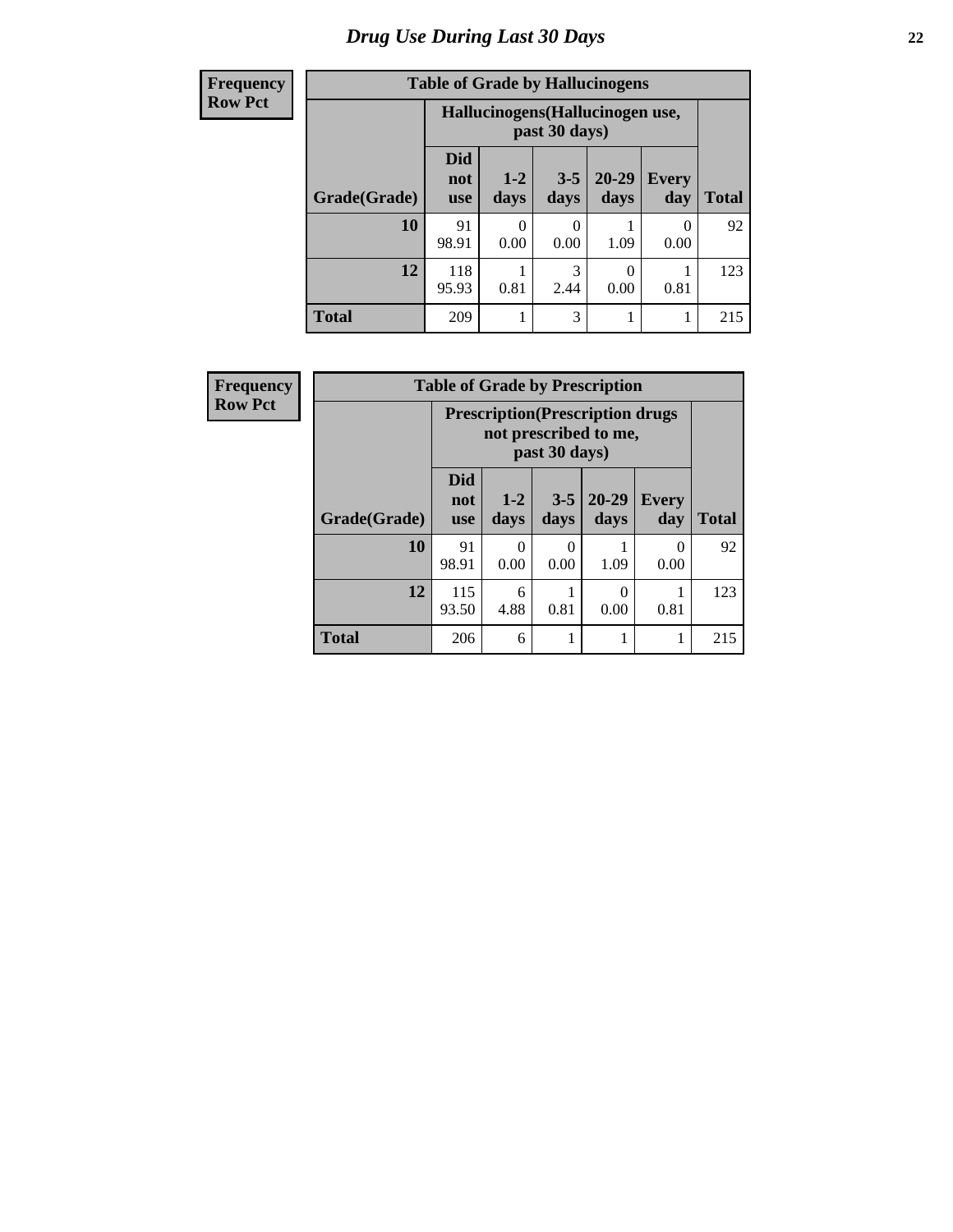# Drug Use During Last 30 Days

| Frequency Row Pct |
|---|

**Table of Grade by Hallucinogens**

| | Hallucinogens(Hallucinogen use, past 30 days) | | | | | |
|---|---|---|---|---|---|---|
| Grade(Grade) | Did not use | 1-2 days | 3-5 days | 20-29 days | Every day | Total |
| 10 | 91<br>98.91 | 0<br>0.00 | 0<br>0.00 | 1<br>1.09 | 0<br>0.00 | 92 |
| 12 | 118<br>95.93 | 1<br>0.81 | 3<br>2.44 | 0<br>0.00 | 1<br>0.81 | 123 |
| Total | 209 | 1 | 3 | 1 | 1 | 215 |

| Frequency Row Pct |
|---|

**Table of Grade by Prescription**

| | Prescription(Prescription drugs not prescribed to me, past 30 days) | | | | | |
|---|---|---|---|---|---|---|
| Grade(Grade) | Did not use | 1-2 days | 3-5 days | 20-29 days | Every day | Total |
| 10 | 91<br>98.91 | 0<br>0.00 | 0<br>0.00 | 1<br>1.09 | 0<br>0.00 | 92 |
| 12 | 115<br>93.50 | 6<br>4.88 | 1<br>0.81 | 0<br>0.00 | 1<br>0.81 | 123 |
| Total | 206 | 6 | 1 | 1 | 1 | 215 |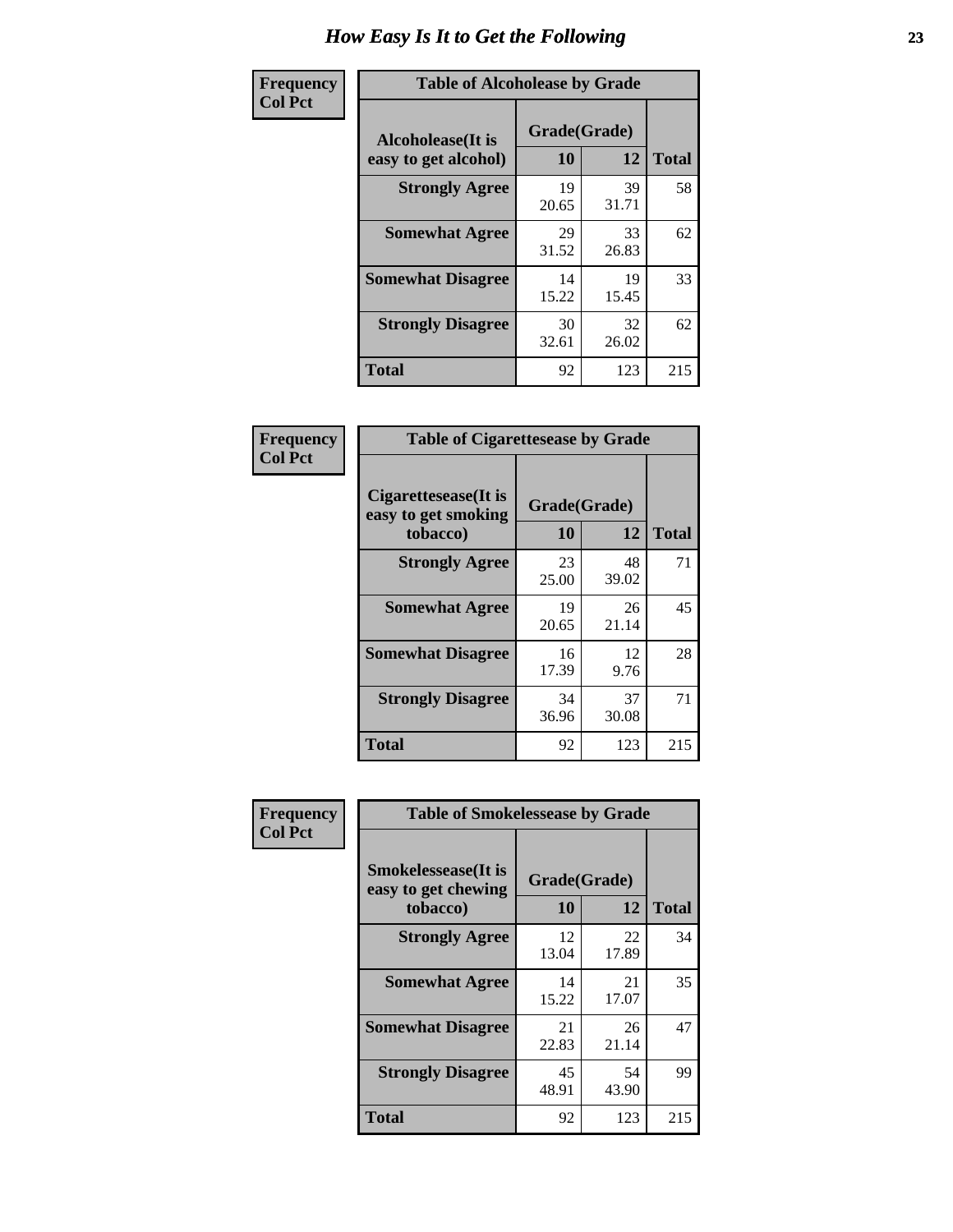# How Easy Is It to Get the Following

**Frequency**
**Col Pct**

**Table of Alcoholease by Grade**

| Alcoholease(It is easy to get alcohol) | Grade(Grade) 10 | 12 | Total |
|---|---|---|---|
| **Strongly Agree** | 19<br>20.65 | 39<br>31.71 | 58 |
| **Somewhat Agree** | 29<br>31.52 | 33<br>26.83 | 62 |
| **Somewhat Disagree** | 14<br>15.22 | 19<br>15.45 | 33 |
| **Strongly Disagree** | 30<br>32.61 | 32<br>26.02 | 62 |
| **Total** | 92 | 123 | 215 |

**Frequency**
**Col Pct**

**Table of Cigarettesease by Grade**

| Cigarettesease(It is easy to get smoking tobacco) | Grade(Grade) 10 | 12 | Total |
|---|---|---|---|
| **Strongly Agree** | 23<br>25.00 | 48<br>39.02 | 71 |
| **Somewhat Agree** | 19<br>20.65 | 26<br>21.14 | 45 |
| **Somewhat Disagree** | 16<br>17.39 | 12<br>9.76 | 28 |
| **Strongly Disagree** | 34<br>36.96 | 37<br>30.08 | 71 |
| **Total** | 92 | 123 | 215 |

**Frequency**
**Col Pct**

**Table of Smokelessease by Grade**

| Smokelessease(It is easy to get chewing tobacco) | Grade(Grade) 10 | 12 | Total |
|---|---|---|---|
| **Strongly Agree** | 12<br>13.04 | 22<br>17.89 | 34 |
| **Somewhat Agree** | 14<br>15.22 | 21<br>17.07 | 35 |
| **Somewhat Disagree** | 21<br>22.83 | 26<br>21.14 | 47 |
| **Strongly Disagree** | 45<br>48.91 | 54<br>43.90 | 99 |
| **Total** | 92 | 123 | 215 |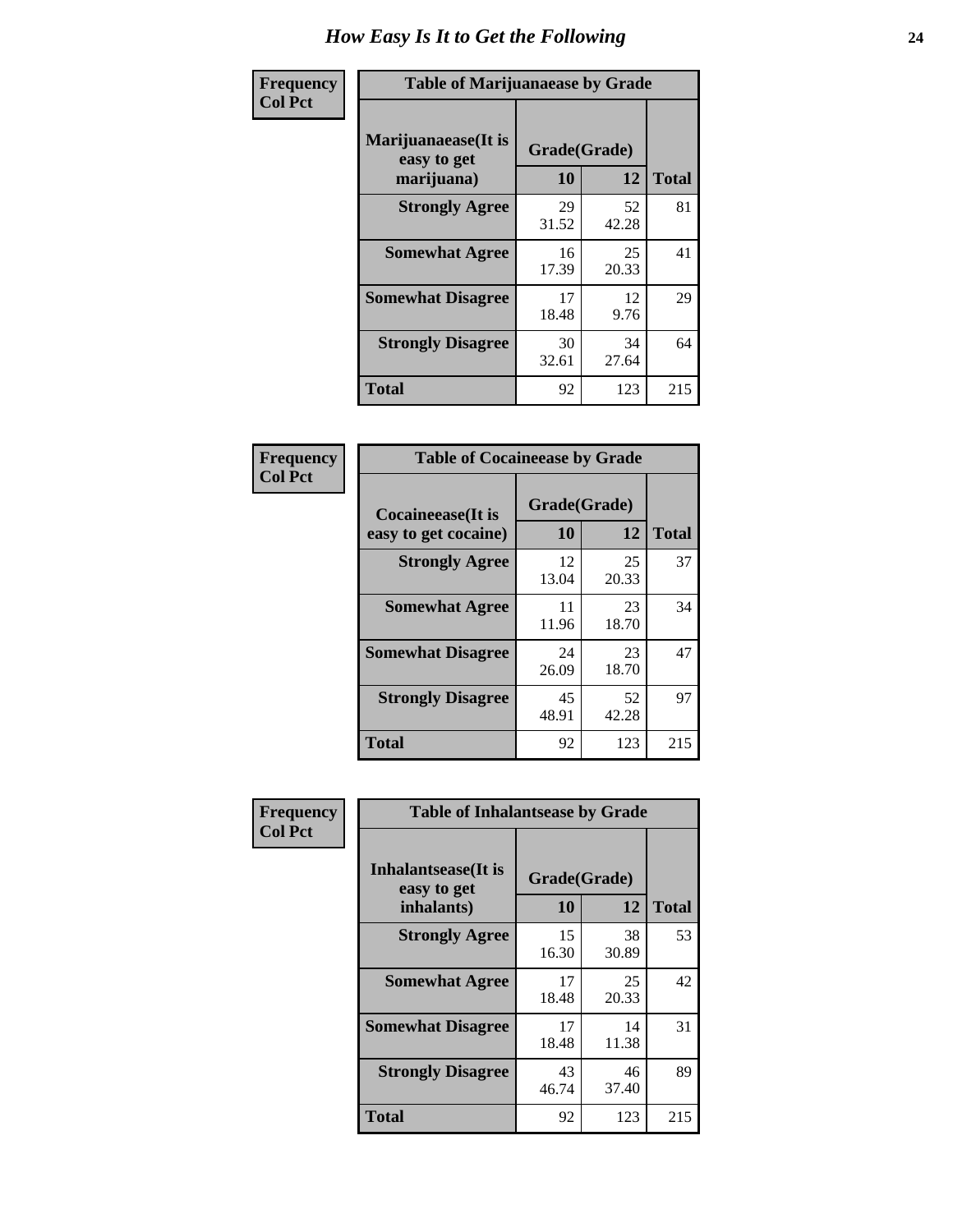# How Easy Is It to Get the Following

**Frequency**
**Col Pct**

**Table of Marijuanaease by Grade**

| Marijuanaease(It is easy to get marijuana) | Grade(Grade) | | Total |
|---|---|---|---|
| | 10 | 12 | |
| **Strongly Agree** | 29<br>31.52 | 52<br>42.28 | 81 |
| **Somewhat Agree** | 16<br>17.39 | 25<br>20.33 | 41 |
| **Somewhat Disagree** | 17<br>18.48 | 12<br>9.76 | 29 |
| **Strongly Disagree** | 30<br>32.61 | 34<br>27.64 | 64 |
| **Total** | 92 | 123 | 215 |

**Frequency**
**Col Pct**

**Table of Cocaineease by Grade**

| Cocaineease(It is easy to get cocaine) | Grade(Grade) | | Total |
|---|---|---|---|
| | 10 | 12 | |
| **Strongly Agree** | 12<br>13.04 | 25<br>20.33 | 37 |
| **Somewhat Agree** | 11<br>11.96 | 23<br>18.70 | 34 |
| **Somewhat Disagree** | 24<br>26.09 | 23<br>18.70 | 47 |
| **Strongly Disagree** | 45<br>48.91 | 52<br>42.28 | 97 |
| **Total** | 92 | 123 | 215 |

**Frequency**
**Col Pct**

**Table of Inhalantsease by Grade**

| Inhalantsease(It is easy to get inhalants) | Grade(Grade) | | Total |
|---|---|---|---|
| | 10 | 12 | |
| **Strongly Agree** | 15<br>16.30 | 38<br>30.89 | 53 |
| **Somewhat Agree** | 17<br>18.48 | 25<br>20.33 | 42 |
| **Somewhat Disagree** | 17<br>18.48 | 14<br>11.38 | 31 |
| **Strongly Disagree** | 43<br>46.74 | 46<br>37.40 | 89 |
| **Total** | 92 | 123 | 215 |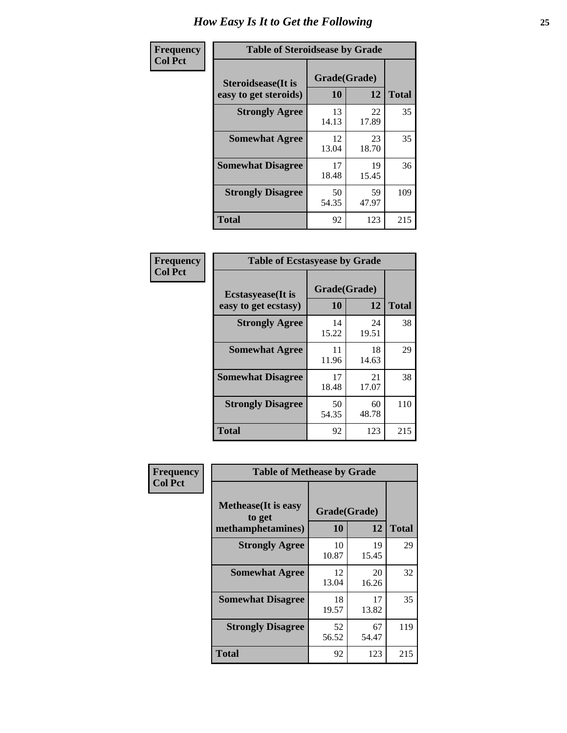# How Easy Is It to Get the Following

| Frequency<br>Col Pct | Table of Steroidsease by Grade | | |
|---|---|---|---|
| **Steroidsease(It is easy to get steroids)** | **Grade(Grade)** | | |
| | **10** | **12** | **Total** |
| **Strongly Agree** | 13<br>14.13 | 22<br>17.89 | 35 |
| **Somewhat Agree** | 12<br>13.04 | 23<br>18.70 | 35 |
| **Somewhat Disagree** | 17<br>18.48 | 19<br>15.45 | 36 |
| **Strongly Disagree** | 50<br>54.35 | 59<br>47.97 | 109 |
| **Total** | 92 | 123 | 215 |

| Frequency<br>Col Pct | Table of Ecstasyease by Grade | | |
|---|---|---|---|
| **Ecstasyease(It is easy to get ecstasy)** | **Grade(Grade)** | | |
| | **10** | **12** | **Total** |
| **Strongly Agree** | 14<br>15.22 | 24<br>19.51 | 38 |
| **Somewhat Agree** | 11<br>11.96 | 18<br>14.63 | 29 |
| **Somewhat Disagree** | 17<br>18.48 | 21<br>17.07 | 38 |
| **Strongly Disagree** | 50<br>54.35 | 60<br>48.78 | 110 |
| **Total** | 92 | 123 | 215 |

| Frequency<br>Col Pct | Table of Methease by Grade | | |
|---|---|---|---|
| **Methease(It is easy to get methamphetamines)** | **Grade(Grade)** | | |
| | **10** | **12** | **Total** |
| **Strongly Agree** | 10<br>10.87 | 19<br>15.45 | 29 |
| **Somewhat Agree** | 12<br>13.04 | 20<br>16.26 | 32 |
| **Somewhat Disagree** | 18<br>19.57 | 17<br>13.82 | 35 |
| **Strongly Disagree** | 52<br>56.52 | 67<br>54.47 | 119 |
| **Total** | 92 | 123 | 215 |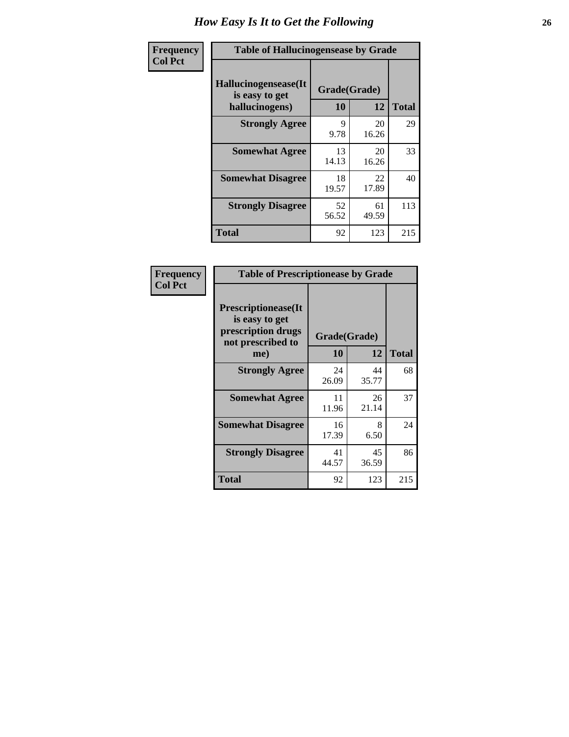# How Easy Is It to Get the Following

| Frequency<br>Col Pct | | | |
|---|---|---|---|

**Table of Hallucinogensease by Grade**

| Hallucinogensease(It is easy to get hallucinogens) | Grade(Grade) 10 | 12 | Total |
|---|---|---|---|
| Strongly Agree | 9<br>9.78 | 20<br>16.26 | 29 |
| Somewhat Agree | 13<br>14.13 | 20<br>16.26 | 33 |
| Somewhat Disagree | 18<br>19.57 | 22<br>17.89 | 40 |
| Strongly Disagree | 52<br>56.52 | 61<br>49.59 | 113 |
| Total | 92 | 123 | 215 |

| Frequency<br>Col Pct | | | |
|---|---|---|---|

**Table of Prescriptionease by Grade**

| Prescriptionease(It is easy to get prescription drugs not prescribed to me) | Grade(Grade) 10 | 12 | Total |
|---|---|---|---|
| Strongly Agree | 24<br>26.09 | 44<br>35.77 | 68 |
| Somewhat Agree | 11<br>11.96 | 26<br>21.14 | 37 |
| Somewhat Disagree | 16<br>17.39 | 8<br>6.50 | 24 |
| Strongly Disagree | 41<br>44.57 | 45<br>36.59 | 86 |
| Total | 92 | 123 | 215 |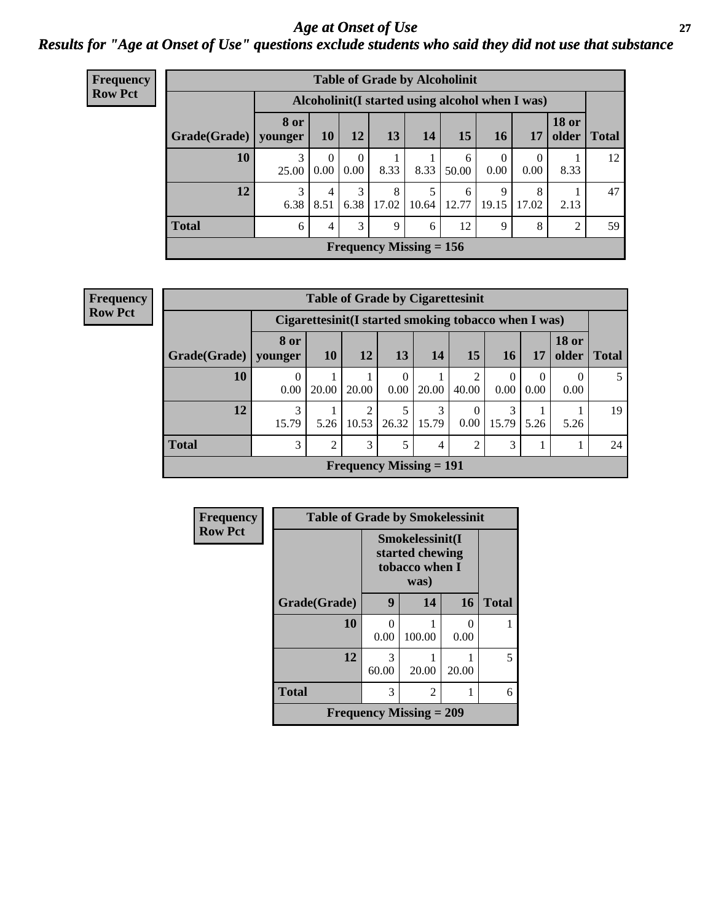# Age at Onset of Use

## Results for "Age at Onset of Use" questions exclude students who said they did not use that substance

**Frequency**
**Row Pct**

**Table of Grade by Alcoholinit**

| | Alcoholinit(I started using alcohol when I was) | | | | | | | | | |
|---|---|---|---|---|---|---|---|---|---|---|
| Grade(Grade) | 8 or younger | 10 | 12 | 13 | 14 | 15 | 16 | 17 | 18 or older | Total |
| 10 | 3<br>25.00 | 0<br>0.00 | 0<br>0.00 | 1<br>8.33 | 1<br>8.33 | 6<br>50.00 | 0<br>0.00 | 0<br>0.00 | 1<br>8.33 | 12 |
| 12 | 3<br>6.38 | 4<br>8.51 | 3<br>6.38 | 8<br>17.02 | 5<br>10.64 | 6<br>12.77 | 9<br>19.15 | 8<br>17.02 | 1<br>2.13 | 47 |
| Total | 6 | 4 | 3 | 9 | 6 | 12 | 9 | 8 | 2 | 59 |

Frequency Missing = 156

**Frequency**
**Row Pct**

**Table of Grade by Cigarettesinit**

| | Cigarettesinit(I started smoking tobacco when I was) | | | | | | | | | |
|---|---|---|---|---|---|---|---|---|---|---|
| Grade(Grade) | 8 or younger | 10 | 12 | 13 | 14 | 15 | 16 | 17 | 18 or older | Total |
| 10 | 0<br>0.00 | 1<br>20.00 | 1<br>20.00 | 0<br>0.00 | 1<br>20.00 | 2<br>40.00 | 0<br>0.00 | 0<br>0.00 | 0<br>0.00 | 5 |
| 12 | 3<br>15.79 | 1<br>5.26 | 2<br>10.53 | 5<br>26.32 | 3<br>15.79 | 0<br>0.00 | 3<br>15.79 | 1<br>5.26 | 1<br>5.26 | 19 |
| Total | 3 | 2 | 3 | 5 | 4 | 2 | 3 | 1 | 1 | 24 |

Frequency Missing = 191

**Frequency**
**Row Pct**

**Table of Grade by Smokelessinit**

| | Smokelessinit(I started chewing tobacco when I was) | | | |
|---|---|---|---|---|
| Grade(Grade) | 9 | 14 | 16 | Total |
| 10 | 0<br>0.00 | 1<br>100.00 | 0<br>0.00 | 1 |
| 12 | 3<br>60.00 | 1<br>20.00 | 1<br>20.00 | 5 |
| Total | 3 | 2 | 1 | 6 |

Frequency Missing = 209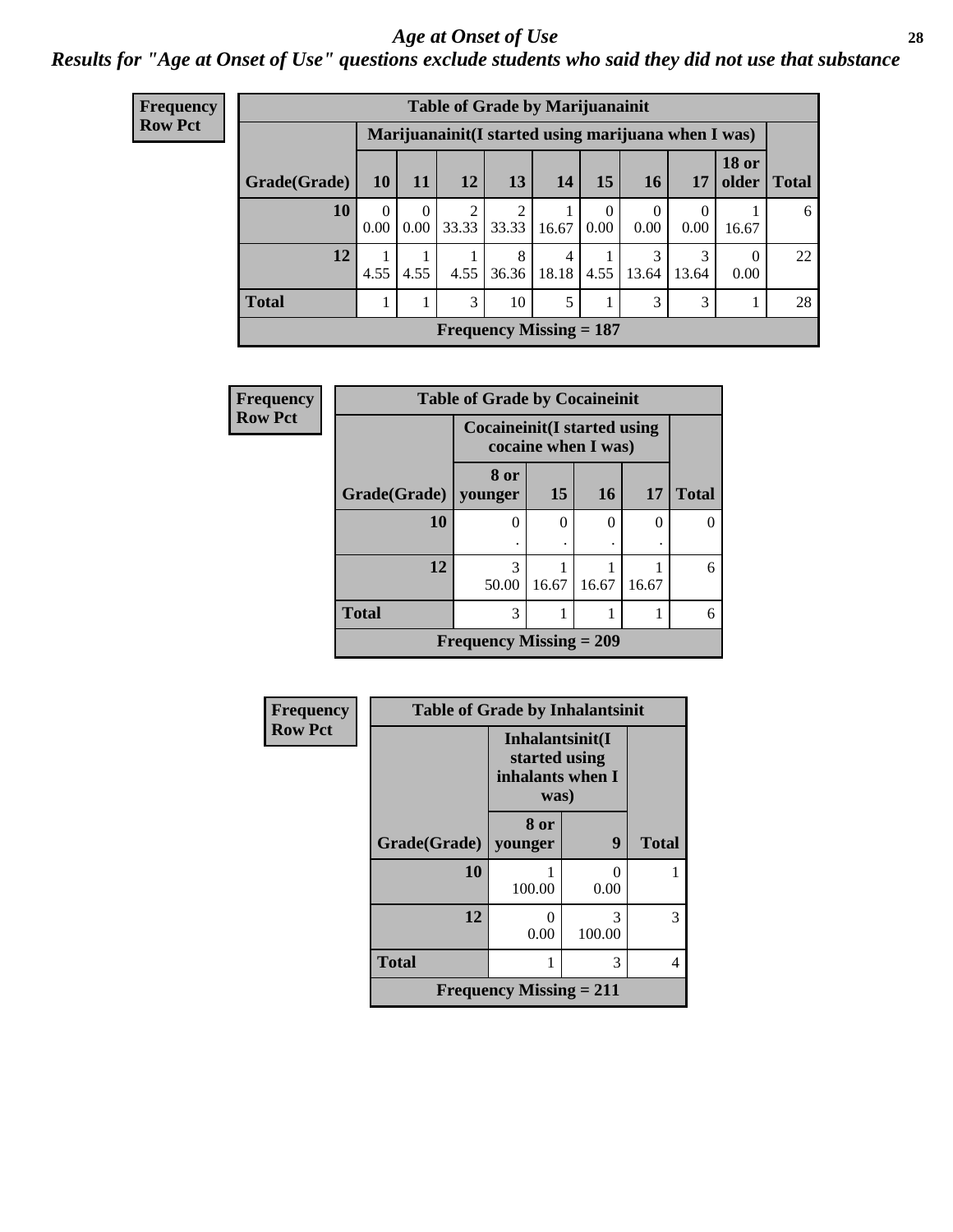# *Age at Onset of Use*

## *Results for "Age at Onset of Use" questions exclude students who said they did not use that substance*

**Frequency**
**Row Pct**

**Table of Grade by Marijuanainit**

| Grade(Grade) | Marijuanainit(I started using marijuana when I was) | | | | | | | | | Total |
|---|---|---|---|---|---|---|---|---|---|---|
| | 10 | 11 | 12 | 13 | 14 | 15 | 16 | 17 | 18 or older | |
| 10 | 0<br>0.00 | 0<br>0.00 | 2<br>33.33 | 2<br>33.33 | 1<br>16.67 | 0<br>0.00 | 0<br>0.00 | 0<br>0.00 | 1<br>16.67 | 6 |
| 12 | 1<br>4.55 | 1<br>4.55 | 1<br>4.55 | 8<br>36.36 | 4<br>18.18 | 1<br>4.55 | 3<br>13.64 | 3<br>13.64 | 0<br>0.00 | 22 |
| Total | 1 | 1 | 3 | 10 | 5 | 1 | 3 | 3 | 1 | 28 |

**Frequency Missing = 187**

**Frequency**
**Row Pct**

**Table of Grade by Cocaineinit**

| Grade(Grade) | Cocaineinit(I started using cocaine when I was) | | | | Total |
|---|---|---|---|---|---|
| | 8 or younger | 15 | 16 | 17 | |
| 10 | 0<br>. | 0<br>. | 0<br>. | 0<br>. | 0 |
| 12 | 3<br>50.00 | 1<br>16.67 | 1<br>16.67 | 1<br>16.67 | 6 |
| Total | 3 | 1 | 1 | 1 | 6 |

**Frequency Missing = 209**

**Frequency**
**Row Pct**

**Table of Grade by Inhalantsinit**

| Grade(Grade) | Inhalantsinit(I started using inhalants when I was) | | Total |
|---|---|---|---|
| | 8 or younger | 9 | |
| 10 | 1<br>100.00 | 0<br>0.00 | 1 |
| 12 | 0<br>0.00 | 3<br>100.00 | 3 |
| Total | 1 | 3 | 4 |

**Frequency Missing = 211**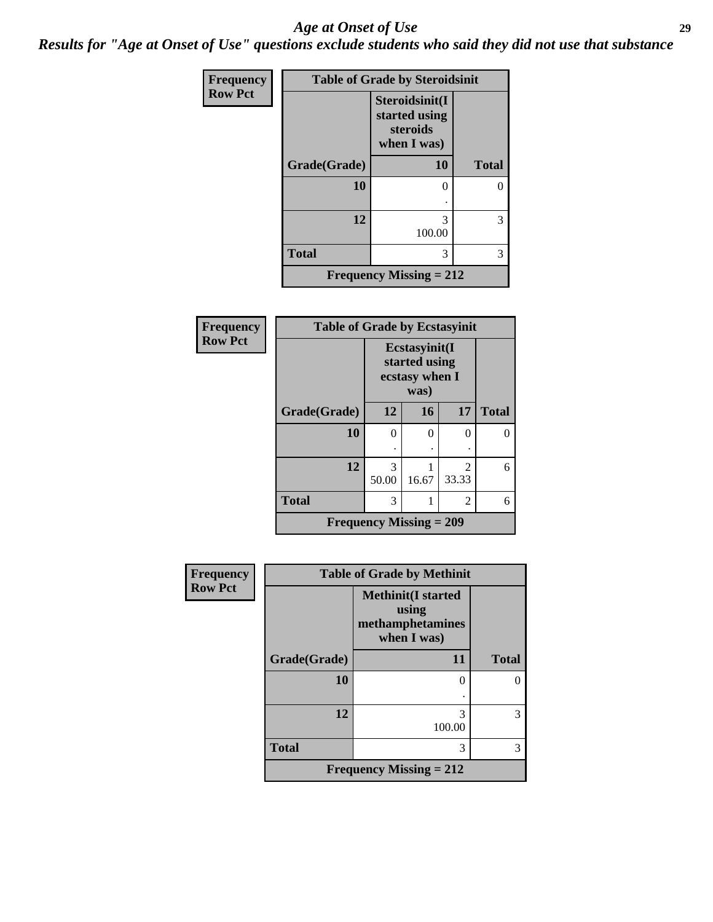# Age at Onset of Use

***Results for "Age at Onset of Use" questions exclude students who said they did not use that substance***

**Frequency**
**Row Pct**

| Table of Grade by Steroidsinit | | |
|---|---|---|
| | Steroidsinit(I started using steroids when I was) | |
| Grade(Grade) | 10 | Total |
| 10 | 0<br>. | 0 |
| 12 | 3<br>100.00 | 3 |
| Total | 3 | 3 |
| Frequency Missing = 212 | | |

**Frequency**
**Row Pct**

| Table of Grade by Ecstasyinit | | | | |
|---|---|---|---|---|
| | Ecstasyinit(I started using ecstasy when I was) | | | |
| Grade(Grade) | 12 | 16 | 17 | Total |
| 10 | 0<br>. | 0<br>. | 0<br>. | 0 |
| 12 | 3<br>50.00 | 1<br>16.67 | 2<br>33.33 | 6 |
| Total | 3 | 1 | 2 | 6 |
| Frequency Missing = 209 | | | | |

**Frequency**
**Row Pct**

| Table of Grade by Methinit | | |
|---|---|---|
| | Methinit(I started using methamphetamines when I was) | |
| Grade(Grade) | 11 | Total |
| 10 | 0<br>. | 0 |
| 12 | 3<br>100.00 | 3 |
| Total | 3 | 3 |
| Frequency Missing = 212 | | |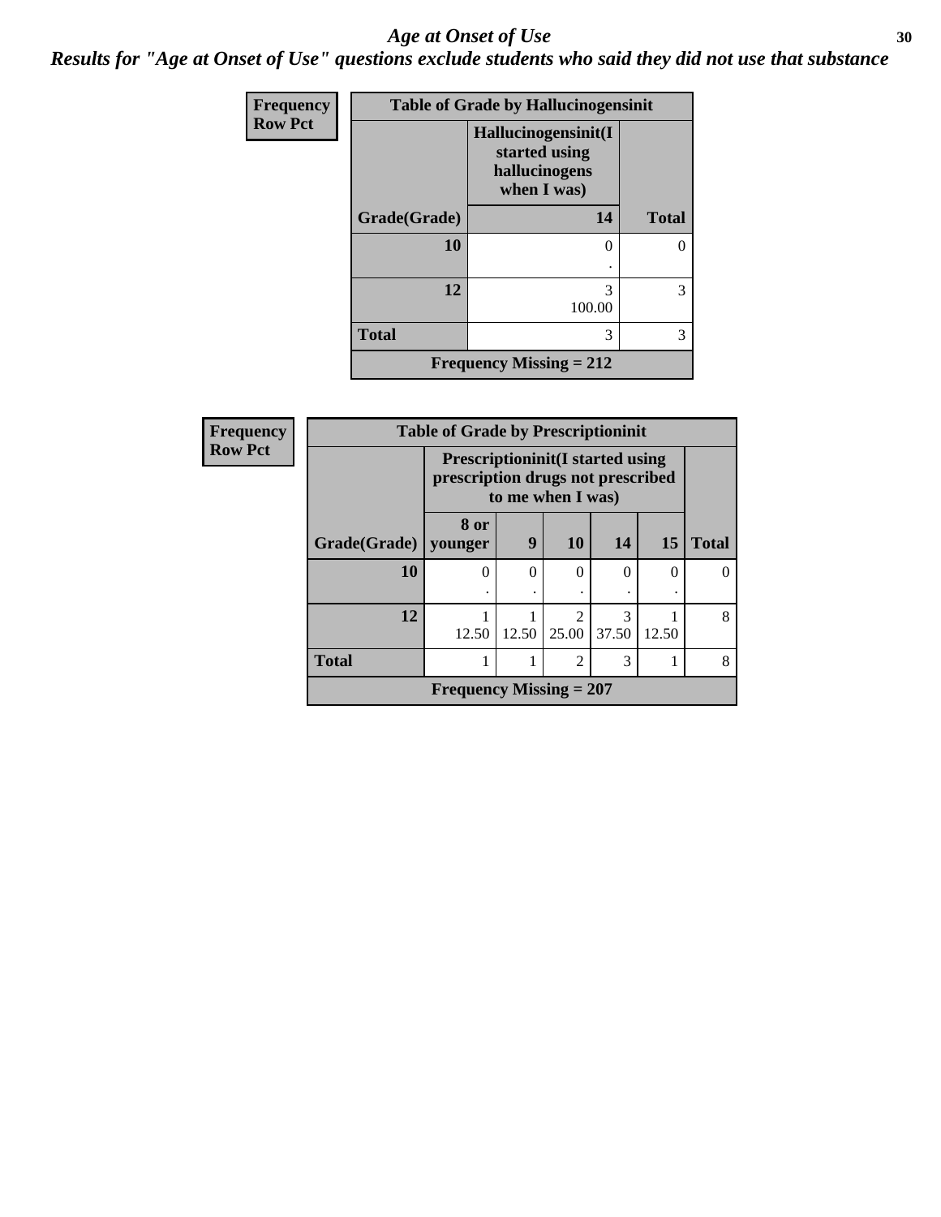## *Age at Onset of Use*

***Results for "Age at Onset of Use" questions exclude students who said they did not use that substance***

**Frequency**
**Row Pct**

| Table of Grade by Hallucinogensinit | | |
|---|---|---|
| | Hallucinogensinit(I started using hallucinogens when I was) | |
| Grade(Grade) | 14 | Total |
| 10 | 0<br>. | 0 |
| 12 | 3<br>100.00 | 3 |
| Total | 3 | 3 |
| Frequency Missing = 212 | | |

**Frequency**
**Row Pct**

| Table of Grade by Prescriptioninit | | | | | | |
|---|---|---|---|---|---|---|
| | Prescriptioninit(I started using prescription drugs not prescribed to me when I was) | | | | | |
| Grade(Grade) | 8 or younger | 9 | 10 | 14 | 15 | Total |
| 10 | 0<br>. | 0<br>. | 0<br>. | 0<br>. | 0<br>. | 0 |
| 12 | 1<br>12.50 | 1<br>12.50 | 2<br>25.00 | 3<br>37.50 | 1<br>12.50 | 8 |
| Total | 1 | 1 | 2 | 3 | 1 | 8 |
| Frequency Missing = 207 | | | | | | |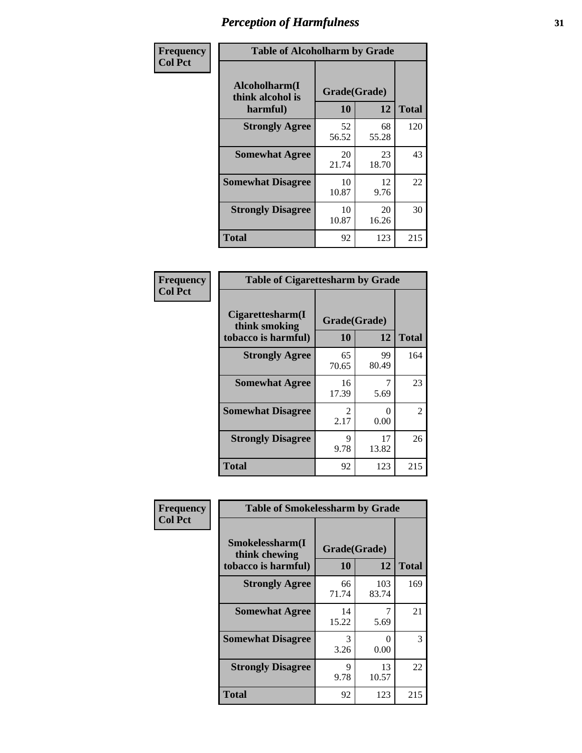# Perception of Harmfulness

**Frequency**
**Col Pct**

| Table of Alcoholharm by Grade | | | |
|---|---|---|---|
| Alcoholharm(I think alcohol is harmful) | Grade(Grade) | | Total |
| | 10 | 12 | |
| **Strongly Agree** | 52<br>56.52 | 68<br>55.28 | 120 |
| **Somewhat Agree** | 20<br>21.74 | 23<br>18.70 | 43 |
| **Somewhat Disagree** | 10<br>10.87 | 12<br>9.76 | 22 |
| **Strongly Disagree** | 10<br>10.87 | 20<br>16.26 | 30 |
| **Total** | 92 | 123 | 215 |

**Frequency**
**Col Pct**

| Table of Cigarettesharm by Grade | | | |
|---|---|---|---|
| Cigarettesharm(I think smoking tobacco is harmful) | Grade(Grade) | | Total |
| | 10 | 12 | |
| **Strongly Agree** | 65<br>70.65 | 99<br>80.49 | 164 |
| **Somewhat Agree** | 16<br>17.39 | 7<br>5.69 | 23 |
| **Somewhat Disagree** | 2<br>2.17 | 0<br>0.00 | 2 |
| **Strongly Disagree** | 9<br>9.78 | 17<br>13.82 | 26 |
| **Total** | 92 | 123 | 215 |

**Frequency**
**Col Pct**

| Table of Smokelessharm by Grade | | | |
|---|---|---|---|
| Smokelessharm(I think chewing tobacco is harmful) | Grade(Grade) | | Total |
| | 10 | 12 | |
| **Strongly Agree** | 66<br>71.74 | 103<br>83.74 | 169 |
| **Somewhat Agree** | 14<br>15.22 | 7<br>5.69 | 21 |
| **Somewhat Disagree** | 3<br>3.26 | 0<br>0.00 | 3 |
| **Strongly Disagree** | 9<br>9.78 | 13<br>10.57 | 22 |
| **Total** | 92 | 123 | 215 |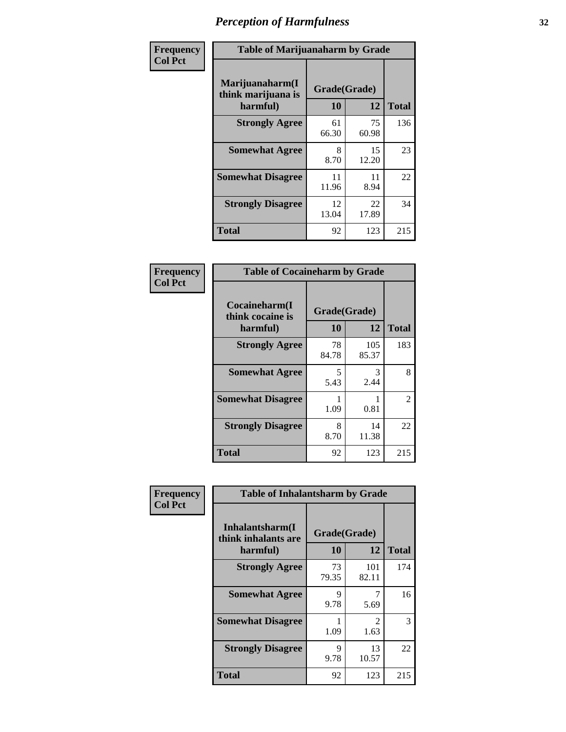# Perception of Harmfulness

**Frequency Col Pct**

**Table of Marijuanaharm by Grade**

| Marijuanaharm(I think marijuana is harmful) | Grade(Grade) 10 | 12 | Total |
|---|---|---|---|
| **Strongly Agree** | 61<br>66.30 | 75<br>60.98 | 136 |
| **Somewhat Agree** | 8<br>8.70 | 15<br>12.20 | 23 |
| **Somewhat Disagree** | 11<br>11.96 | 11<br>8.94 | 22 |
| **Strongly Disagree** | 12<br>13.04 | 22<br>17.89 | 34 |
| **Total** | 92 | 123 | 215 |

**Frequency Col Pct**

**Table of Cocaineharm by Grade**

| Cocaineharm(I think cocaine is harmful) | Grade(Grade) 10 | 12 | Total |
|---|---|---|---|
| **Strongly Agree** | 78<br>84.78 | 105<br>85.37 | 183 |
| **Somewhat Agree** | 5<br>5.43 | 3<br>2.44 | 8 |
| **Somewhat Disagree** | 1<br>1.09 | 1<br>0.81 | 2 |
| **Strongly Disagree** | 8<br>8.70 | 14<br>11.38 | 22 |
| **Total** | 92 | 123 | 215 |

**Frequency Col Pct**

**Table of Inhalantsharm by Grade**

| Inhalantsharm(I think inhalants are harmful) | Grade(Grade) 10 | 12 | Total |
|---|---|---|---|
| **Strongly Agree** | 73<br>79.35 | 101<br>82.11 | 174 |
| **Somewhat Agree** | 9<br>9.78 | 7<br>5.69 | 16 |
| **Somewhat Disagree** | 1<br>1.09 | 2<br>1.63 | 3 |
| **Strongly Disagree** | 9<br>9.78 | 13<br>10.57 | 22 |
| **Total** | 92 | 123 | 215 |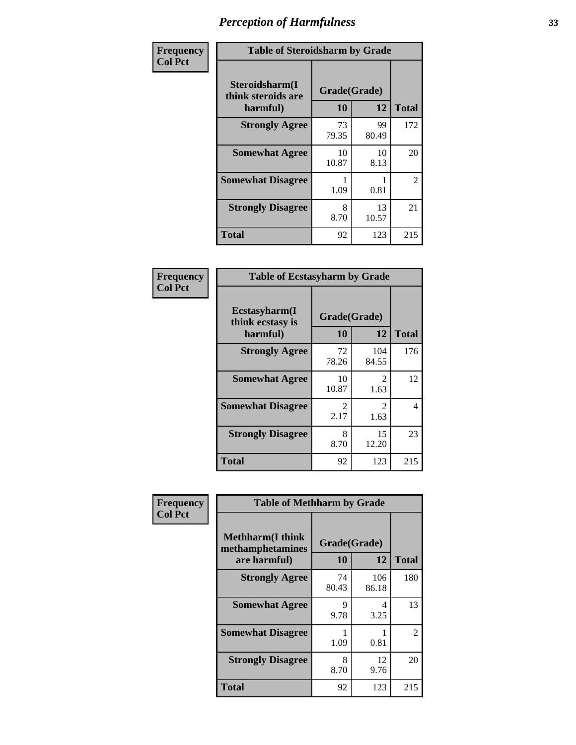# Perception of Harmfulness

**Frequency Col Pct**

| Table of Steroidsharm by Grade | | | |
|---|---|---|---|
| **Steroidsharm(I think steroids are harmful)** | **Grade(Grade)** | | |
| | **10** | **12** | **Total** |
| **Strongly Agree** | 73<br>79.35 | 99<br>80.49 | 172 |
| **Somewhat Agree** | 10<br>10.87 | 10<br>8.13 | 20 |
| **Somewhat Disagree** | 1<br>1.09 | 1<br>0.81 | 2 |
| **Strongly Disagree** | 8<br>8.70 | 13<br>10.57 | 21 |
| **Total** | 92 | 123 | 215 |

**Frequency Col Pct**

| Table of Ecstasyharm by Grade | | | |
|---|---|---|---|
| **Ecstasyharm(I think ecstasy is harmful)** | **Grade(Grade)** | | |
| | **10** | **12** | **Total** |
| **Strongly Agree** | 72<br>78.26 | 104<br>84.55 | 176 |
| **Somewhat Agree** | 10<br>10.87 | 2<br>1.63 | 12 |
| **Somewhat Disagree** | 2<br>2.17 | 2<br>1.63 | 4 |
| **Strongly Disagree** | 8<br>8.70 | 15<br>12.20 | 23 |
| **Total** | 92 | 123 | 215 |

**Frequency Col Pct**

| Table of Methharm by Grade | | | |
|---|---|---|---|
| **Methharm(I think methamphetamines are harmful)** | **Grade(Grade)** | | |
| | **10** | **12** | **Total** |
| **Strongly Agree** | 74<br>80.43 | 106<br>86.18 | 180 |
| **Somewhat Agree** | 9<br>9.78 | 4<br>3.25 | 13 |
| **Somewhat Disagree** | 1<br>1.09 | 1<br>0.81 | 2 |
| **Strongly Disagree** | 8<br>8.70 | 12<br>9.76 | 20 |
| **Total** | 92 | 123 | 215 |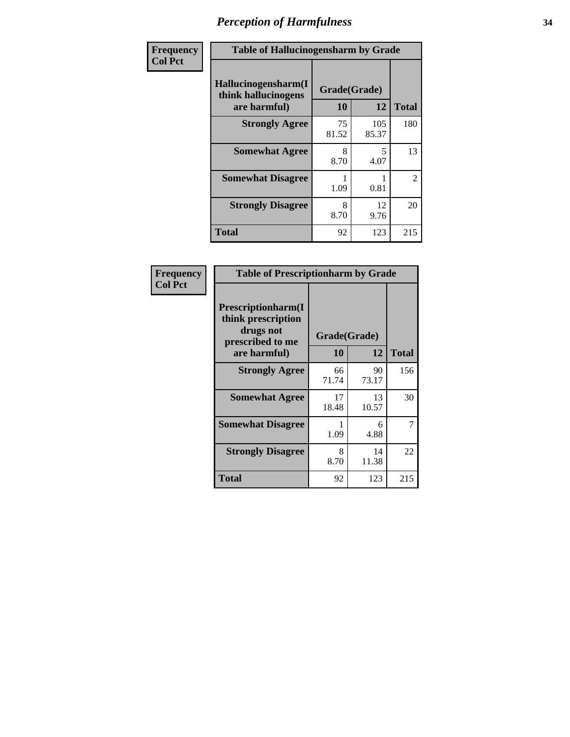# *Perception of Harmfulness*

| Frequency<br>Col Pct | Table of Hallucinogensharm by Grade | | |
|---|---|---|---|
| Hallucinogensharm(I think hallucinogens are harmful) | Grade(Grade) | | Total |
| | 10 | 12 | |
| Strongly Agree | 75<br>81.52 | 105<br>85.37 | 180 |
| Somewhat Agree | 8<br>8.70 | 5<br>4.07 | 13 |
| Somewhat Disagree | 1<br>1.09 | 1<br>0.81 | 2 |
| Strongly Disagree | 8<br>8.70 | 12<br>9.76 | 20 |
| Total | 92 | 123 | 215 |

| Frequency<br>Col Pct | Table of Prescriptionharm by Grade | | |
|---|---|---|---|
| Prescriptionharm(I think prescription drugs not prescribed to me are harmful) | Grade(Grade) | | Total |
| | 10 | 12 | |
| Strongly Agree | 66<br>71.74 | 90<br>73.17 | 156 |
| Somewhat Agree | 17<br>18.48 | 13<br>10.57 | 30 |
| Somewhat Disagree | 1<br>1.09 | 6<br>4.88 | 7 |
| Strongly Disagree | 8<br>8.70 | 14<br>11.38 | 22 |
| Total | 92 | 123 | 215 |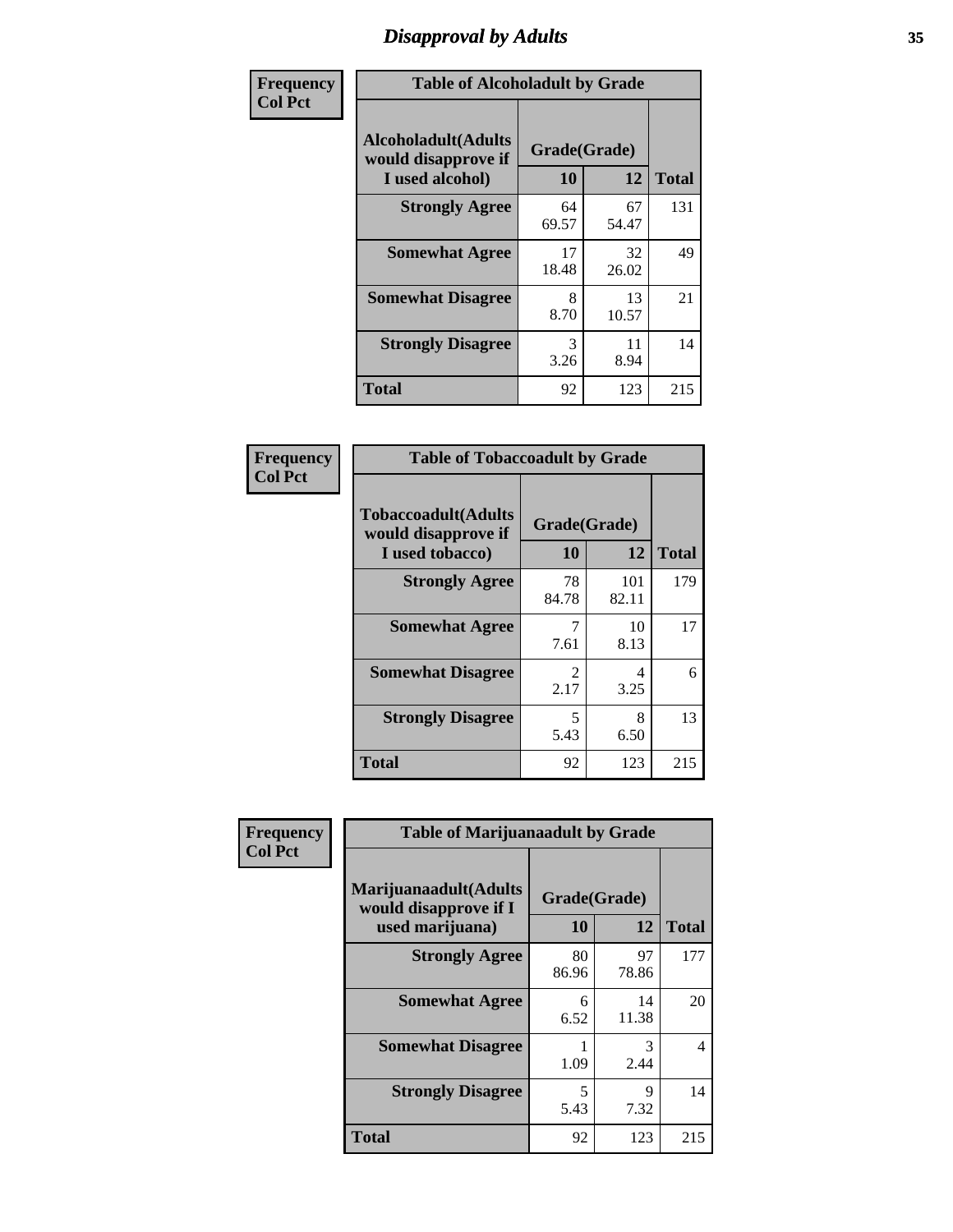# Disapproval by Adults

| Frequency Col Pct | Table of Alcoholadult by Grade | | |
|---|---|---|---|
| Alcoholadult(Adults would disapprove if I used alcohol) | Grade(Grade) | | Total |
| | 10 | 12 | |
| Strongly Agree | 64<br>69.57 | 67<br>54.47 | 131 |
| Somewhat Agree | 17<br>18.48 | 32<br>26.02 | 49 |
| Somewhat Disagree | 8<br>8.70 | 13<br>10.57 | 21 |
| Strongly Disagree | 3<br>3.26 | 11<br>8.94 | 14 |
| Total | 92 | 123 | 215 |

| Frequency Col Pct | Table of Tobaccoadult by Grade | | |
|---|---|---|---|
| Tobaccoadult(Adults would disapprove if I used tobacco) | Grade(Grade) | | Total |
| | 10 | 12 | |
| Strongly Agree | 78<br>84.78 | 101<br>82.11 | 179 |
| Somewhat Agree | 7<br>7.61 | 10<br>8.13 | 17 |
| Somewhat Disagree | 2<br>2.17 | 4<br>3.25 | 6 |
| Strongly Disagree | 5<br>5.43 | 8<br>6.50 | 13 |
| Total | 92 | 123 | 215 |

| Frequency Col Pct | Table of Marijuanaadult by Grade | | |
|---|---|---|---|
| Marijuanaadult(Adults would disapprove if I used marijuana) | Grade(Grade) | | Total |
| | 10 | 12 | |
| Strongly Agree | 80<br>86.96 | 97<br>78.86 | 177 |
| Somewhat Agree | 6<br>6.52 | 14<br>11.38 | 20 |
| Somewhat Disagree | 1<br>1.09 | 3<br>2.44 | 4 |
| Strongly Disagree | 5<br>5.43 | 9<br>7.32 | 14 |
| Total | 92 | 123 | 215 |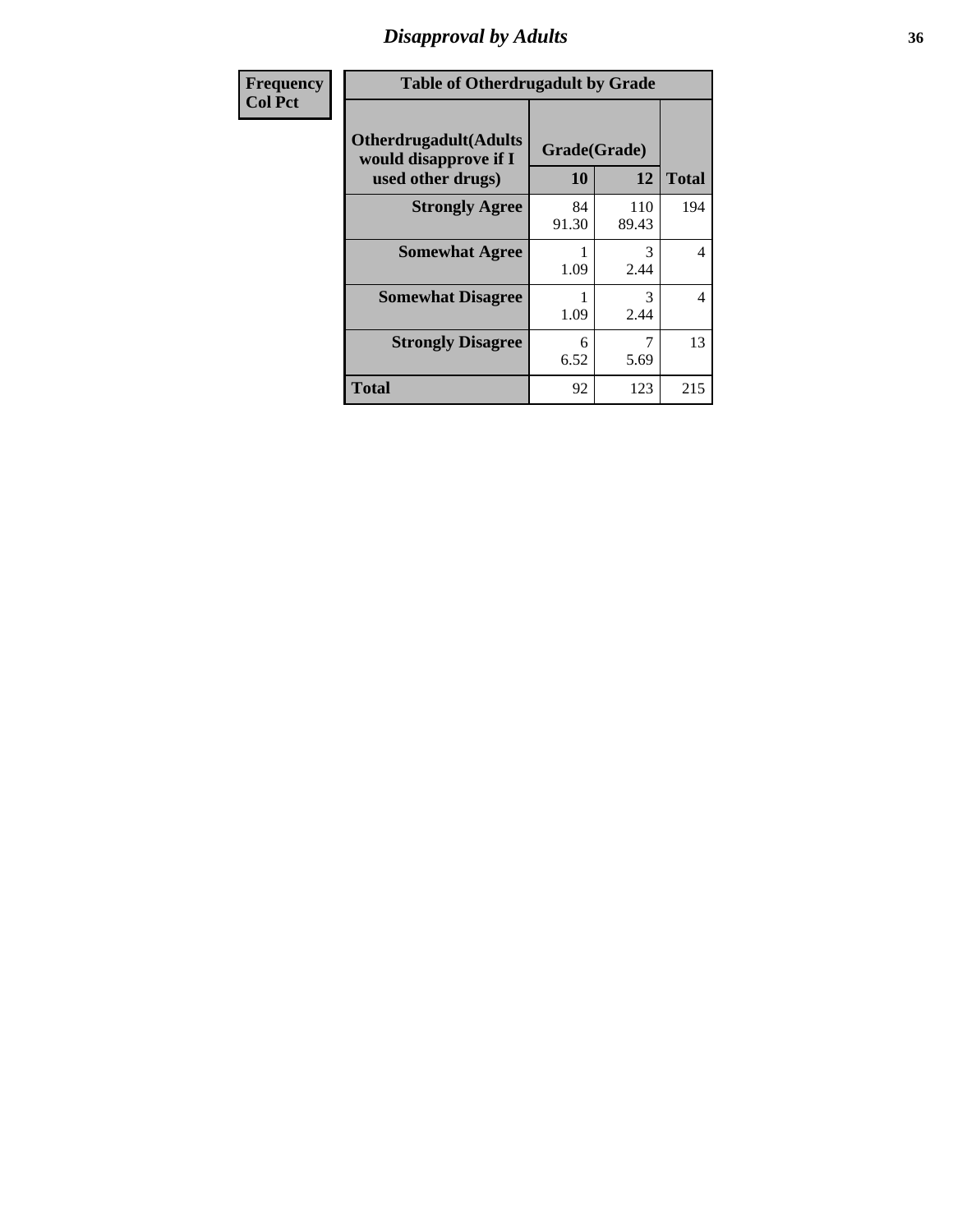| Frequency<br>Col Pct | Table of Otherdrugadult by Grade | | |
|---|---|---|---|
| **Otherdrugadult(Adults would disapprove if I used other drugs)** | **Grade(Grade)** | | |
| | **10** | **12** | **Total** |
| **Strongly Agree** | 84<br>91.30 | 110<br>89.43 | 194 |
| **Somewhat Agree** | 1<br>1.09 | 3<br>2.44 | 4 |
| **Somewhat Disagree** | 1<br>1.09 | 3<br>2.44 | 4 |
| **Strongly Disagree** | 6<br>6.52 | 7<br>5.69 | 13 |
| **Total** | 92 | 123 | 215 |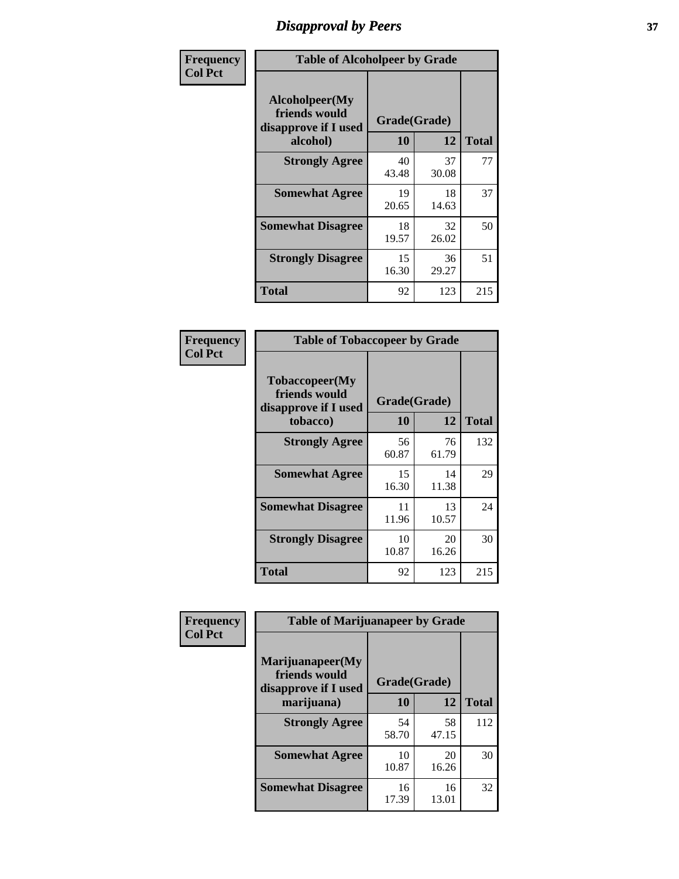# Disapproval by Peers

| Frequency<br>Col Pct | Table of Alcoholpeer by Grade | | |
|---|---|---|---|
| Alcoholpeer(My friends would disapprove if I used alcohol) | Grade(Grade) | | |
| | 10 | 12 | Total |
| Strongly Agree | 40<br>43.48 | 37<br>30.08 | 77 |
| Somewhat Agree | 19<br>20.65 | 18<br>14.63 | 37 |
| Somewhat Disagree | 18<br>19.57 | 32<br>26.02 | 50 |
| Strongly Disagree | 15<br>16.30 | 36<br>29.27 | 51 |
| Total | 92 | 123 | 215 |

| Frequency<br>Col Pct | Table of Tobaccopeer by Grade | | |
|---|---|---|---|
| Tobaccopeer(My friends would disapprove if I used tobacco) | Grade(Grade) | | |
| | 10 | 12 | Total |
| Strongly Agree | 56<br>60.87 | 76<br>61.79 | 132 |
| Somewhat Agree | 15<br>16.30 | 14<br>11.38 | 29 |
| Somewhat Disagree | 11<br>11.96 | 13<br>10.57 | 24 |
| Strongly Disagree | 10<br>10.87 | 20<br>16.26 | 30 |
| Total | 92 | 123 | 215 |

| Frequency<br>Col Pct | Table of Marijuanapeer by Grade | | |
|---|---|---|---|
| Marijuanapeer(My friends would disapprove if I used marijuana) | Grade(Grade) | | |
| | 10 | 12 | Total |
| Strongly Agree | 54<br>58.70 | 58<br>47.15 | 112 |
| Somewhat Agree | 10<br>10.87 | 20<br>16.26 | 30 |
| Somewhat Disagree | 16<br>17.39 | 16<br>13.01 | 32 |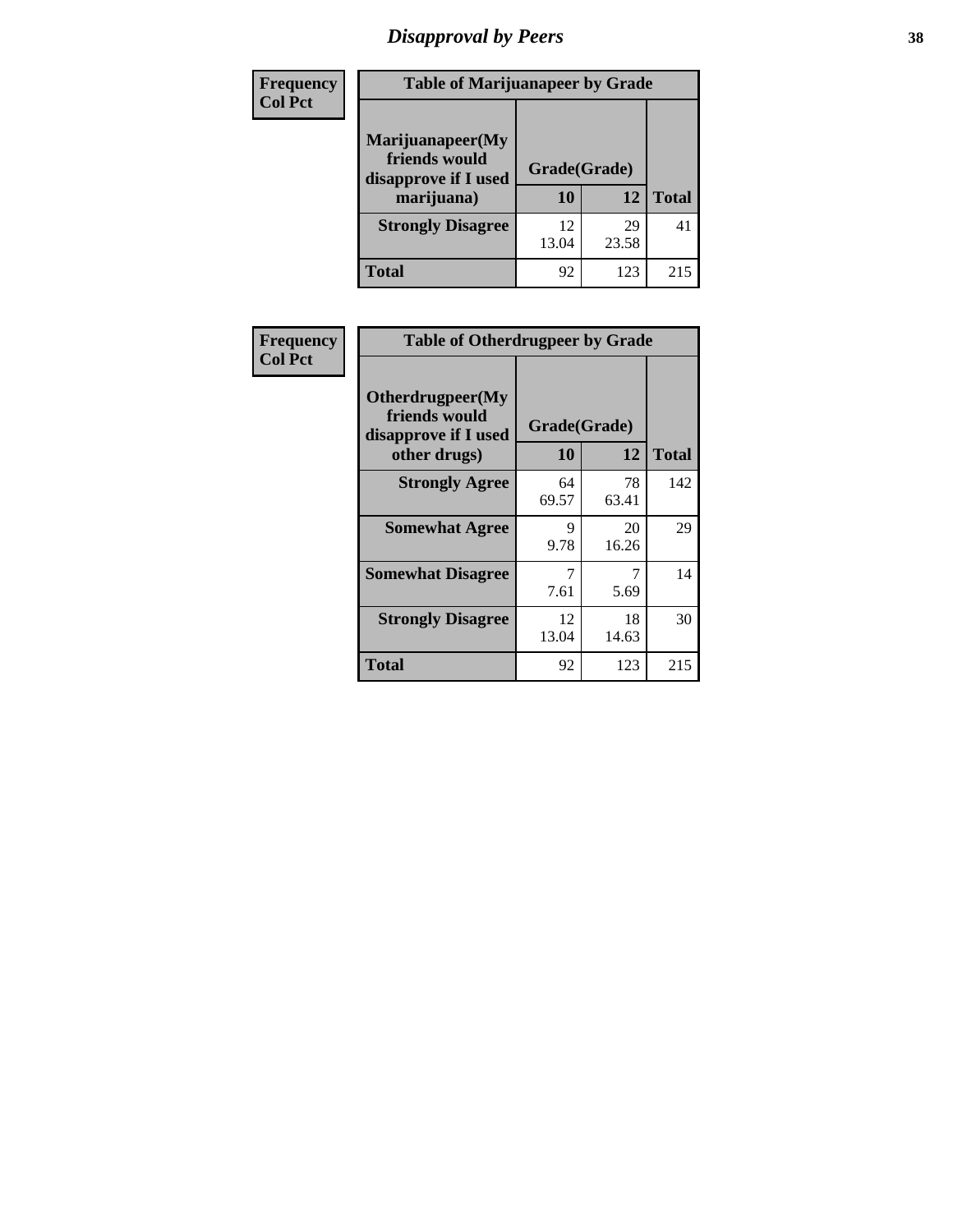# Disapproval by Peers

| Frequency<br>Col Pct | | | |
|---|---|---|---|
| **Table of Marijuanapeer by Grade** | | | |
| **Marijuanapeer(My friends would disapprove if I used marijuana)** | **Grade(Grade)** | | |
| | **10** | **12** | **Total** |
| **Strongly Disagree** | 12<br>13.04 | 29<br>23.58 | 41 |
| **Total** | 92 | 123 | 215 |

| Frequency<br>Col Pct | | | |
|---|---|---|---|
| **Table of Otherdrugpeer by Grade** | | | |
| **Otherdrugpeer(My friends would disapprove if I used other drugs)** | **Grade(Grade)** | | |
| | **10** | **12** | **Total** |
| **Strongly Agree** | 64<br>69.57 | 78<br>63.41 | 142 |
| **Somewhat Agree** | 9<br>9.78 | 20<br>16.26 | 29 |
| **Somewhat Disagree** | 7<br>7.61 | 7<br>5.69 | 14 |
| **Strongly Disagree** | 12<br>13.04 | 18<br>14.63 | 30 |
| **Total** | 92 | 123 | 215 |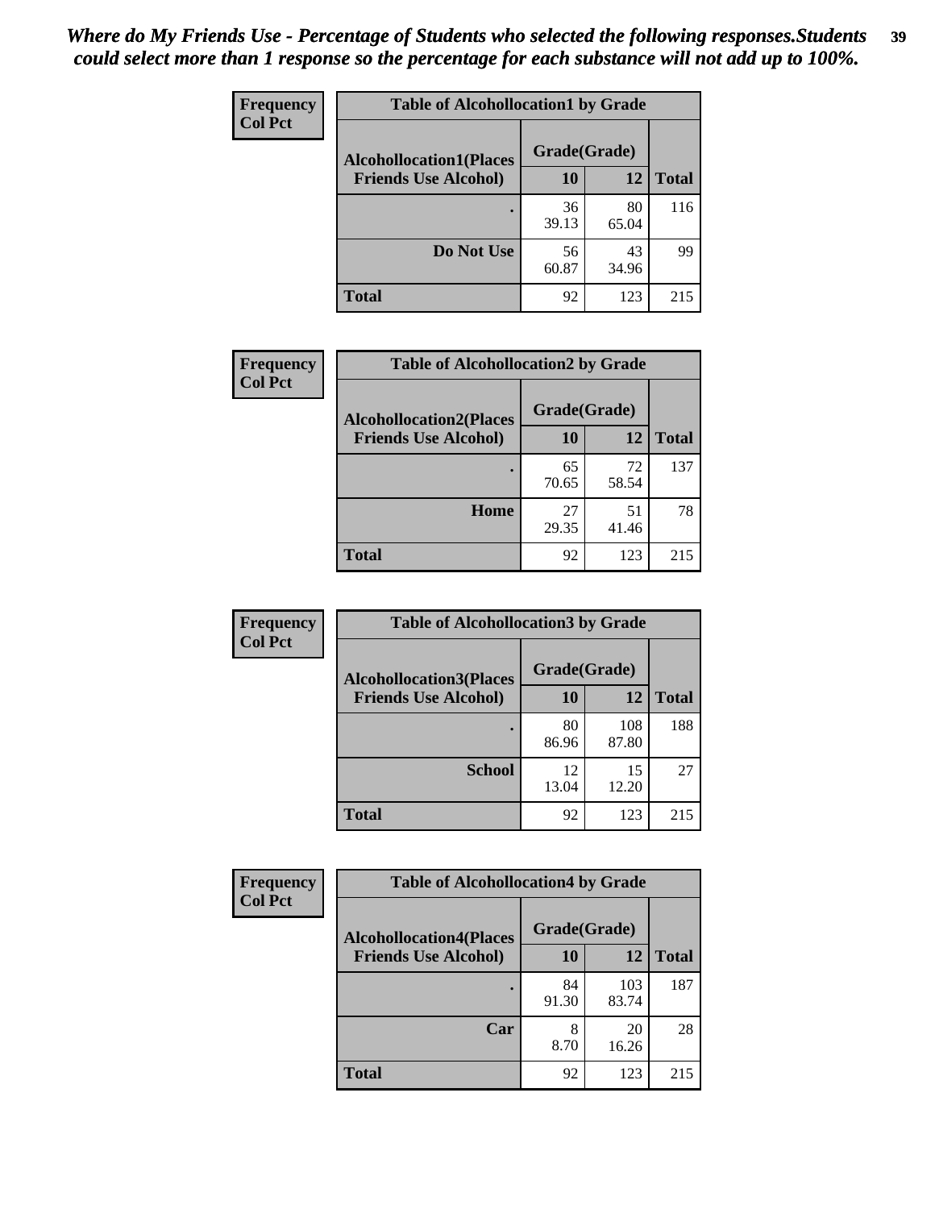*Where do My Friends Use - Percentage of Students who selected the following responses.Students could select more than 1 response so the percentage for each substance will not add up to 100%.*

**Frequency**
**Col Pct**

| Table of Alcohollocation1 by Grade | | | |
|---|---|---|---|
| **Alcohollocation1(Places Friends Use Alcohol)** | **Grade(Grade)** | | **Total** |
| | **10** | **12** | |
| **.** | 36<br>39.13 | 80<br>65.04 | 116 |
| **Do Not Use** | 56<br>60.87 | 43<br>34.96 | 99 |
| **Total** | 92 | 123 | 215 |

**Frequency**
**Col Pct**

| Table of Alcohollocation2 by Grade | | | |
|---|---|---|---|
| **Alcohollocation2(Places Friends Use Alcohol)** | **Grade(Grade)** | | **Total** |
| | **10** | **12** | |
| **.** | 65<br>70.65 | 72<br>58.54 | 137 |
| **Home** | 27<br>29.35 | 51<br>41.46 | 78 |
| **Total** | 92 | 123 | 215 |

**Frequency**
**Col Pct**

| Table of Alcohollocation3 by Grade | | | |
|---|---|---|---|
| **Alcohollocation3(Places Friends Use Alcohol)** | **Grade(Grade)** | | **Total** |
| | **10** | **12** | |
| **.** | 80<br>86.96 | 108<br>87.80 | 188 |
| **School** | 12<br>13.04 | 15<br>12.20 | 27 |
| **Total** | 92 | 123 | 215 |

**Frequency**
**Col Pct**

| Table of Alcohollocation4 by Grade | | | |
|---|---|---|---|
| **Alcohollocation4(Places Friends Use Alcohol)** | **Grade(Grade)** | | **Total** |
| | **10** | **12** | |
| **.** | 84<br>91.30 | 103<br>83.74 | 187 |
| **Car** | 8<br>8.70 | 20<br>16.26 | 28 |
| **Total** | 92 | 123 | 215 |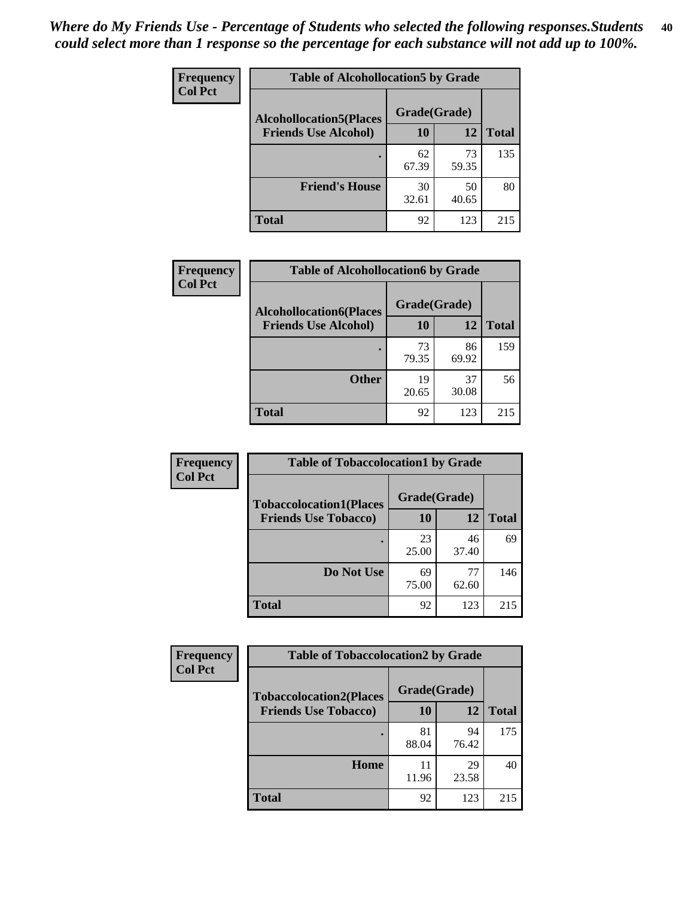*Where do My Friends Use - Percentage of Students who selected the following responses.Students could select more than 1 response so the percentage for each substance will not add up to 100%.*

**Frequency**
**Col Pct**

| Table of Alcohollocation5 by Grade | | | |
|---|---|---|---|
| **Alcohollocation5(Places Friends Use Alcohol)** | **Grade(Grade)** | | |
| | **10** | **12** | **Total** |
| **.** | 62<br>67.39 | 73<br>59.35 | 135 |
| **Friend's House** | 30<br>32.61 | 50<br>40.65 | 80 |
| **Total** | 92 | 123 | 215 |

**Frequency**
**Col Pct**

| Table of Alcohollocation6 by Grade | | | |
|---|---|---|---|
| **Alcohollocation6(Places Friends Use Alcohol)** | **Grade(Grade)** | | |
| | **10** | **12** | **Total** |
| **.** | 73<br>79.35 | 86<br>69.92 | 159 |
| **Other** | 19<br>20.65 | 37<br>30.08 | 56 |
| **Total** | 92 | 123 | 215 |

**Frequency**
**Col Pct**

| Table of Tobaccolocation1 by Grade | | | |
|---|---|---|---|
| **Tobaccolocation1(Places Friends Use Tobacco)** | **Grade(Grade)** | | |
| | **10** | **12** | **Total** |
| **.** | 23<br>25.00 | 46<br>37.40 | 69 |
| **Do Not Use** | 69<br>75.00 | 77<br>62.60 | 146 |
| **Total** | 92 | 123 | 215 |

**Frequency**
**Col Pct**

| Table of Tobaccolocation2 by Grade | | | |
|---|---|---|---|
| **Tobaccolocation2(Places Friends Use Tobacco)** | **Grade(Grade)** | | |
| | **10** | **12** | **Total** |
| **.** | 81<br>88.04 | 94<br>76.42 | 175 |
| **Home** | 11<br>11.96 | 29<br>23.58 | 40 |
| **Total** | 92 | 123 | 215 |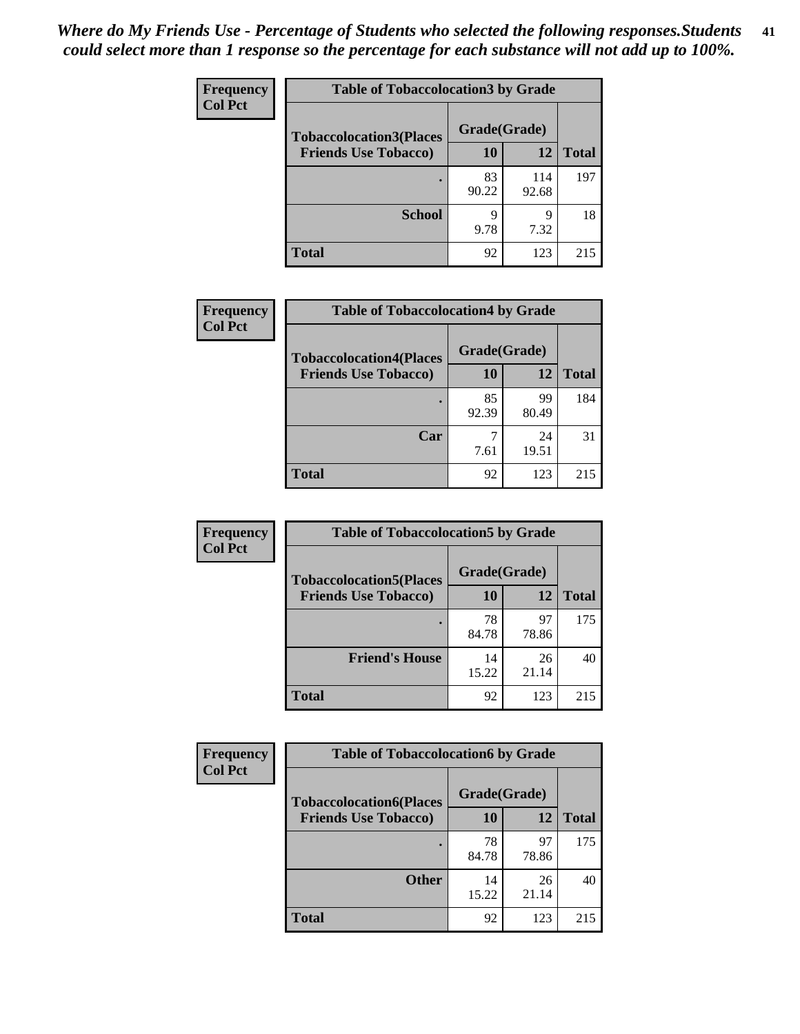*Where do My Friends Use - Percentage of Students who selected the following responses.Students could select more than 1 response so the percentage for each substance will not add up to 100%.*

**Frequency**
**Col Pct**

| Table of Tobaccolocation3 by Grade | | | |
|---|---|---|---|
| **Tobaccolocation3(Places Friends Use Tobacco)** | **Grade(Grade)** | | **Total** |
| | **10** | **12** | |
| **.** | 83<br>90.22 | 114<br>92.68 | 197 |
| **School** | 9<br>9.78 | 9<br>7.32 | 18 |
| **Total** | 92 | 123 | 215 |

**Frequency**
**Col Pct**

| Table of Tobaccolocation4 by Grade | | | |
|---|---|---|---|
| **Tobaccolocation4(Places Friends Use Tobacco)** | **Grade(Grade)** | | **Total** |
| | **10** | **12** | |
| **.** | 85<br>92.39 | 99<br>80.49 | 184 |
| **Car** | 7<br>7.61 | 24<br>19.51 | 31 |
| **Total** | 92 | 123 | 215 |

**Frequency**
**Col Pct**

| Table of Tobaccolocation5 by Grade | | | |
|---|---|---|---|
| **Tobaccolocation5(Places Friends Use Tobacco)** | **Grade(Grade)** | | **Total** |
| | **10** | **12** | |
| **.** | 78<br>84.78 | 97<br>78.86 | 175 |
| **Friend's House** | 14<br>15.22 | 26<br>21.14 | 40 |
| **Total** | 92 | 123 | 215 |

**Frequency**
**Col Pct**

| Table of Tobaccolocation6 by Grade | | | |
|---|---|---|---|
| **Tobaccolocation6(Places Friends Use Tobacco)** | **Grade(Grade)** | | **Total** |
| | **10** | **12** | |
| **.** | 78<br>84.78 | 97<br>78.86 | 175 |
| **Other** | 14<br>15.22 | 26<br>21.14 | 40 |
| **Total** | 92 | 123 | 215 |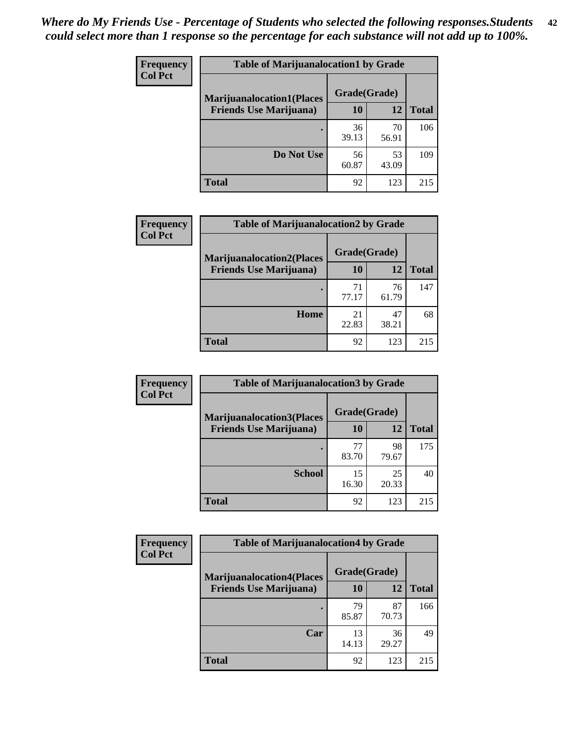*Where do My Friends Use - Percentage of Students who selected the following responses.Students could select more than 1 response so the percentage for each substance will not add up to 100%.*

**Frequency**
**Col Pct**

| Table of Marijuanalocation1 by Grade | | | |
|---|---|---|---|
| **Marijuanalocation1(Places Friends Use Marijuana)** | **Grade(Grade)** | | **Total** |
| | **10** | **12** | |
| **.** | 36<br>39.13 | 70<br>56.91 | 106 |
| **Do Not Use** | 56<br>60.87 | 53<br>43.09 | 109 |
| **Total** | 92 | 123 | 215 |

**Frequency**
**Col Pct**

| Table of Marijuanalocation2 by Grade | | | |
|---|---|---|---|
| **Marijuanalocation2(Places Friends Use Marijuana)** | **Grade(Grade)** | | **Total** |
| | **10** | **12** | |
| **.** | 71<br>77.17 | 76<br>61.79 | 147 |
| **Home** | 21<br>22.83 | 47<br>38.21 | 68 |
| **Total** | 92 | 123 | 215 |

**Frequency**
**Col Pct**

| Table of Marijuanalocation3 by Grade | | | |
|---|---|---|---|
| **Marijuanalocation3(Places Friends Use Marijuana)** | **Grade(Grade)** | | **Total** |
| | **10** | **12** | |
| **.** | 77<br>83.70 | 98<br>79.67 | 175 |
| **School** | 15<br>16.30 | 25<br>20.33 | 40 |
| **Total** | 92 | 123 | 215 |

**Frequency**
**Col Pct**

| Table of Marijuanalocation4 by Grade | | | |
|---|---|---|---|
| **Marijuanalocation4(Places Friends Use Marijuana)** | **Grade(Grade)** | | **Total** |
| | **10** | **12** | |
| **.** | 79<br>85.87 | 87<br>70.73 | 166 |
| **Car** | 13<br>14.13 | 36<br>29.27 | 49 |
| **Total** | 92 | 123 | 215 |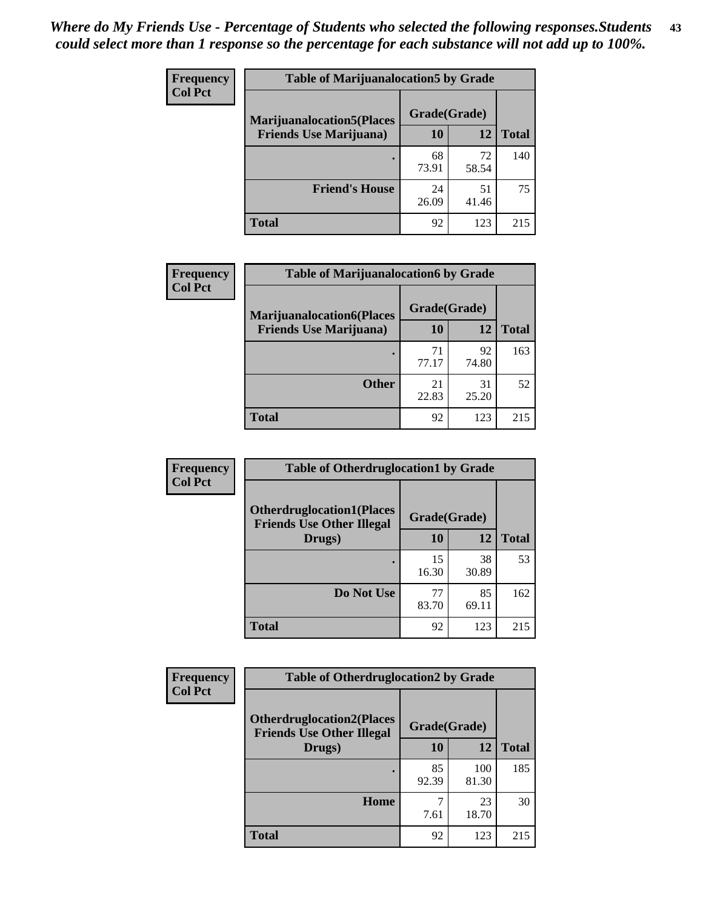*Where do My Friends Use - Percentage of Students who selected the following responses.Students could select more than 1 response so the percentage for each substance will not add up to 100%.*

| Frequency Col Pct | Table of Marijuanalocation5 by Grade | | |
|---|---|---|---|
| Marijuanalocation5(Places Friends Use Marijuana) | Grade(Grade) | | Total |
| | 10 | 12 | |
| . | 68 73.91 | 72 58.54 | 140 |
| Friend's House | 24 26.09 | 51 41.46 | 75 |
| Total | 92 | 123 | 215 |

| Frequency Col Pct | Table of Marijuanalocation6 by Grade | | |
|---|---|---|---|
| Marijuanalocation6(Places Friends Use Marijuana) | Grade(Grade) | | Total |
| | 10 | 12 | |
| . | 71 77.17 | 92 74.80 | 163 |
| Other | 21 22.83 | 31 25.20 | 52 |
| Total | 92 | 123 | 215 |

| Frequency Col Pct | Table of Otherdruglocation1 by Grade | | |
|---|---|---|---|
| Otherdruglocation1(Places Friends Use Other Illegal Drugs) | Grade(Grade) | | Total |
| | 10 | 12 | |
| . | 15 16.30 | 38 30.89 | 53 |
| Do Not Use | 77 83.70 | 85 69.11 | 162 |
| Total | 92 | 123 | 215 |

| Frequency Col Pct | Table of Otherdruglocation2 by Grade | | |
|---|---|---|---|
| Otherdruglocation2(Places Friends Use Other Illegal Drugs) | Grade(Grade) | | Total |
| | 10 | 12 | |
| . | 85 92.39 | 100 81.30 | 185 |
| Home | 7 7.61 | 23 18.70 | 30 |
| Total | 92 | 123 | 215 |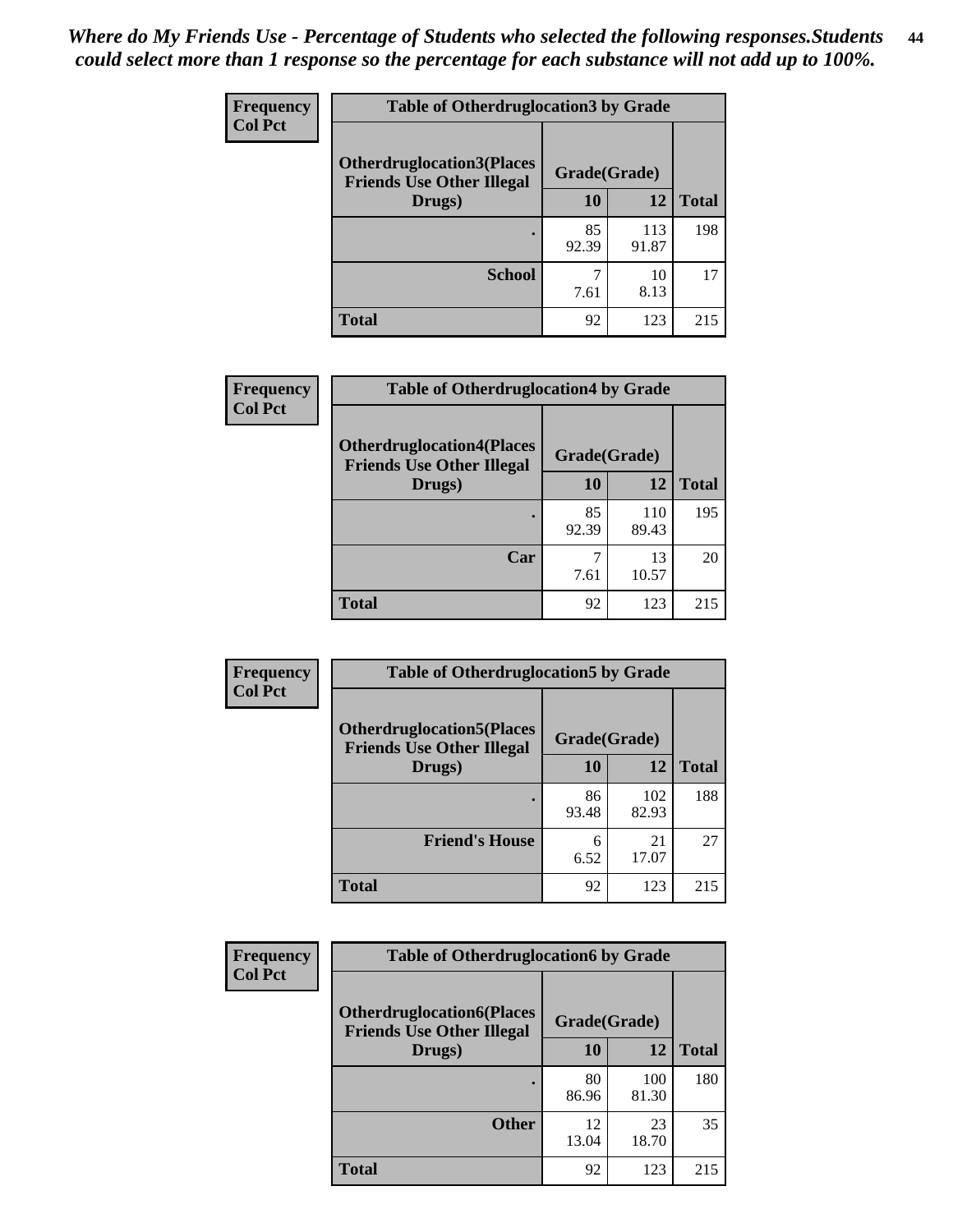*Where do My Friends Use - Percentage of Students who selected the following responses.Students could select more than 1 response so the percentage for each substance will not add up to 100%.*

**Frequency**
**Col Pct**

| Table of Otherdruglocation3 by Grade | | | |
|---|---|---|---|
| **Otherdruglocation3(Places Friends Use Other Illegal Drugs)** | **Grade(Grade)** | | |
| | **10** | **12** | **Total** |
| **.** | 85<br>92.39 | 113<br>91.87 | 198 |
| **School** | 7<br>7.61 | 10<br>8.13 | 17 |
| **Total** | 92 | 123 | 215 |

**Frequency**
**Col Pct**

| Table of Otherdruglocation4 by Grade | | | |
|---|---|---|---|
| **Otherdruglocation4(Places Friends Use Other Illegal Drugs)** | **Grade(Grade)** | | |
| | **10** | **12** | **Total** |
| **.** | 85<br>92.39 | 110<br>89.43 | 195 |
| **Car** | 7<br>7.61 | 13<br>10.57 | 20 |
| **Total** | 92 | 123 | 215 |

**Frequency**
**Col Pct**

| Table of Otherdruglocation5 by Grade | | | |
|---|---|---|---|
| **Otherdruglocation5(Places Friends Use Other Illegal Drugs)** | **Grade(Grade)** | | |
| | **10** | **12** | **Total** |
| **.** | 86<br>93.48 | 102<br>82.93 | 188 |
| **Friend's House** | 6<br>6.52 | 21<br>17.07 | 27 |
| **Total** | 92 | 123 | 215 |

**Frequency**
**Col Pct**

| Table of Otherdruglocation6 by Grade | | | |
|---|---|---|---|
| **Otherdruglocation6(Places Friends Use Other Illegal Drugs)** | **Grade(Grade)** | | |
| | **10** | **12** | **Total** |
| **.** | 80<br>86.96 | 100<br>81.30 | 180 |
| **Other** | 12<br>13.04 | 23<br>18.70 | 35 |
| **Total** | 92 | 123 | 215 |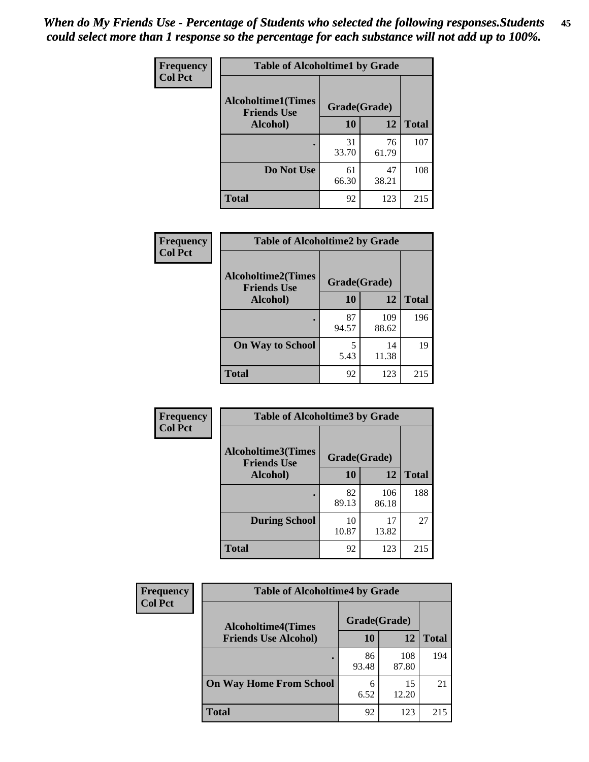*When do My Friends Use - Percentage of Students who selected the following responses.Students could select more than 1 response so the percentage for each substance will not add up to 100%.*

**Frequency**
**Col Pct**

| Table of Alcoholtime1 by Grade | | | |
|---|---|---|---|
| Alcoholtime1(Times Friends Use Alcohol) | Grade(Grade) | | Total |
| | 10 | 12 | |
| . | 31<br>33.70 | 76<br>61.79 | 107 |
| Do Not Use | 61<br>66.30 | 47<br>38.21 | 108 |
| Total | 92 | 123 | 215 |

**Frequency**
**Col Pct**

| Table of Alcoholtime2 by Grade | | | |
|---|---|---|---|
| Alcoholtime2(Times Friends Use Alcohol) | Grade(Grade) | | Total |
| | 10 | 12 | |
| . | 87<br>94.57 | 109<br>88.62 | 196 |
| On Way to School | 5<br>5.43 | 14<br>11.38 | 19 |
| Total | 92 | 123 | 215 |

**Frequency**
**Col Pct**

| Table of Alcoholtime3 by Grade | | | |
|---|---|---|---|
| Alcoholtime3(Times Friends Use Alcohol) | Grade(Grade) | | Total |
| | 10 | 12 | |
| . | 82<br>89.13 | 106<br>86.18 | 188 |
| During School | 10<br>10.87 | 17<br>13.82 | 27 |
| Total | 92 | 123 | 215 |

**Frequency**
**Col Pct**

| Table of Alcoholtime4 by Grade | | | |
|---|---|---|---|
| Alcoholtime4(Times Friends Use Alcohol) | Grade(Grade) | | Total |
| | 10 | 12 | |
| . | 86<br>93.48 | 108<br>87.80 | 194 |
| On Way Home From School | 6<br>6.52 | 15<br>12.20 | 21 |
| Total | 92 | 123 | 215 |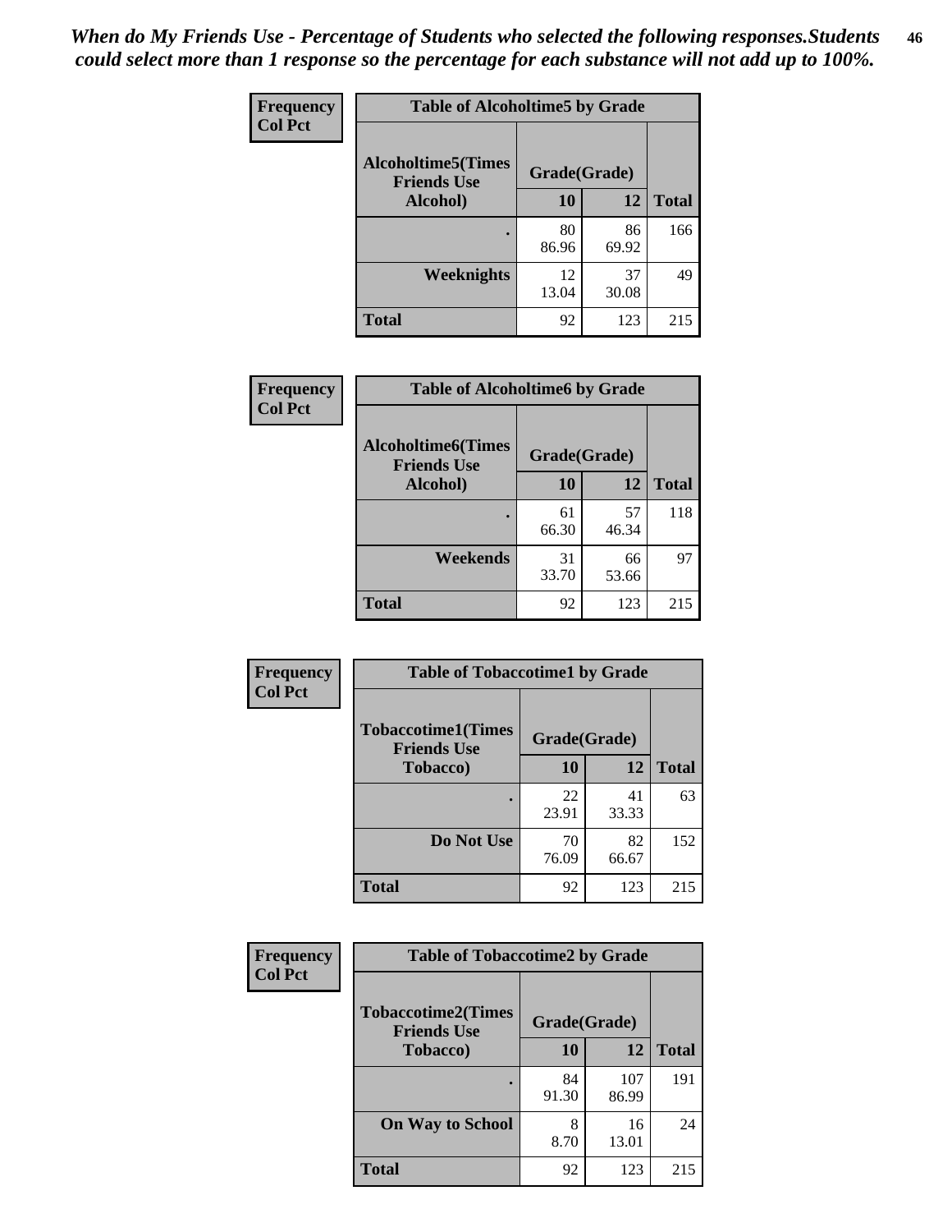*When do My Friends Use - Percentage of Students who selected the following responses.Students could select more than 1 response so the percentage for each substance will not add up to 100%.*

**Frequency**
**Col Pct**

| Table of Alcoholtime5 by Grade | | | |
|---|---|---|---|
| Alcoholtime5(Times Friends Use Alcohol) | Grade(Grade) | | Total |
| | 10 | 12 | |
| . | 80<br>86.96 | 86<br>69.92 | 166 |
| Weeknights | 12<br>13.04 | 37<br>30.08 | 49 |
| Total | 92 | 123 | 215 |

**Frequency**
**Col Pct**

| Table of Alcoholtime6 by Grade | | | |
|---|---|---|---|
| Alcoholtime6(Times Friends Use Alcohol) | Grade(Grade) | | Total |
| | 10 | 12 | |
| . | 61<br>66.30 | 57<br>46.34 | 118 |
| Weekends | 31<br>33.70 | 66<br>53.66 | 97 |
| Total | 92 | 123 | 215 |

**Frequency**
**Col Pct**

| Table of Tobaccotime1 by Grade | | | |
|---|---|---|---|
| Tobaccotime1(Times Friends Use Tobacco) | Grade(Grade) | | Total |
| | 10 | 12 | |
| . | 22<br>23.91 | 41<br>33.33 | 63 |
| Do Not Use | 70<br>76.09 | 82<br>66.67 | 152 |
| Total | 92 | 123 | 215 |

**Frequency**
**Col Pct**

| Table of Tobaccotime2 by Grade | | | |
|---|---|---|---|
| Tobaccotime2(Times Friends Use Tobacco) | Grade(Grade) | | Total |
| | 10 | 12 | |
| . | 84<br>91.30 | 107<br>86.99 | 191 |
| On Way to School | 8<br>8.70 | 16<br>13.01 | 24 |
| Total | 92 | 123 | 215 |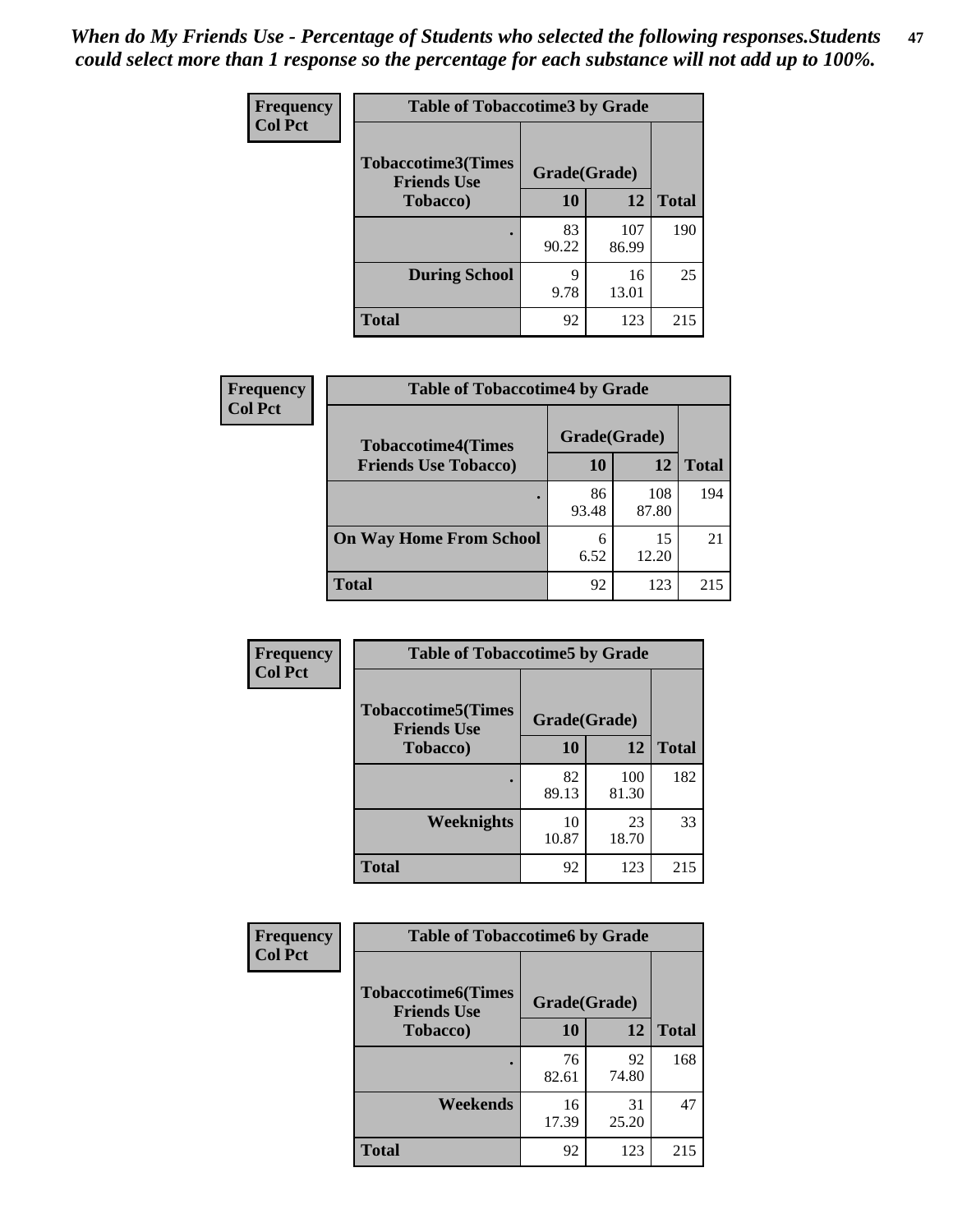*When do My Friends Use - Percentage of Students who selected the following responses.Students could select more than 1 response so the percentage for each substance will not add up to 100%.*

**Frequency**
**Col Pct**

| Table of Tobaccotime3 by Grade | | | |
|---|---|---|---|
| **Tobaccotime3(Times Friends Use Tobacco)** | **Grade(Grade)** | | **Total** |
| | **10** | **12** | |
| **.** | 83<br>90.22 | 107<br>86.99 | 190 |
| **During School** | 9<br>9.78 | 16<br>13.01 | 25 |
| **Total** | 92 | 123 | 215 |

**Frequency**
**Col Pct**

| Table of Tobaccotime4 by Grade | | | |
|---|---|---|---|
| **Tobaccotime4(Times Friends Use Tobacco)** | **Grade(Grade)** | | **Total** |
| | **10** | **12** | |
| **.** | 86<br>93.48 | 108<br>87.80 | 194 |
| **On Way Home From School** | 6<br>6.52 | 15<br>12.20 | 21 |
| **Total** | 92 | 123 | 215 |

**Frequency**
**Col Pct**

| Table of Tobaccotime5 by Grade | | | |
|---|---|---|---|
| **Tobaccotime5(Times Friends Use Tobacco)** | **Grade(Grade)** | | **Total** |
| | **10** | **12** | |
| **.** | 82<br>89.13 | 100<br>81.30 | 182 |
| **Weeknights** | 10<br>10.87 | 23<br>18.70 | 33 |
| **Total** | 92 | 123 | 215 |

**Frequency**
**Col Pct**

| Table of Tobaccotime6 by Grade | | | |
|---|---|---|---|
| **Tobaccotime6(Times Friends Use Tobacco)** | **Grade(Grade)** | | **Total** |
| | **10** | **12** | |
| **.** | 76<br>82.61 | 92<br>74.80 | 168 |
| **Weekends** | 16<br>17.39 | 31<br>25.20 | 47 |
| **Total** | 92 | 123 | 215 |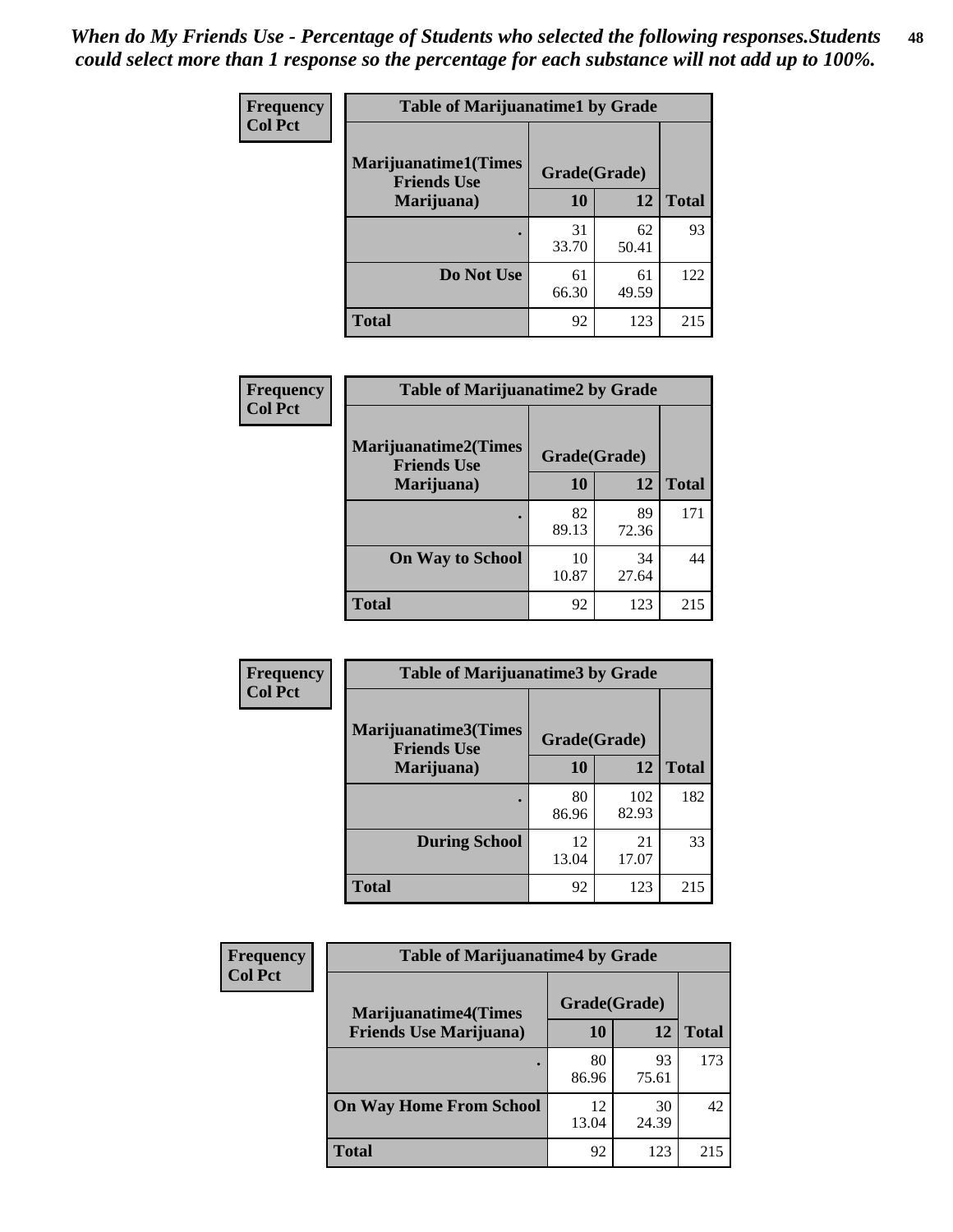*When do My Friends Use - Percentage of Students who selected the following responses.Students could select more than 1 response so the percentage for each substance will not add up to 100%.*

| Frequency Col Pct | Table of Marijuanatime1 by Grade | | |
|---|---|---|---|
| Marijuanatime1(Times Friends Use Marijuana) | Grade(Grade) | | |
| | 10 | 12 | Total |
| . | 31<br>33.70 | 62<br>50.41 | 93 |
| Do Not Use | 61<br>66.30 | 61<br>49.59 | 122 |
| Total | 92 | 123 | 215 |

| Frequency Col Pct | Table of Marijuanatime2 by Grade | | |
|---|---|---|---|
| Marijuanatime2(Times Friends Use Marijuana) | Grade(Grade) | | |
| | 10 | 12 | Total |
| . | 82<br>89.13 | 89<br>72.36 | 171 |
| On Way to School | 10<br>10.87 | 34<br>27.64 | 44 |
| Total | 92 | 123 | 215 |

| Frequency Col Pct | Table of Marijuanatime3 by Grade | | |
|---|---|---|---|
| Marijuanatime3(Times Friends Use Marijuana) | Grade(Grade) | | |
| | 10 | 12 | Total |
| . | 80<br>86.96 | 102<br>82.93 | 182 |
| During School | 12<br>13.04 | 21<br>17.07 | 33 |
| Total | 92 | 123 | 215 |

| Frequency Col Pct | Table of Marijuanatime4 by Grade | | |
|---|---|---|---|
| Marijuanatime4(Times Friends Use Marijuana) | Grade(Grade) | | |
| | 10 | 12 | Total |
| . | 80<br>86.96 | 93<br>75.61 | 173 |
| On Way Home From School | 12<br>13.04 | 30<br>24.39 | 42 |
| Total | 92 | 123 | 215 |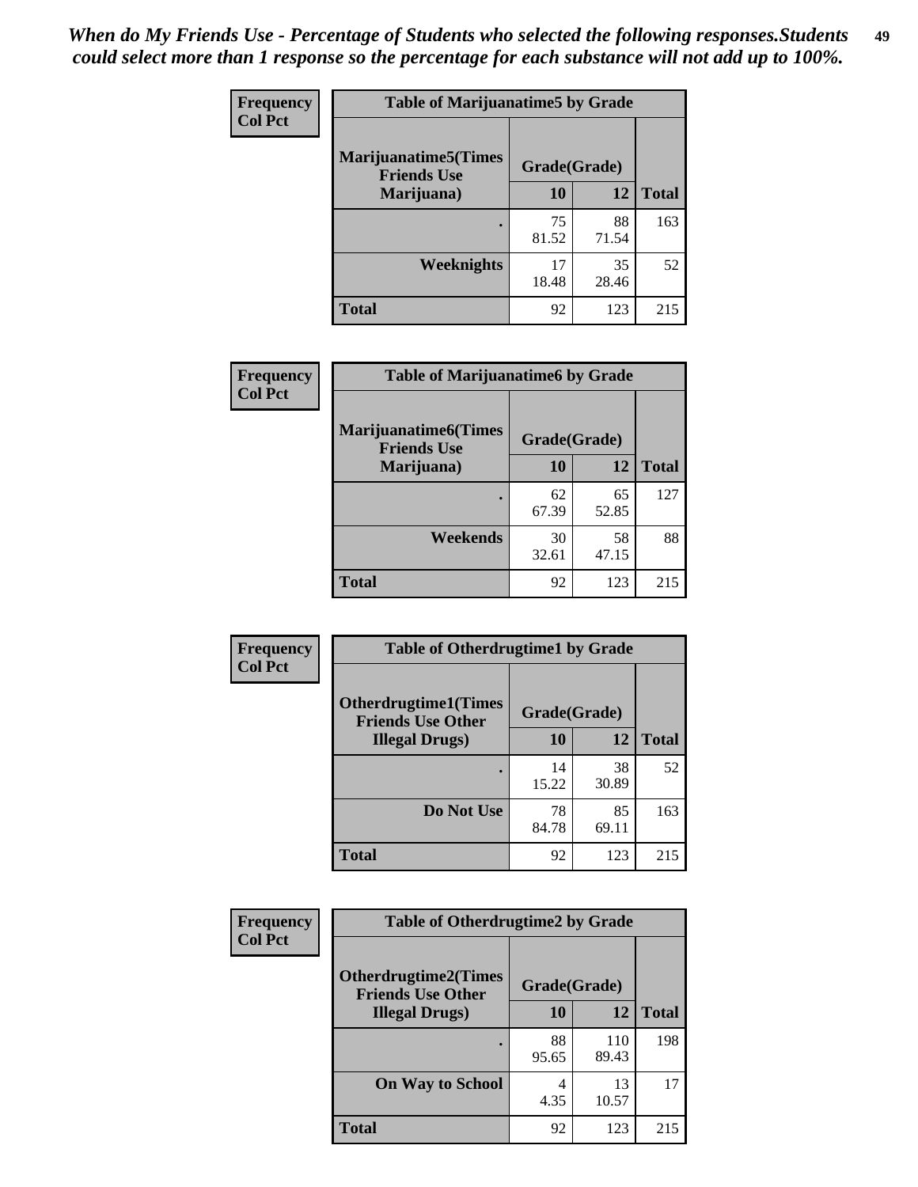*When do My Friends Use - Percentage of Students who selected the following responses.Students could select more than 1 response so the percentage for each substance will not add up to 100%.*

**Frequency**
**Col Pct**

| Table of Marijuanatime5 by Grade | | | |
|---|---|---|---|
| Marijuanatime5(Times Friends Use Marijuana) | Grade(Grade) | | Total |
| | 10 | 12 | |
| . | 75<br>81.52 | 88<br>71.54 | 163 |
| Weeknights | 17<br>18.48 | 35<br>28.46 | 52 |
| Total | 92 | 123 | 215 |

**Frequency**
**Col Pct**

| Table of Marijuanatime6 by Grade | | | |
|---|---|---|---|
| Marijuanatime6(Times Friends Use Marijuana) | Grade(Grade) | | Total |
| | 10 | 12 | |
| . | 62<br>67.39 | 65<br>52.85 | 127 |
| Weekends | 30<br>32.61 | 58<br>47.15 | 88 |
| Total | 92 | 123 | 215 |

**Frequency**
**Col Pct**

| Table of Otherdrugtime1 by Grade | | | |
|---|---|---|---|
| Otherdrugtime1(Times Friends Use Other Illegal Drugs) | Grade(Grade) | | Total |
| | 10 | 12 | |
| . | 14<br>15.22 | 38<br>30.89 | 52 |
| Do Not Use | 78<br>84.78 | 85<br>69.11 | 163 |
| Total | 92 | 123 | 215 |

**Frequency**
**Col Pct**

| Table of Otherdrugtime2 by Grade | | | |
|---|---|---|---|
| Otherdrugtime2(Times Friends Use Other Illegal Drugs) | Grade(Grade) | | Total |
| | 10 | 12 | |
| . | 88<br>95.65 | 110<br>89.43 | 198 |
| On Way to School | 4<br>4.35 | 13<br>10.57 | 17 |
| Total | 92 | 123 | 215 |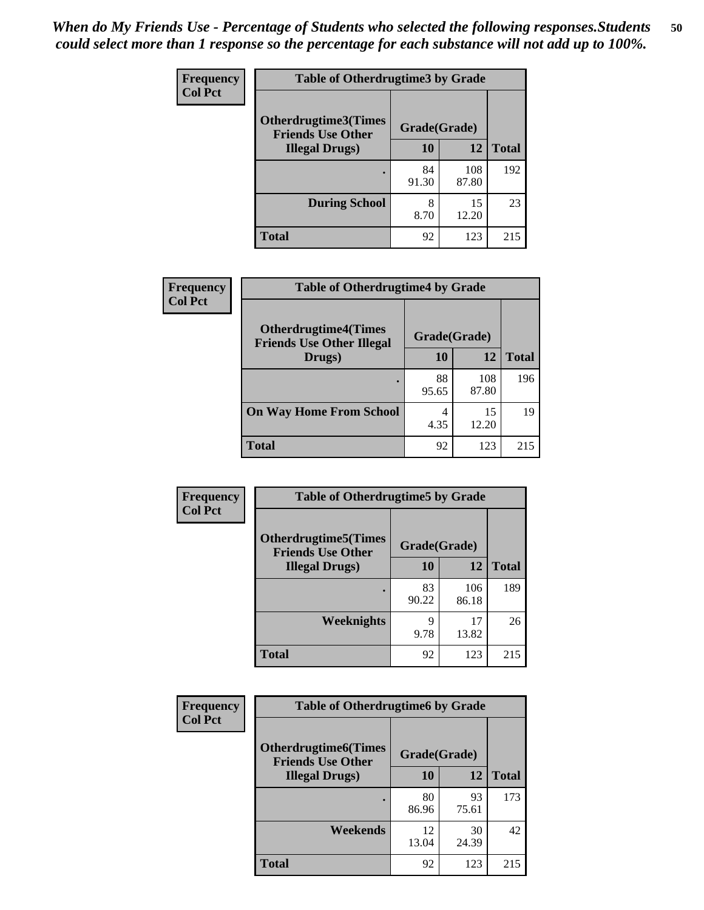*When do My Friends Use - Percentage of Students who selected the following responses.Students could select more than 1 response so the percentage for each substance will not add up to 100%.*

**Frequency**
**Col Pct**

| Table of Otherdrugtime3 by Grade | | | |
|---|---|---|---|
| **Otherdrugtime3(Times Friends Use Other Illegal Drugs)** | **Grade(Grade)** | | |
| | **10** | **12** | **Total** |
| **.** | 84<br>91.30 | 108<br>87.80 | 192 |
| **During School** | 8<br>8.70 | 15<br>12.20 | 23 |
| **Total** | 92 | 123 | 215 |

**Frequency**
**Col Pct**

| Table of Otherdrugtime4 by Grade | | | |
|---|---|---|---|
| **Otherdrugtime4(Times Friends Use Other Illegal Drugs)** | **Grade(Grade)** | | |
| | **10** | **12** | **Total** |
| **.** | 88<br>95.65 | 108<br>87.80 | 196 |
| **On Way Home From School** | 4<br>4.35 | 15<br>12.20 | 19 |
| **Total** | 92 | 123 | 215 |

**Frequency**
**Col Pct**

| Table of Otherdrugtime5 by Grade | | | |
|---|---|---|---|
| **Otherdrugtime5(Times Friends Use Other Illegal Drugs)** | **Grade(Grade)** | | |
| | **10** | **12** | **Total** |
| **.** | 83<br>90.22 | 106<br>86.18 | 189 |
| **Weeknights** | 9<br>9.78 | 17<br>13.82 | 26 |
| **Total** | 92 | 123 | 215 |

**Frequency**
**Col Pct**

| Table of Otherdrugtime6 by Grade | | | |
|---|---|---|---|
| **Otherdrugtime6(Times Friends Use Other Illegal Drugs)** | **Grade(Grade)** | | |
| | **10** | **12** | **Total** |
| **.** | 80<br>86.96 | 93<br>75.61 | 173 |
| **Weekends** | 12<br>13.04 | 30<br>24.39 | 42 |
| **Total** | 92 | 123 | 215 |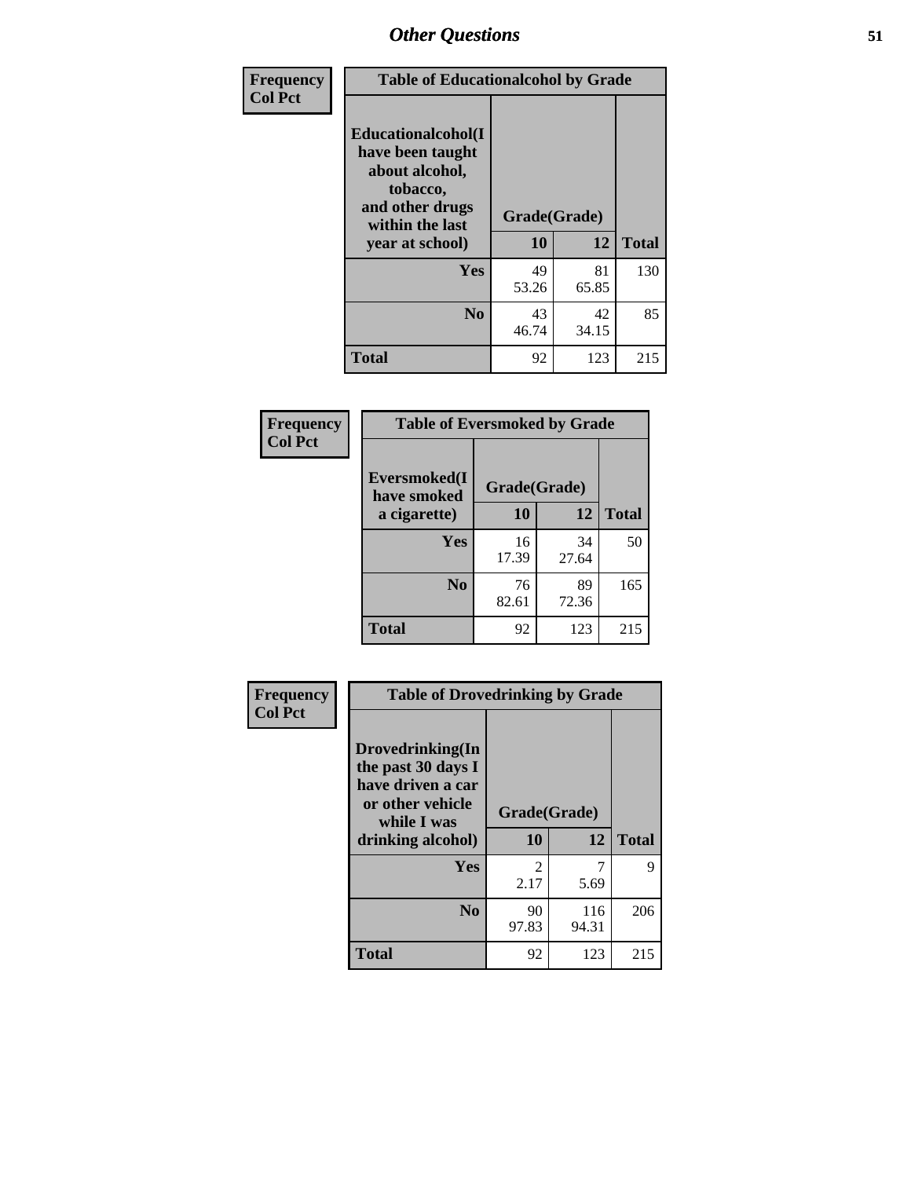| Frequency<br>Col Pct | Table of Educationalalcohol by Grade | | |
|---|---|---|---|
| Educationalalcohol(I have been taught about alcohol, tobacco, and other drugs within the last year at school) | Grade(Grade) | | |
| | 10 | 12 | Total |
| Yes | 49<br>53.26 | 81<br>65.85 | 130 |
| No | 43<br>46.74 | 42<br>34.15 | 85 |
| Total | 92 | 123 | 215 |

| Frequency<br>Col Pct | Table of Eversmoked by Grade | | |
|---|---|---|---|
| Eversmoked(I have smoked a cigarette) | Grade(Grade) | | |
| | 10 | 12 | Total |
| Yes | 16<br>17.39 | 34<br>27.64 | 50 |
| No | 76<br>82.61 | 89<br>72.36 | 165 |
| Total | 92 | 123 | 215 |

| Frequency<br>Col Pct | Table of Drovedrinking by Grade | | |
|---|---|---|---|
| Drovedrinking(In the past 30 days I have driven a car or other vehicle while I was drinking alcohol) | Grade(Grade) | | |
| | 10 | 12 | Total |
| Yes | 2<br>2.17 | 7<br>5.69 | 9 |
| No | 90<br>97.83 | 116<br>94.31 | 206 |
| Total | 92 | 123 | 215 |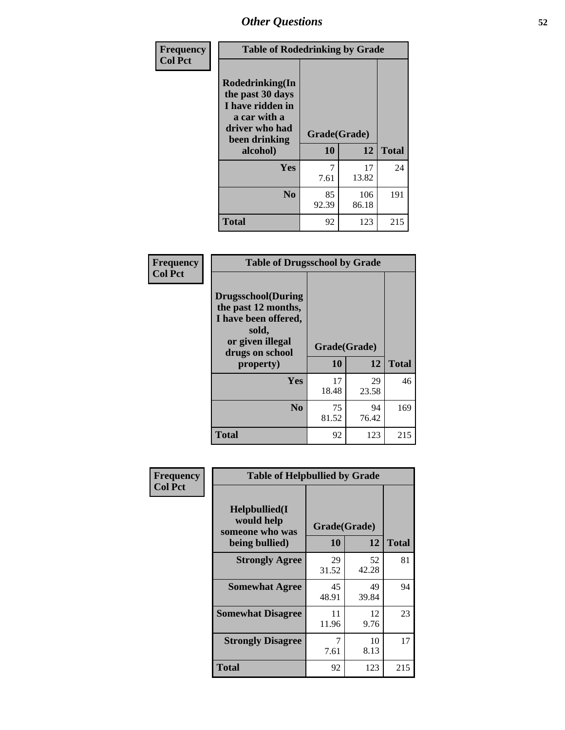## Other Questions

**Frequency**
**Col Pct**

| Table of Rodedrinking by Grade | | | |
|---|---|---|---|
| **Rodedrinking(In the past 30 days I have ridden in a car with a driver who had been drinking alcohol)** | **Grade(Grade)** | | |
| | **10** | **12** | **Total** |
| **Yes** | 7<br>7.61 | 17<br>13.82 | 24 |
| **No** | 85<br>92.39 | 106<br>86.18 | 191 |
| **Total** | 92 | 123 | 215 |

**Frequency**
**Col Pct**

| Table of Drugsschool by Grade | | | |
|---|---|---|---|
| **Drugsschool(During the past 12 months, I have been offered, sold, or given illegal drugs on school property)** | **Grade(Grade)** | | |
| | **10** | **12** | **Total** |
| **Yes** | 17<br>18.48 | 29<br>23.58 | 46 |
| **No** | 75<br>81.52 | 94<br>76.42 | 169 |
| **Total** | 92 | 123 | 215 |

**Frequency**
**Col Pct**

| Table of Helpbullied by Grade | | | |
|---|---|---|---|
| **Helpbullied(I would help someone who was being bullied)** | **Grade(Grade)** | | |
| | **10** | **12** | **Total** |
| **Strongly Agree** | 29<br>31.52 | 52<br>42.28 | 81 |
| **Somewhat Agree** | 45<br>48.91 | 49<br>39.84 | 94 |
| **Somewhat Disagree** | 11<br>11.96 | 12<br>9.76 | 23 |
| **Strongly Disagree** | 7<br>7.61 | 10<br>8.13 | 17 |
| **Total** | 92 | 123 | 215 |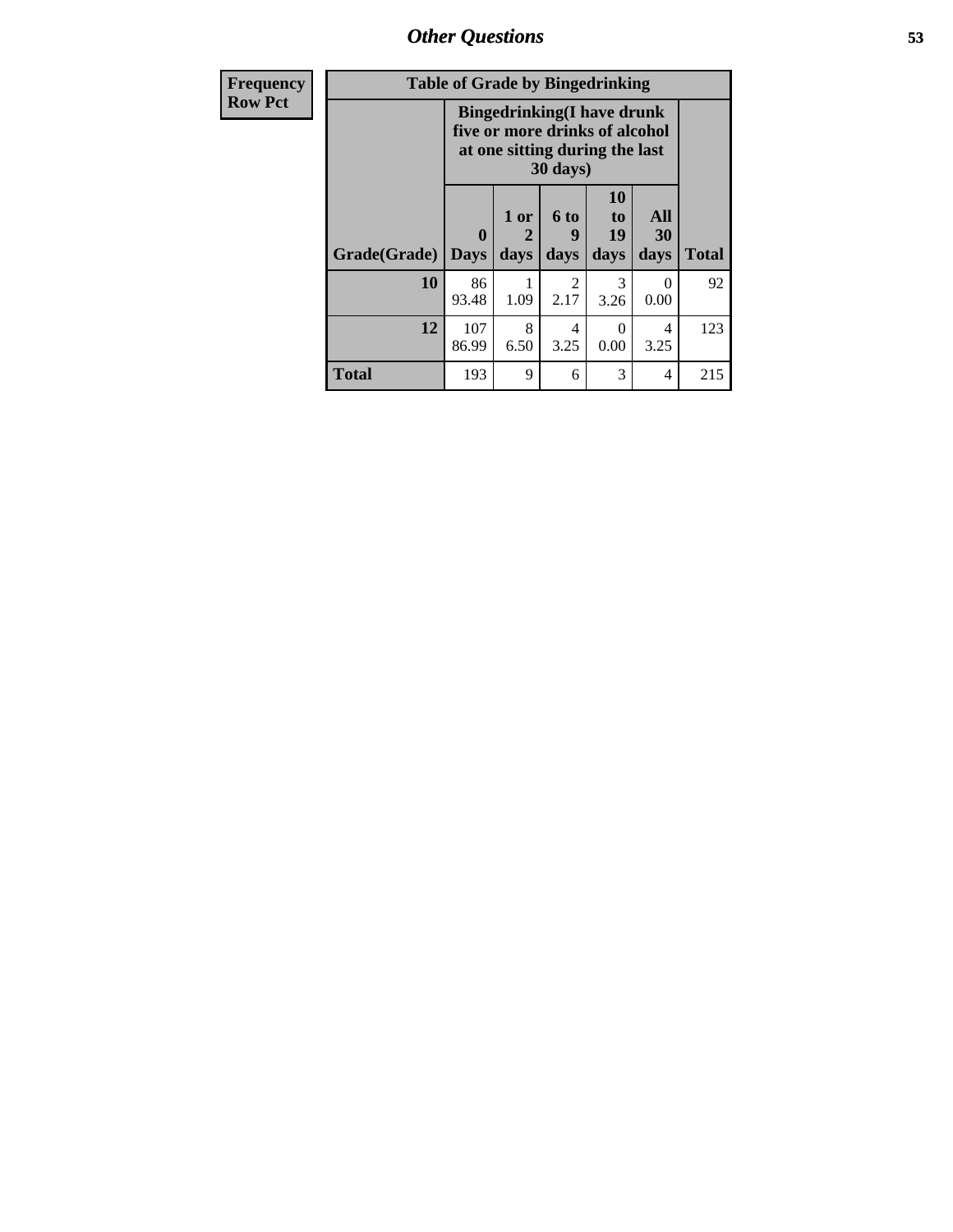| Frequency Row Pct |
|---|

**Table of Grade by Bingedrinking**

| Grade(Grade) | Bingedrinking(I have drunk five or more drinks of alcohol at one sitting during the last 30 days) | | | | | Total |
|---|---|---|---|---|---|---|
| | 0 Days | 1 or 2 days | 6 to 9 days | 10 to 19 days | All 30 days | |
| **10** | 86<br>93.48 | 1<br>1.09 | 2<br>2.17 | 3<br>3.26 | 0<br>0.00 | 92 |
| **12** | 107<br>86.99 | 8<br>6.50 | 4<br>3.25 | 0<br>0.00 | 4<br>3.25 | 123 |
| **Total** | 193 | 9 | 6 | 3 | 4 | 215 |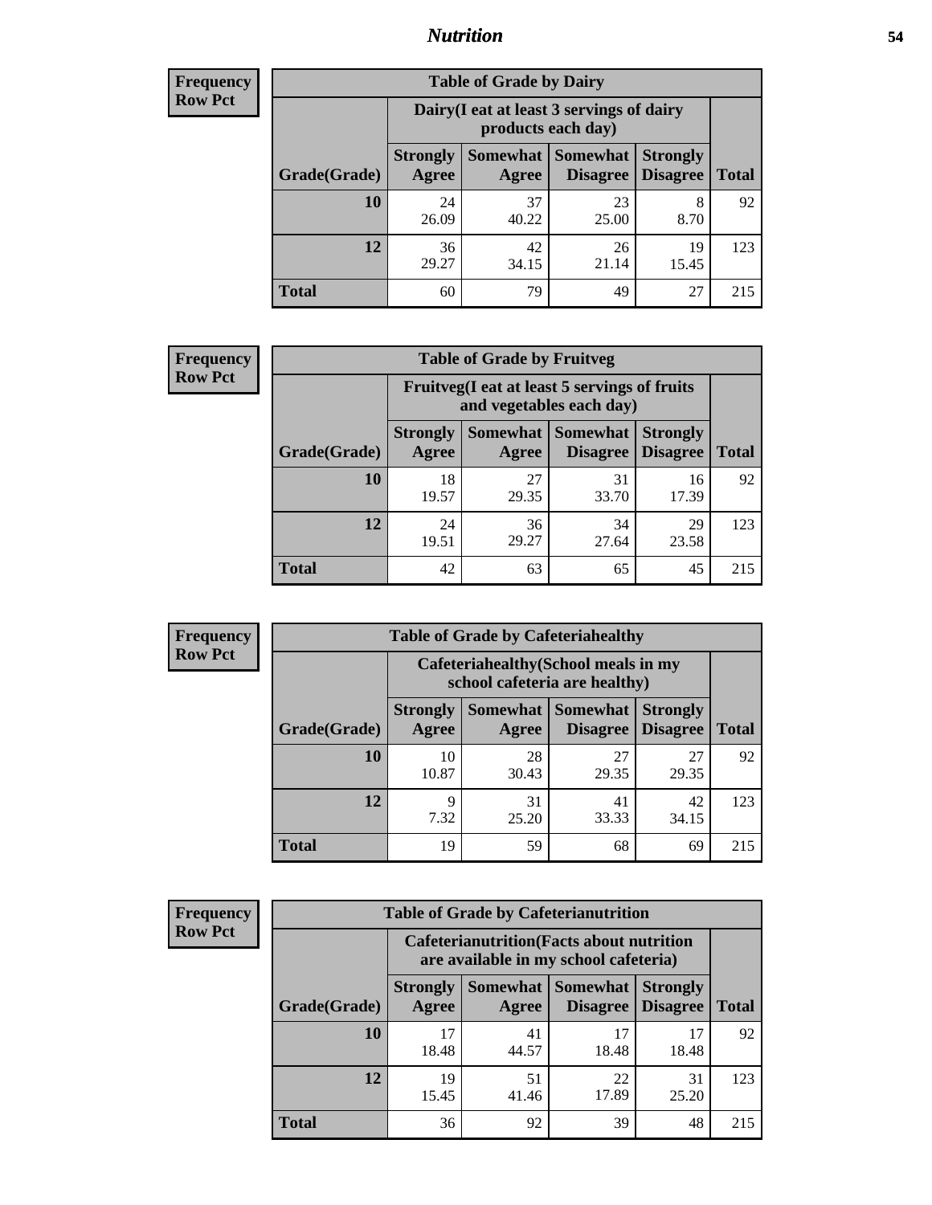# Nutrition

**Frequency**
**Row Pct**

| Table of Grade by Dairy | | | | | |
|---|---|---|---|---|---|
| | Dairy(I eat at least 3 servings of dairy products each day) | | | | |
| Grade(Grade) | Strongly Agree | Somewhat Agree | Somewhat Disagree | Strongly Disagree | Total |
| **10** | 24<br>26.09 | 37<br>40.22 | 23<br>25.00 | 8<br>8.70 | 92 |
| **12** | 36<br>29.27 | 42<br>34.15 | 26<br>21.14 | 19<br>15.45 | 123 |
| **Total** | 60 | 79 | 49 | 27 | 215 |

**Frequency**
**Row Pct**

| Table of Grade by Fruitveg | | | | | |
|---|---|---|---|---|---|
| | Fruitveg(I eat at least 5 servings of fruits and vegetables each day) | | | | |
| Grade(Grade) | Strongly Agree | Somewhat Agree | Somewhat Disagree | Strongly Disagree | Total |
| **10** | 18<br>19.57 | 27<br>29.35 | 31<br>33.70 | 16<br>17.39 | 92 |
| **12** | 24<br>19.51 | 36<br>29.27 | 34<br>27.64 | 29<br>23.58 | 123 |
| **Total** | 42 | 63 | 65 | 45 | 215 |

**Frequency**
**Row Pct**

| Table of Grade by Cafeteriahealthy | | | | | |
|---|---|---|---|---|---|
| | Cafeteriahealthy(School meals in my school cafeteria are healthy) | | | | |
| Grade(Grade) | Strongly Agree | Somewhat Agree | Somewhat Disagree | Strongly Disagree | Total |
| **10** | 10<br>10.87 | 28<br>30.43 | 27<br>29.35 | 27<br>29.35 | 92 |
| **12** | 9<br>7.32 | 31<br>25.20 | 41<br>33.33 | 42<br>34.15 | 123 |
| **Total** | 19 | 59 | 68 | 69 | 215 |

**Frequency**
**Row Pct**

| Table of Grade by Cafeterianutrition | | | | | |
|---|---|---|---|---|---|
| | Cafeterianutrition(Facts about nutrition are available in my school cafeteria) | | | | |
| Grade(Grade) | Strongly Agree | Somewhat Agree | Somewhat Disagree | Strongly Disagree | Total |
| **10** | 17<br>18.48 | 41<br>44.57 | 17<br>18.48 | 17<br>18.48 | 92 |
| **12** | 19<br>15.45 | 51<br>41.46 | 22<br>17.89 | 31<br>25.20 | 123 |
| **Total** | 36 | 92 | 39 | 48 | 215 |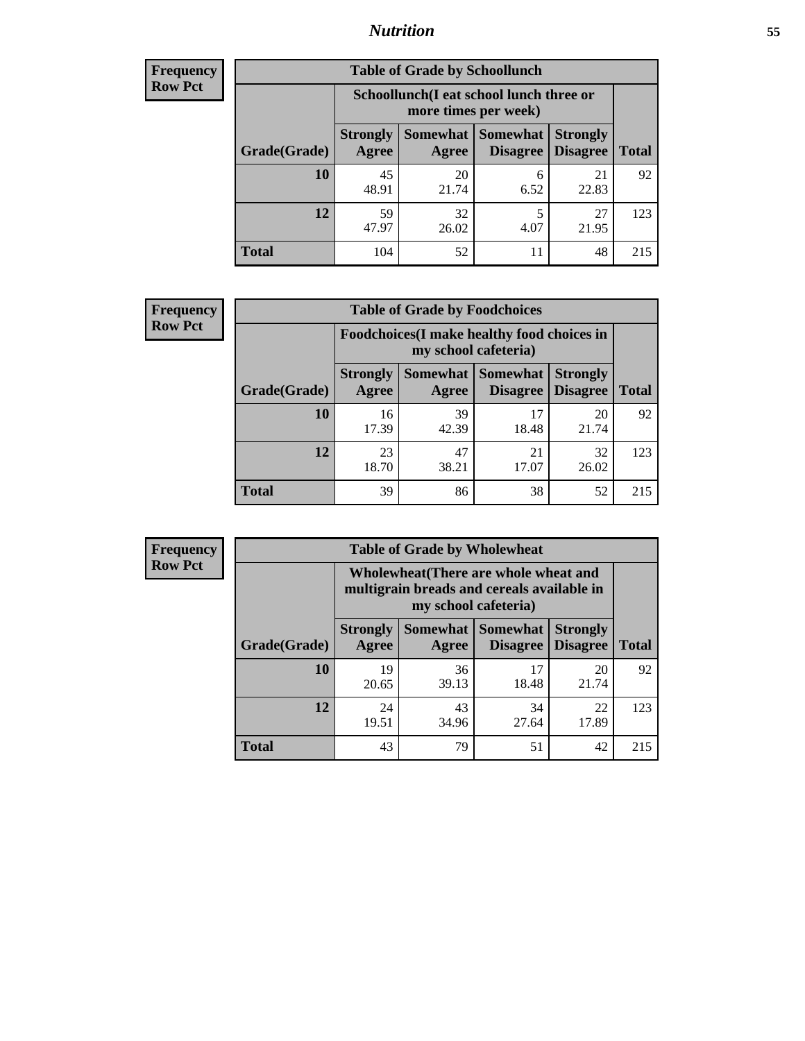# Nutrition

**Frequency Row Pct**

| Table of Grade by Schoollunch | | | | | |
|---|---|---|---|---|---|
| | Schoollunch(I eat school lunch three or more times per week) | | | | |
| Grade(Grade) | Strongly Agree | Somewhat Agree | Somewhat Disagree | Strongly Disagree | Total |
| 10 | 45<br>48.91 | 20<br>21.74 | 6<br>6.52 | 21<br>22.83 | 92 |
| 12 | 59<br>47.97 | 32<br>26.02 | 5<br>4.07 | 27<br>21.95 | 123 |
| Total | 104 | 52 | 11 | 48 | 215 |

**Frequency Row Pct**

| Table of Grade by Foodchoices | | | | | |
|---|---|---|---|---|---|
| | Foodchoices(I make healthy food choices in my school cafeteria) | | | | |
| Grade(Grade) | Strongly Agree | Somewhat Agree | Somewhat Disagree | Strongly Disagree | Total |
| 10 | 16<br>17.39 | 39<br>42.39 | 17<br>18.48 | 20<br>21.74 | 92 |
| 12 | 23<br>18.70 | 47<br>38.21 | 21<br>17.07 | 32<br>26.02 | 123 |
| Total | 39 | 86 | 38 | 52 | 215 |

**Frequency Row Pct**

| Table of Grade by Wholewheat | | | | | |
|---|---|---|---|---|---|
| | Wholewheat(There are whole wheat and multigrain breads and cereals available in my school cafeteria) | | | | |
| Grade(Grade) | Strongly Agree | Somewhat Agree | Somewhat Disagree | Strongly Disagree | Total |
| 10 | 19<br>20.65 | 36<br>39.13 | 17<br>18.48 | 20<br>21.74 | 92 |
| 12 | 24<br>19.51 | 43<br>34.96 | 34<br>27.64 | 22<br>17.89 | 123 |
| Total | 43 | 79 | 51 | 42 | 215 |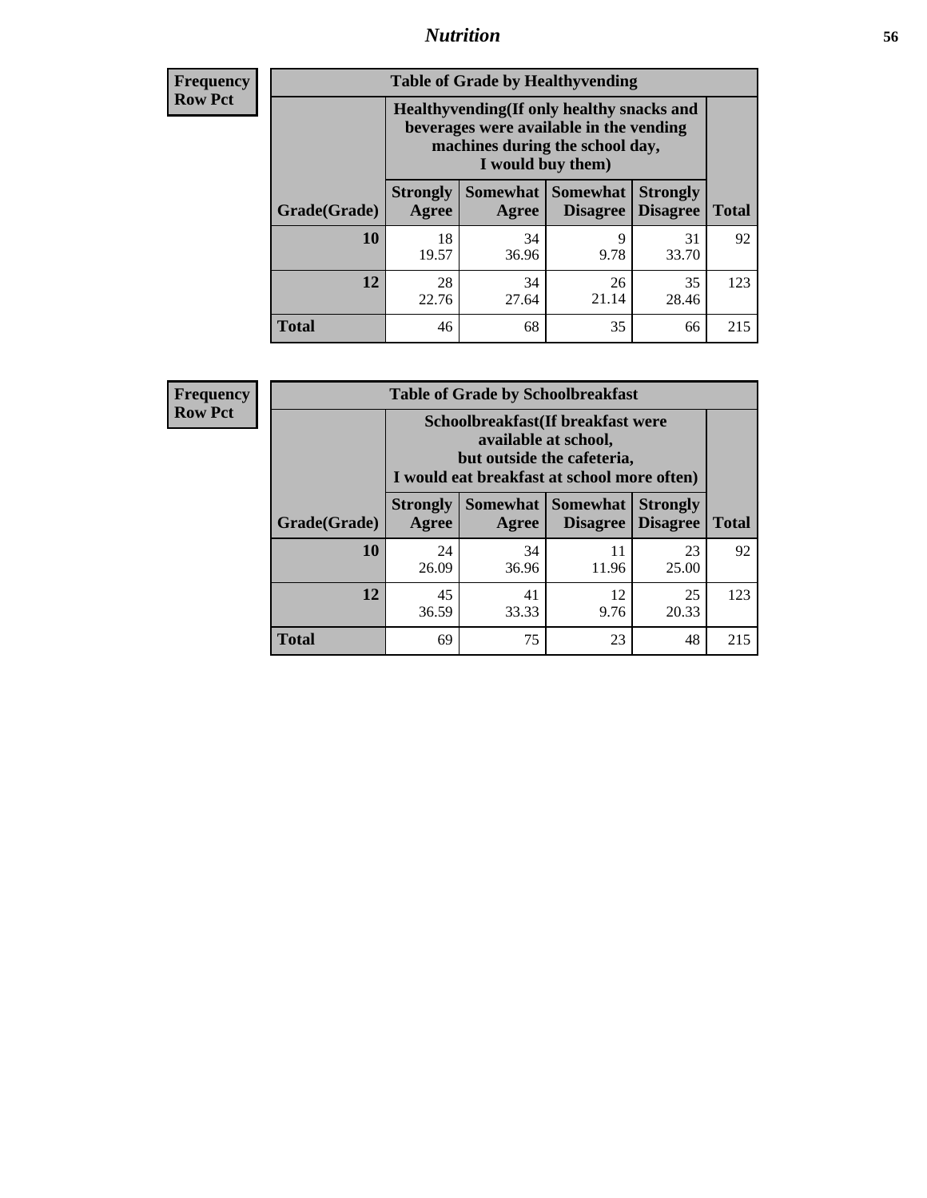| Frequency<br>Row Pct |
|---|

**Table of Grade by Healthyvending**

| Grade(Grade) | Healthyvending(If only healthy snacks and beverages were available in the vending machines during the school day, I would buy them) | | | | Total |
|---|---|---|---|---|---|
| | Strongly Agree | Somewhat Agree | Somewhat Disagree | Strongly Disagree | Total |
| 10 | 18<br>19.57 | 34<br>36.96 | 9<br>9.78 | 31<br>33.70 | 92 |
| 12 | 28<br>22.76 | 34<br>27.64 | 26<br>21.14 | 35<br>28.46 | 123 |
| Total | 46 | 68 | 35 | 66 | 215 |

| Frequency<br>Row Pct |
|---|

**Table of Grade by Schoolbreakfast**

| Grade(Grade) | Schoolbreakfast(If breakfast were available at school, but outside the cafeteria, I would eat breakfast at school more often) | | | | Total |
|---|---|---|---|---|---|
| | Strongly Agree | Somewhat Agree | Somewhat Disagree | Strongly Disagree | Total |
| 10 | 24<br>26.09 | 34<br>36.96 | 11<br>11.96 | 23<br>25.00 | 92 |
| 12 | 45<br>36.59 | 41<br>33.33 | 12<br>9.76 | 25<br>20.33 | 123 |
| Total | 69 | 75 | 23 | 48 | 215 |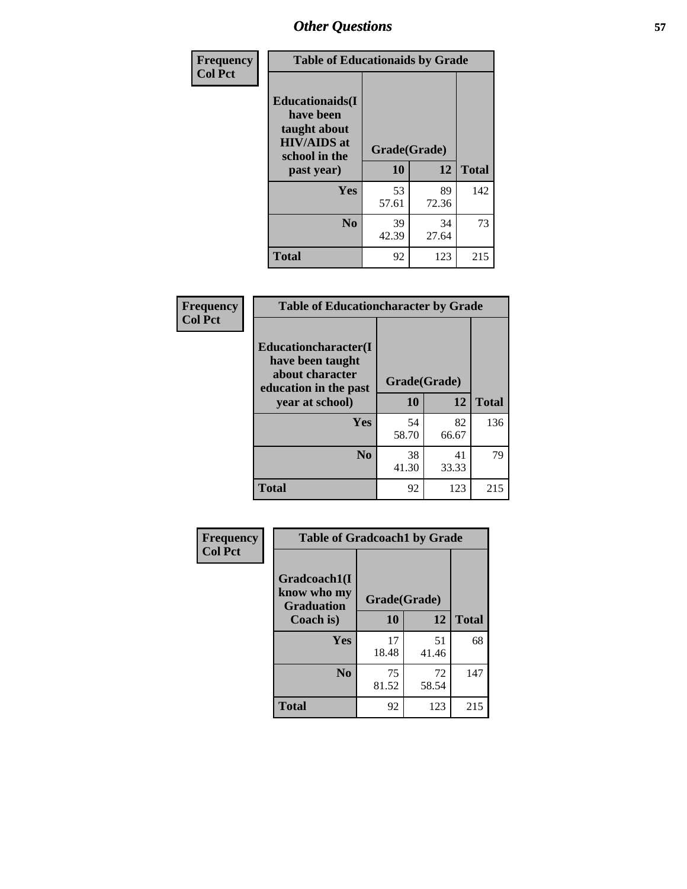| Frequency<br>Col Pct | Table of Educationaids by Grade | | |
|---|---|---|---|
| Educationaids(I have been taught about HIV/AIDS at school in the past year) | Grade(Grade) | | |
| | 10 | 12 | Total |
| Yes | 53<br>57.61 | 89<br>72.36 | 142 |
| No | 39<br>42.39 | 34<br>27.64 | 73 |
| Total | 92 | 123 | 215 |

| Frequency<br>Col Pct | Table of Educationcharacter by Grade | | |
|---|---|---|---|
| Educationcharacter(I have been taught about character education in the past year at school) | Grade(Grade) | | |
| | 10 | 12 | Total |
| Yes | 54<br>58.70 | 82<br>66.67 | 136 |
| No | 38<br>41.30 | 41<br>33.33 | 79 |
| Total | 92 | 123 | 215 |

| Frequency<br>Col Pct | Table of Gradcoach1 by Grade | | |
|---|---|---|---|
| Gradcoach1(I know who my Graduation Coach is) | Grade(Grade) | | |
| | 10 | 12 | Total |
| Yes | 17<br>18.48 | 51<br>41.46 | 68 |
| No | 75<br>81.52 | 72<br>58.54 | 147 |
| Total | 92 | 123 | 215 |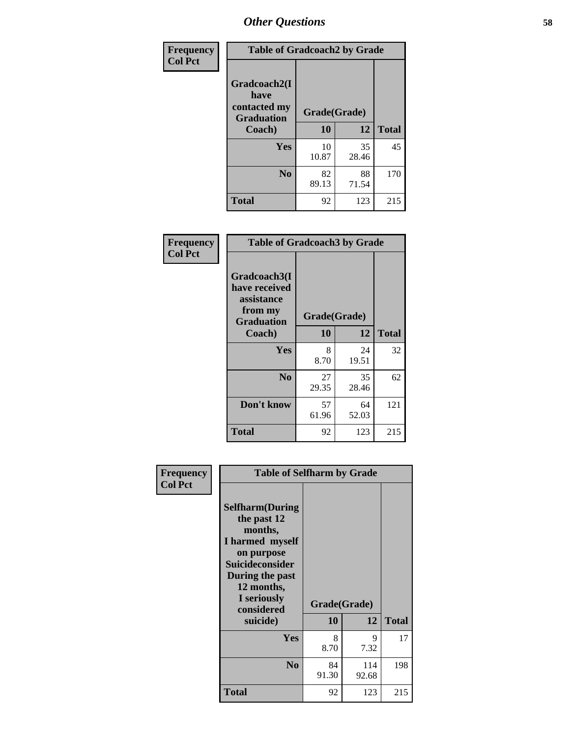# Other Questions

**Frequency**
**Col Pct**

| Table of Gradcoach2 by Grade | | | |
|---|---|---|---|
| Gradcoach2(I have contacted my Graduation Coach) | Grade(Grade) | | |
| | 10 | 12 | Total |
| **Yes** | 10<br>10.87 | 35<br>28.46 | 45 |
| **No** | 82<br>89.13 | 88<br>71.54 | 170 |
| **Total** | 92 | 123 | 215 |

**Frequency**
**Col Pct**

| Table of Gradcoach3 by Grade | | | |
|---|---|---|---|
| Gradcoach3(I have received assistance from my Graduation Coach) | Grade(Grade) | | |
| | 10 | 12 | Total |
| **Yes** | 8<br>8.70 | 24<br>19.51 | 32 |
| **No** | 27<br>29.35 | 35<br>28.46 | 62 |
| **Don't know** | 57<br>61.96 | 64<br>52.03 | 121 |
| **Total** | 92 | 123 | 215 |

**Frequency**
**Col Pct**

| Table of Selfharm by Grade | | | |
|---|---|---|---|
| Selfharm(During the past 12 months, I harmed myself on purpose Suicideconsider During the past 12 months, I seriously considered suicide) | Grade(Grade) | | |
| | 10 | 12 | Total |
| **Yes** | 8<br>8.70 | 9<br>7.32 | 17 |
| **No** | 84<br>91.30 | 114<br>92.68 | 198 |
| **Total** | 92 | 123 | 215 |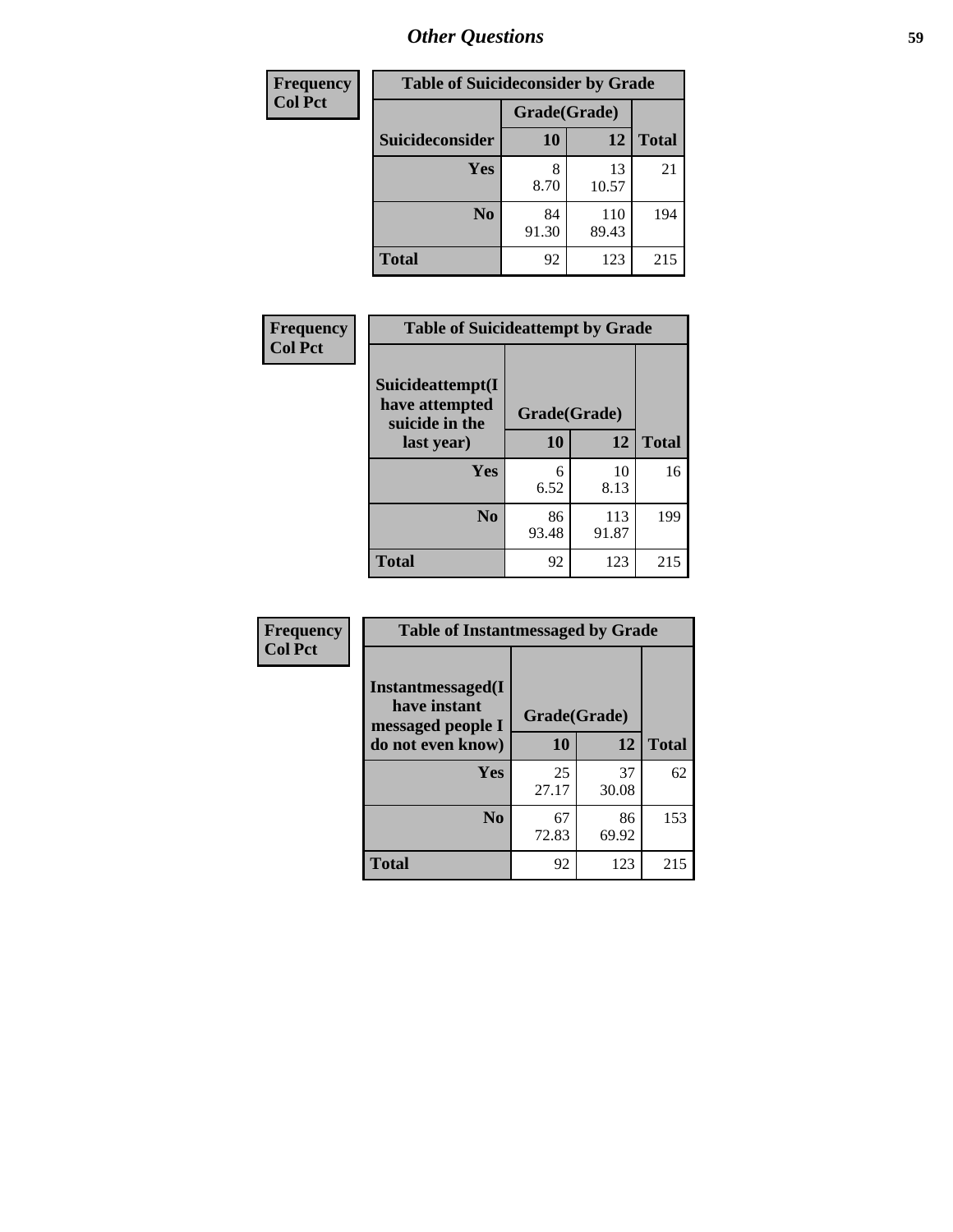# Other Questions

| Frequency<br>Col Pct |
|---|

**Table of Suicideconsider by Grade**

| Suicideconsider | Grade(Grade) 10 | 12 | Total |
|---|---|---|---|
| Yes | 8<br>8.70 | 13<br>10.57 | 21 |
| No | 84<br>91.30 | 110<br>89.43 | 194 |
| Total | 92 | 123 | 215 |

| Frequency<br>Col Pct |
|---|

**Table of Suicideattempt by Grade**

| Suicideattempt(I have attempted suicide in the last year) | Grade(Grade) 10 | 12 | Total |
|---|---|---|---|
| Yes | 6<br>6.52 | 10<br>8.13 | 16 |
| No | 86<br>93.48 | 113<br>91.87 | 199 |
| Total | 92 | 123 | 215 |

| Frequency<br>Col Pct |
|---|

**Table of Instantmessaged by Grade**

| Instantmessaged(I have instant messaged people I do not even know) | Grade(Grade) 10 | 12 | Total |
|---|---|---|---|
| Yes | 25<br>27.17 | 37<br>30.08 | 62 |
| No | 67<br>72.83 | 86<br>69.92 | 153 |
| Total | 92 | 123 | 215 |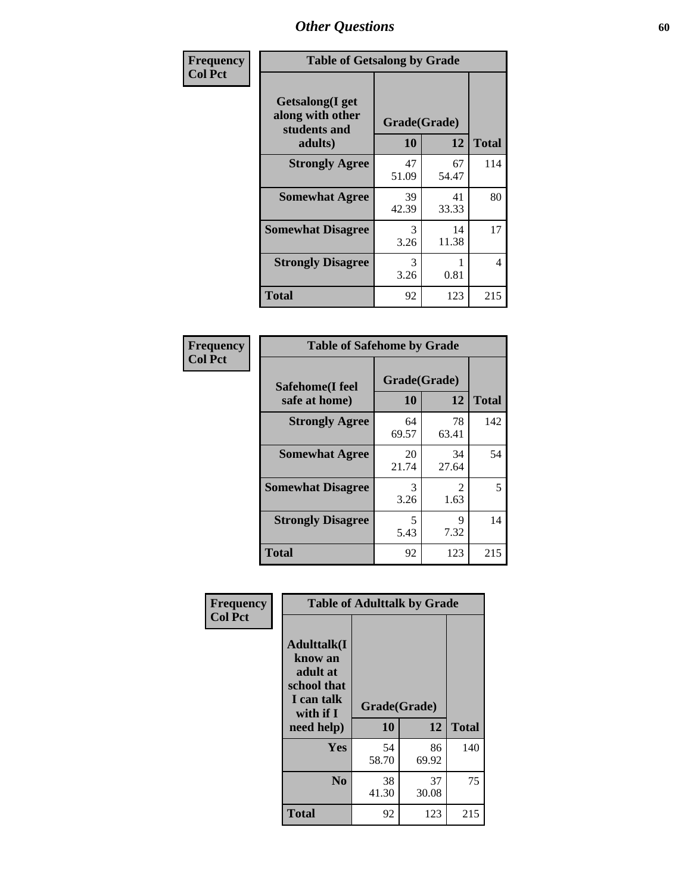# Other Questions

**Frequency**
**Col Pct**

| Table of Getsalong by Grade | | | |
|---|---|---|---|
| Getsalong(I get along with other students and adults) | Grade(Grade) | | |
| | 10 | 12 | Total |
| **Strongly Agree** | 47<br>51.09 | 67<br>54.47 | 114 |
| **Somewhat Agree** | 39<br>42.39 | 41<br>33.33 | 80 |
| **Somewhat Disagree** | 3<br>3.26 | 14<br>11.38 | 17 |
| **Strongly Disagree** | 3<br>3.26 | 1<br>0.81 | 4 |
| **Total** | 92 | 123 | 215 |

**Frequency**
**Col Pct**

| Table of Safehome by Grade | | | |
|---|---|---|---|
| Safehome(I feel safe at home) | Grade(Grade) | | |
| | 10 | 12 | Total |
| **Strongly Agree** | 64<br>69.57 | 78<br>63.41 | 142 |
| **Somewhat Agree** | 20<br>21.74 | 34<br>27.64 | 54 |
| **Somewhat Disagree** | 3<br>3.26 | 2<br>1.63 | 5 |
| **Strongly Disagree** | 5<br>5.43 | 9<br>7.32 | 14 |
| **Total** | 92 | 123 | 215 |

**Frequency**
**Col Pct**

| Table of Adulttalk by Grade | | | |
|---|---|---|---|
| Adulttalk(I know an adult at school that I can talk with if I need help) | Grade(Grade) | | |
| | 10 | 12 | Total |
| **Yes** | 54<br>58.70 | 86<br>69.92 | 140 |
| **No** | 38<br>41.30 | 37<br>30.08 | 75 |
| **Total** | 92 | 123 | 215 |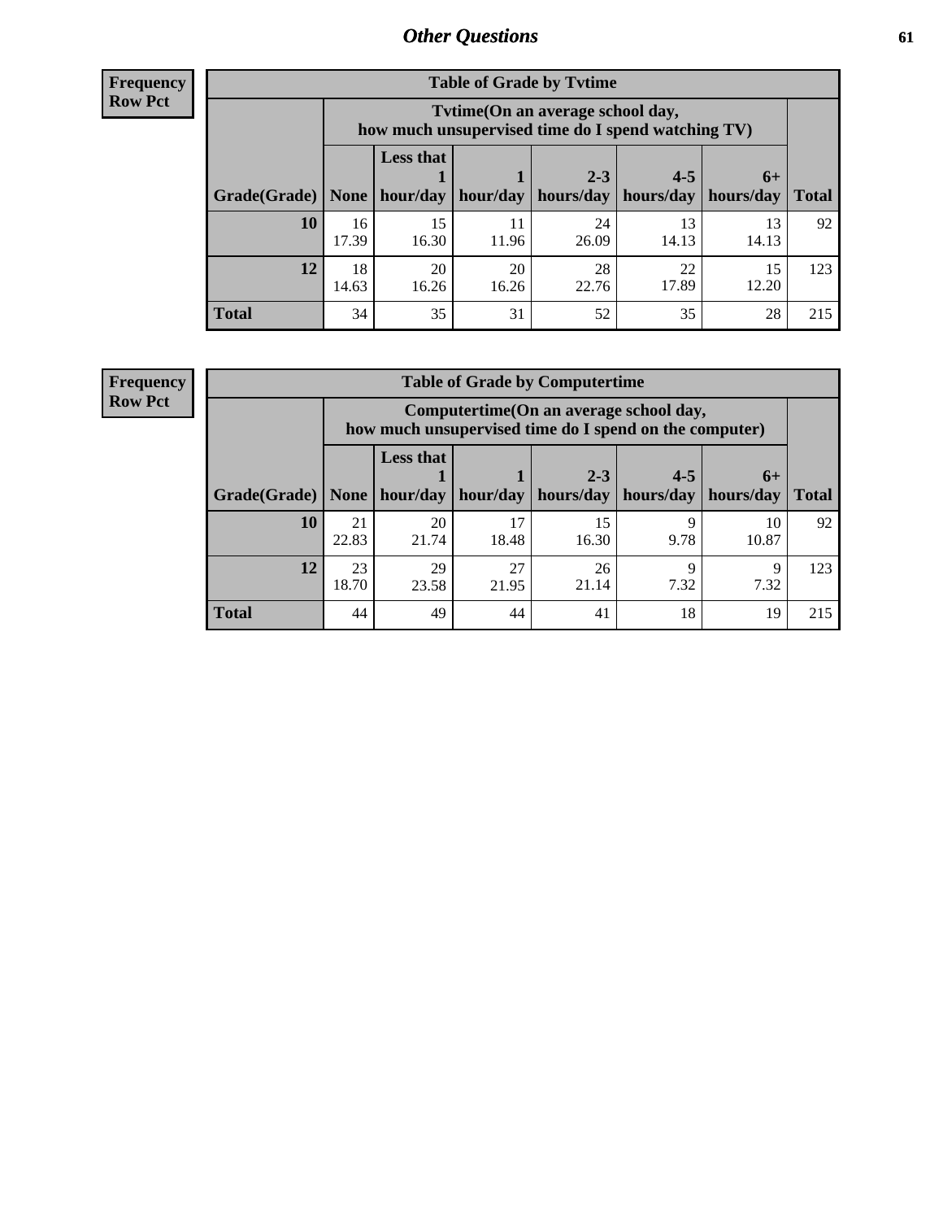## Other Questions

**Frequency**
**Row Pct**

**Table of Grade by Tvtime**

| Grade(Grade) | Tvtime(On an average school day, how much unsupervised time do I spend watching TV) None | Less that 1 hour/day | 1 hour/day | 2-3 hours/day | 4-5 hours/day | 6+ hours/day | Total |
|---|---|---|---|---|---|---|---|
| **10** | 16<br>17.39 | 15<br>16.30 | 11<br>11.96 | 24<br>26.09 | 13<br>14.13 | 13<br>14.13 | 92 |
| **12** | 18<br>14.63 | 20<br>16.26 | 20<br>16.26 | 28<br>22.76 | 22<br>17.89 | 15<br>12.20 | 123 |
| **Total** | 34 | 35 | 31 | 52 | 35 | 28 | 215 |

**Frequency**
**Row Pct**

**Table of Grade by Computertime**

| Grade(Grade) | Computertime(On an average school day, how much unsupervised time do I spend on the computer) None | Less that 1 hour/day | 1 hour/day | 2-3 hours/day | 4-5 hours/day | 6+ hours/day | Total |
|---|---|---|---|---|---|---|---|
| **10** | 21<br>22.83 | 20<br>21.74 | 17<br>18.48 | 15<br>16.30 | 9<br>9.78 | 10<br>10.87 | 92 |
| **12** | 23<br>18.70 | 29<br>23.58 | 27<br>21.95 | 26<br>21.14 | 9<br>7.32 | 9<br>7.32 | 123 |
| **Total** | 44 | 49 | 44 | 41 | 18 | 19 | 215 |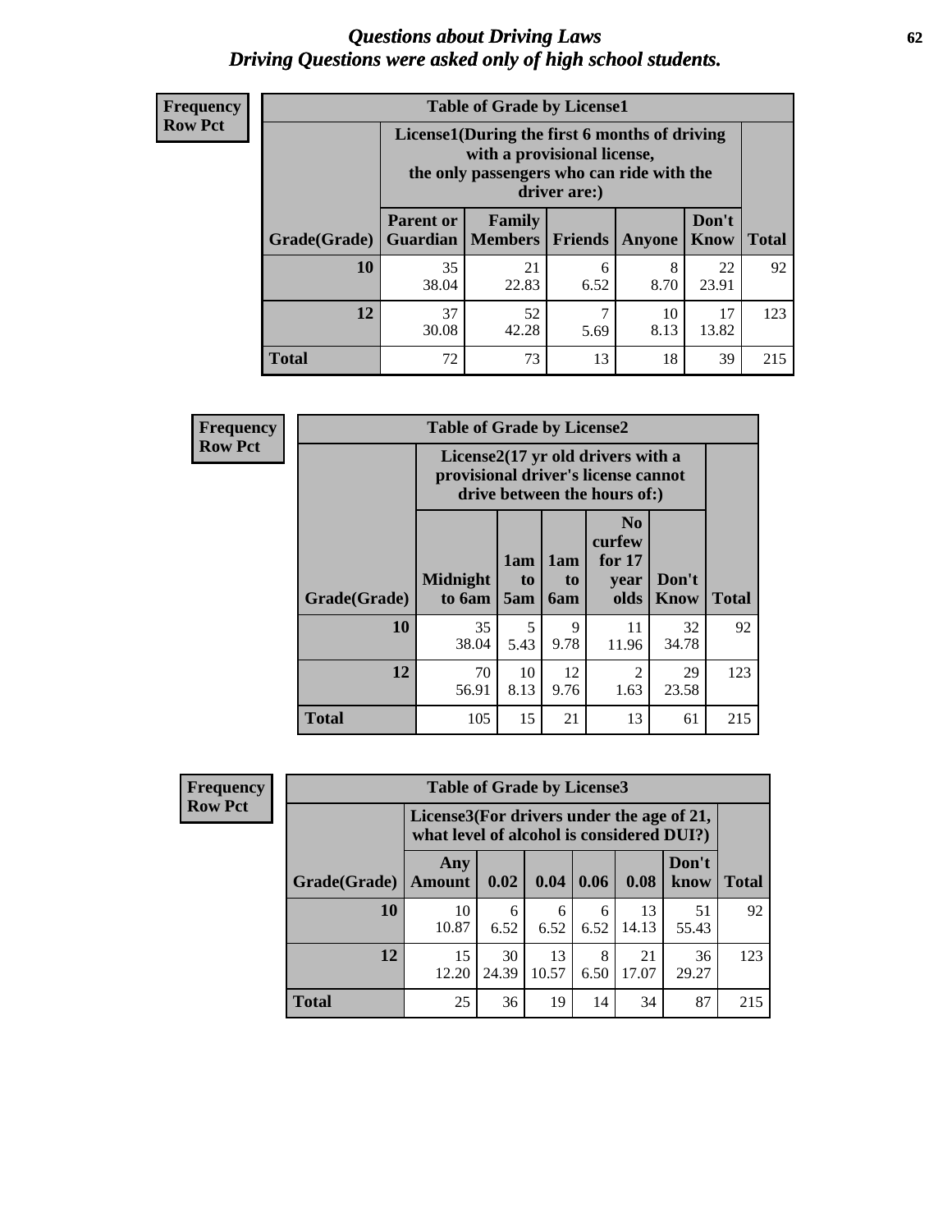# *Questions about Driving Laws*
# *Driving Questions were asked only of high school students.*

**Frequency**
**Row Pct**

**Table of Grade by License1**

| Grade(Grade) | License1(During the first 6 months of driving with a provisional license, the only passengers who can ride with the driver are:) | | | | | Total |
|---|---|---|---|---|---|---|
| | Parent or Guardian | Family Members | Friends | Anyone | Don't Know | |
| **10** | 35<br>38.04 | 21<br>22.83 | 6<br>6.52 | 8<br>8.70 | 22<br>23.91 | 92 |
| **12** | 37<br>30.08 | 52<br>42.28 | 7<br>5.69 | 10<br>8.13 | 17<br>13.82 | 123 |
| **Total** | 72 | 73 | 13 | 18 | 39 | 215 |

**Frequency**
**Row Pct**

**Table of Grade by License2**

| Grade(Grade) | License2(17 yr old drivers with a provisional driver's license cannot drive between the hours of:) | | | | | Total |
|---|---|---|---|---|---|---|
| | Midnight to 6am | 1am to 5am | 1am to 6am | No curfew for 17 year olds | Don't Know | |
| **10** | 35<br>38.04 | 5<br>5.43 | 9<br>9.78 | 11<br>11.96 | 32<br>34.78 | 92 |
| **12** | 70<br>56.91 | 10<br>8.13 | 12<br>9.76 | 2<br>1.63 | 29<br>23.58 | 123 |
| **Total** | 105 | 15 | 21 | 13 | 61 | 215 |

**Frequency**
**Row Pct**

**Table of Grade by License3**

| Grade(Grade) | License3(For drivers under the age of 21, what level of alcohol is considered DUI?) | | | | | | Total |
|---|---|---|---|---|---|---|---|
| | Any Amount | 0.02 | 0.04 | 0.06 | 0.08 | Don't know | |
| **10** | 10<br>10.87 | 6<br>6.52 | 6<br>6.52 | 6<br>6.52 | 13<br>14.13 | 51<br>55.43 | 92 |
| **12** | 15<br>12.20 | 30<br>24.39 | 13<br>10.57 | 8<br>6.50 | 21<br>17.07 | 36<br>29.27 | 123 |
| **Total** | 25 | 36 | 19 | 14 | 34 | 87 | 215 |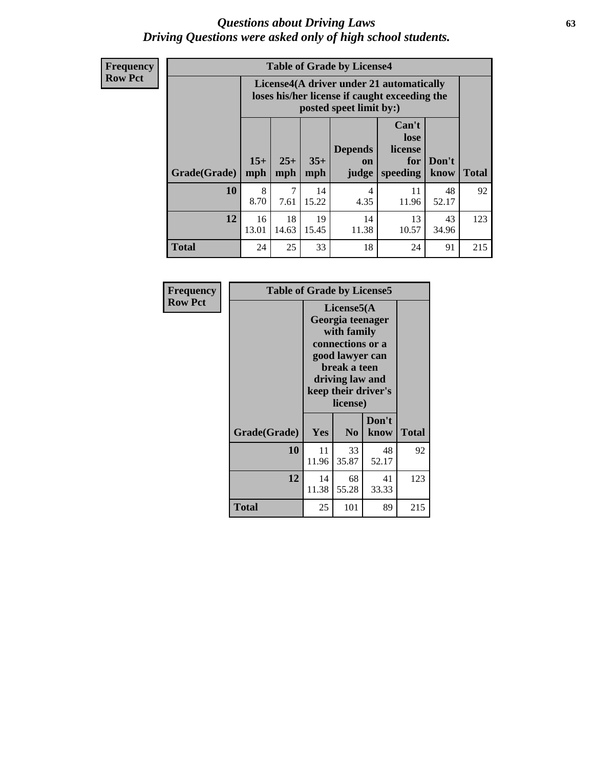# *Questions about Driving Laws*
## *Driving Questions were asked only of high school students.*

**Frequency**
**Row Pct**

| Table of Grade by License4 | | | | | | | |
|---|---|---|---|---|---|---|---|
| | License4(A driver under 21 automatically loses his/her license if caught exceeding the posted speet limit by:) | | | | | | |
| Grade(Grade) | 15+ mph | 25+ mph | 35+ mph | Depends on judge | Can't lose license for speeding | Don't know | Total |
| **10** | 8<br>8.70 | 7<br>7.61 | 14<br>15.22 | 4<br>4.35 | 11<br>11.96 | 48<br>52.17 | 92 |
| **12** | 16<br>13.01 | 18<br>14.63 | 19<br>15.45 | 14<br>11.38 | 13<br>10.57 | 43<br>34.96 | 123 |
| **Total** | 24 | 25 | 33 | 18 | 24 | 91 | 215 |

**Frequency**
**Row Pct**

| Table of Grade by License5 | | | | |
|---|---|---|---|---|
| | License5(A Georgia teenager with family connections or a good lawyer can break a teen driving law and keep their driver's license) | | | |
| Grade(Grade) | Yes | No | Don't know | Total |
| **10** | 11<br>11.96 | 33<br>35.87 | 48<br>52.17 | 92 |
| **12** | 14<br>11.38 | 68<br>55.28 | 41<br>33.33 | 123 |
| **Total** | 25 | 101 | 89 | 215 |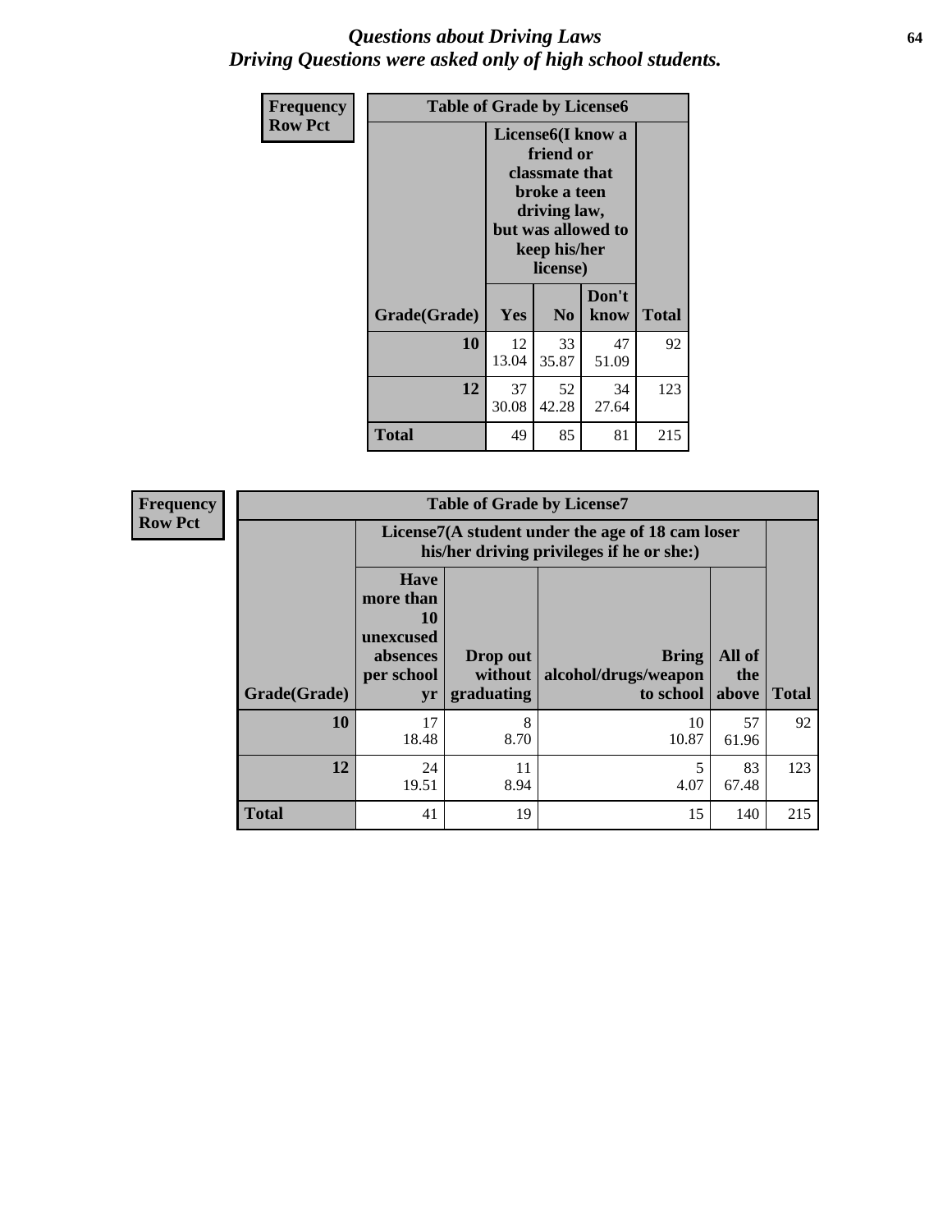## *Questions about Driving Laws*
## *Driving Questions were asked only of high school students.*

**Frequency**
**Row Pct**

| Table of Grade by License6 | | | | |
|---|---|---|---|---|
| | License6(I know a friend or classmate that broke a teen driving law, but was allowed to keep his/her license) | | | |
| Grade(Grade) | Yes | No | Don't know | Total |
| **10** | 12<br>13.04 | 33<br>35.87 | 47<br>51.09 | 92 |
| **12** | 37<br>30.08 | 52<br>42.28 | 34<br>27.64 | 123 |
| **Total** | 49 | 85 | 81 | 215 |

**Frequency**
**Row Pct**

| Table of Grade by License7 | | | | | |
|---|---|---|---|---|---|
| | License7(A student under the age of 18 cam loser his/her driving privileges if he or she:) | | | | |
| Grade(Grade) | Have more than 10 unexcused absences per school yr | Drop out without graduating | Bring alcohol/drugs/weapon to school | All of the above | Total |
| **10** | 17<br>18.48 | 8<br>8.70 | 10<br>10.87 | 57<br>61.96 | 92 |
| **12** | 24<br>19.51 | 11<br>8.94 | 5<br>4.07 | 83<br>67.48 | 123 |
| **Total** | 41 | 19 | 15 | 140 | 215 |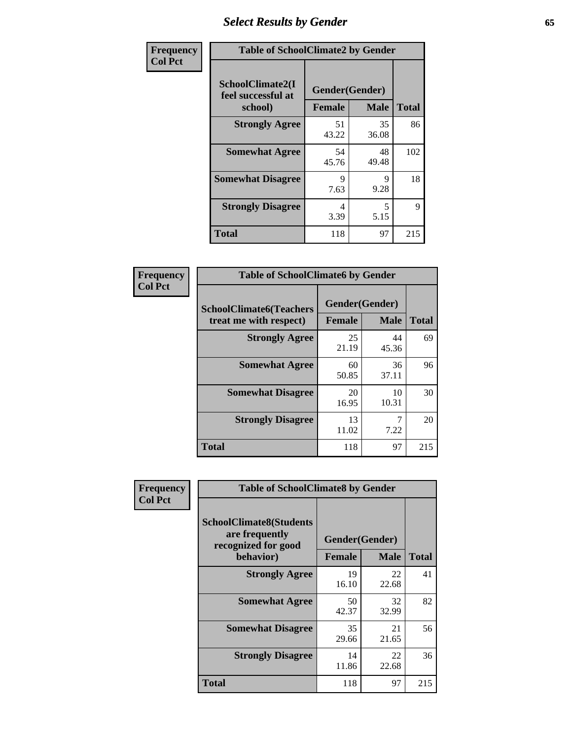# Select Results by Gender

**Frequency / Col Pct**

| Table of SchoolClimate2 by Gender | | | |
|---|---|---|---|
| SchoolClimate2(I feel successful at school) | Gender(Gender) | | |
| | Female | Male | Total |
| Strongly Agree | 51<br>43.22 | 35<br>36.08 | 86 |
| Somewhat Agree | 54<br>45.76 | 48<br>49.48 | 102 |
| Somewhat Disagree | 9<br>7.63 | 9<br>9.28 | 18 |
| Strongly Disagree | 4<br>3.39 | 5<br>5.15 | 9 |
| Total | 118 | 97 | 215 |

**Frequency / Col Pct**

| Table of SchoolClimate6 by Gender | | | |
|---|---|---|---|
| SchoolClimate6(Teachers treat me with respect) | Gender(Gender) | | |
| | Female | Male | Total |
| Strongly Agree | 25<br>21.19 | 44<br>45.36 | 69 |
| Somewhat Agree | 60<br>50.85 | 36<br>37.11 | 96 |
| Somewhat Disagree | 20<br>16.95 | 10<br>10.31 | 30 |
| Strongly Disagree | 13<br>11.02 | 7<br>7.22 | 20 |
| Total | 118 | 97 | 215 |

**Frequency / Col Pct**

| Table of SchoolClimate8 by Gender | | | |
|---|---|---|---|
| SchoolClimate8(Students are frequently recognized for good behavior) | Gender(Gender) | | |
| | Female | Male | Total |
| Strongly Agree | 19<br>16.10 | 22<br>22.68 | 41 |
| Somewhat Agree | 50<br>42.37 | 32<br>32.99 | 82 |
| Somewhat Disagree | 35<br>29.66 | 21<br>21.65 | 56 |
| Strongly Disagree | 14<br>11.86 | 22<br>22.68 | 36 |
| Total | 118 | 97 | 215 |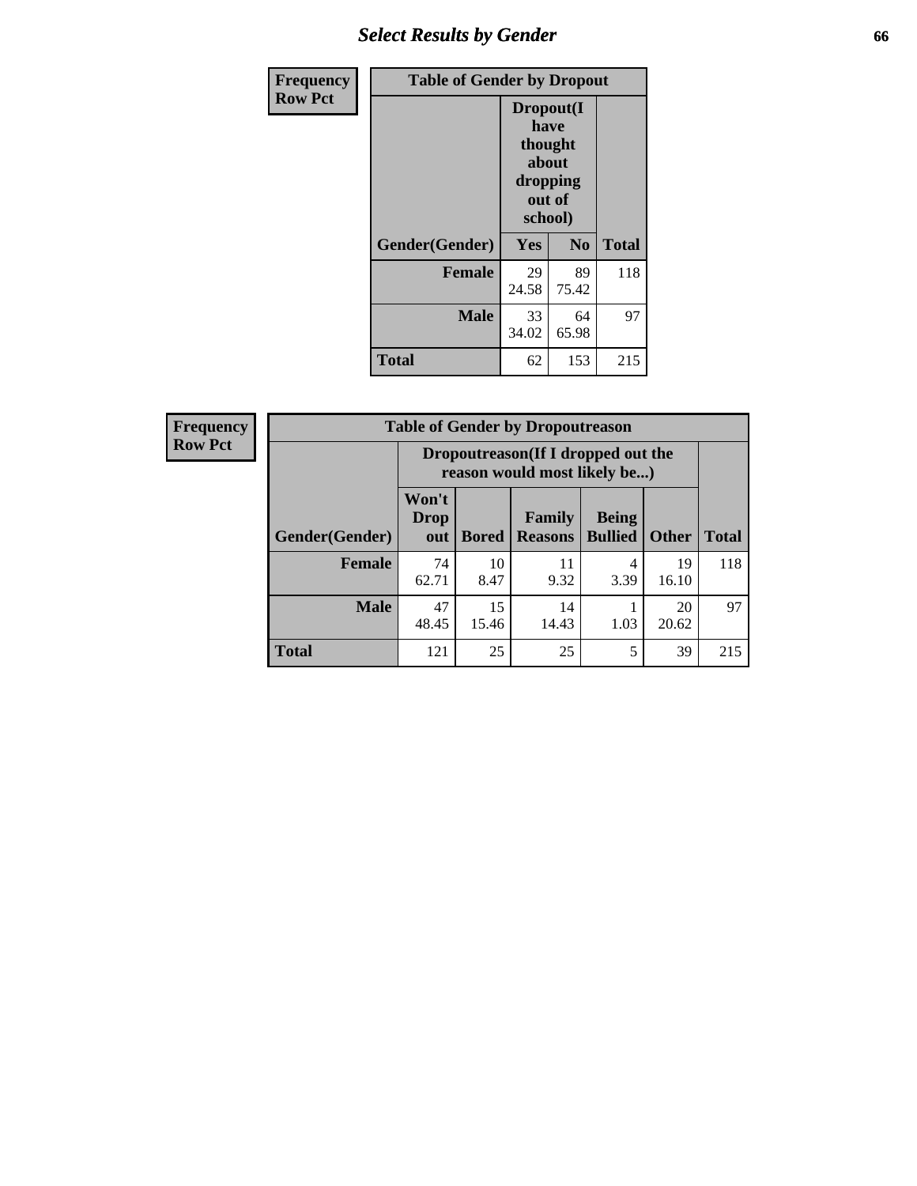| Frequency<br>Row Pct | Table of Gender by Dropout | | |
|---|---|---|---|
| | Dropout(I have thought about dropping out of school) | | |
| Gender(Gender) | Yes | No | Total |
| Female | 29<br>24.58 | 89<br>75.42 | 118 |
| Male | 33<br>34.02 | 64<br>65.98 | 97 |
| Total | 62 | 153 | 215 |

| Frequency<br>Row Pct | Table of Gender by Dropoutreason | | | | | |
|---|---|---|---|---|---|---|
| | Dropoutreason(If I dropped out the reason would most likely be...) | | | | | |
| Gender(Gender) | Won't Drop out | Bored | Family Reasons | Being Bullied | Other | Total |
| Female | 74<br>62.71 | 10<br>8.47 | 11<br>9.32 | 4<br>3.39 | 19<br>16.10 | 118 |
| Male | 47<br>48.45 | 15<br>15.46 | 14<br>14.43 | 1<br>1.03 | 20<br>20.62 | 97 |
| Total | 121 | 25 | 25 | 5 | 39 | 215 |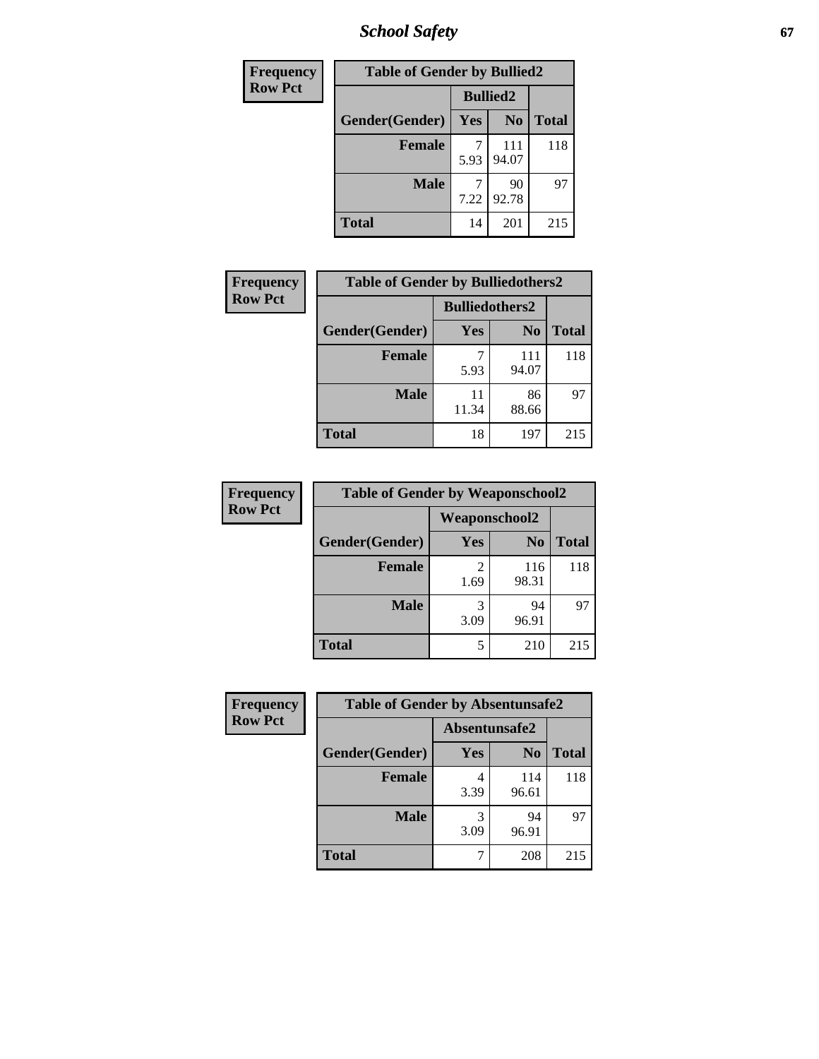| Frequency<br>Row Pct |
|---|

| Table of Gender by Bullied2 | | | |
|---|---|---|---|
| | Bullied2 | | |
| Gender(Gender) | Yes | No | Total |
| Female | 7<br>5.93 | 111<br>94.07 | 118 |
| Male | 7<br>7.22 | 90<br>92.78 | 97 |
| Total | 14 | 201 | 215 |

| Frequency<br>Row Pct |
|---|

| Table of Gender by Bulliedothers2 | | | |
|---|---|---|---|
| | Bulliedothers2 | | |
| Gender(Gender) | Yes | No | Total |
| Female | 7<br>5.93 | 111<br>94.07 | 118 |
| Male | 11<br>11.34 | 86<br>88.66 | 97 |
| Total | 18 | 197 | 215 |

| Frequency<br>Row Pct |
|---|

| Table of Gender by Weaponschool2 | | | |
|---|---|---|---|
| | Weaponschool2 | | |
| Gender(Gender) | Yes | No | Total |
| Female | 2<br>1.69 | 116<br>98.31 | 118 |
| Male | 3<br>3.09 | 94<br>96.91 | 97 |
| Total | 5 | 210 | 215 |

| Frequency<br>Row Pct |
|---|

| Table of Gender by Absentunsafe2 | | | |
|---|---|---|---|
| | Absentunsafe2 | | |
| Gender(Gender) | Yes | No | Total |
| Female | 4<br>3.39 | 114<br>96.61 | 118 |
| Male | 3<br>3.09 | 94<br>96.91 | 97 |
| Total | 7 | 208 | 215 |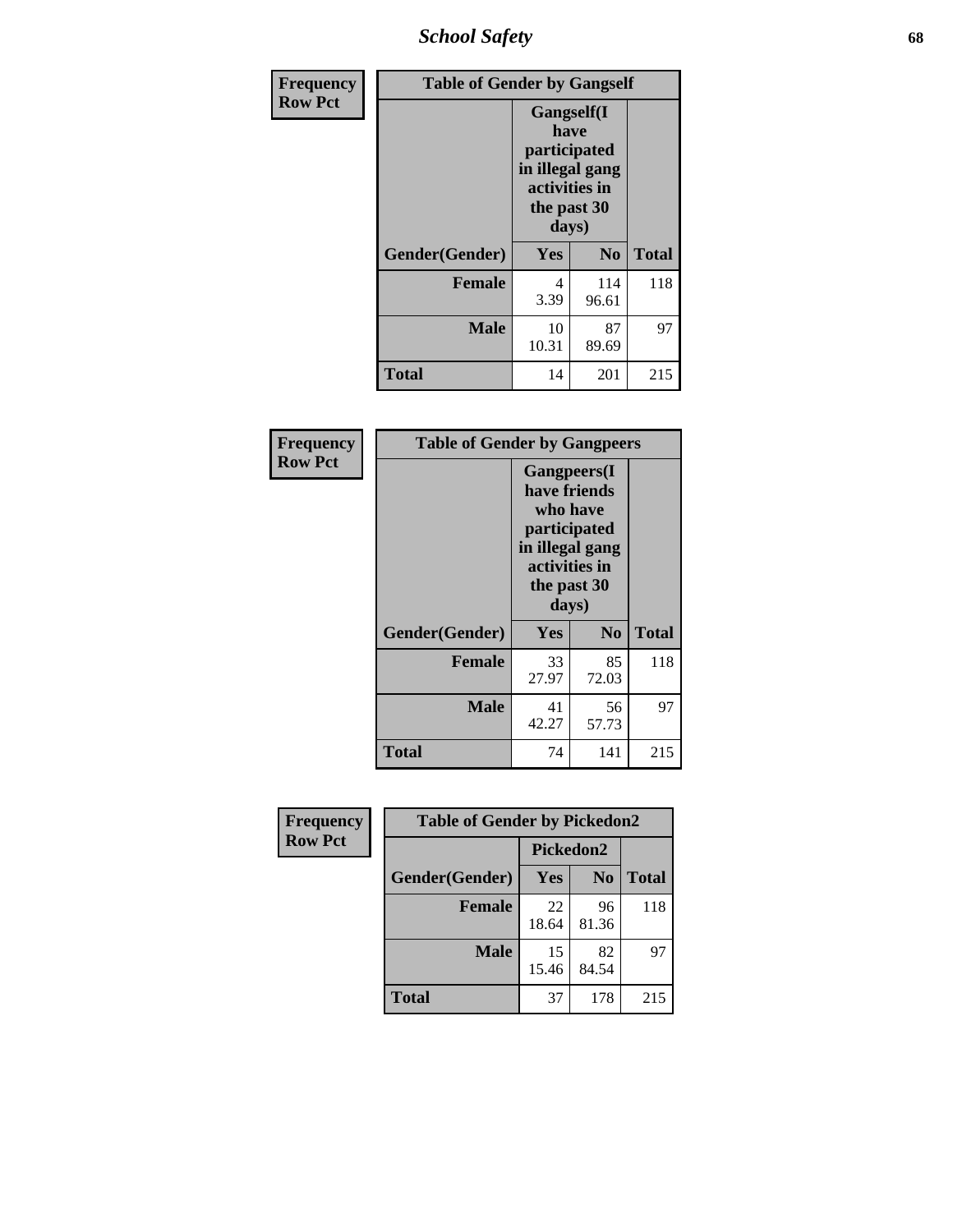| Frequency<br>Row Pct | Table of Gender by Gangself | | |
|---|---|---|---|
| | Gangself(I have participated in illegal gang activities in the past 30 days) | | |
| Gender(Gender) | Yes | No | Total |
| Female | 4<br>3.39 | 114<br>96.61 | 118 |
| Male | 10<br>10.31 | 87<br>89.69 | 97 |
| Total | 14 | 201 | 215 |

| Frequency<br>Row Pct | Table of Gender by Gangpeers | | |
|---|---|---|---|
| | Gangpeers(I have friends who have participated in illegal gang activities in the past 30 days) | | |
| Gender(Gender) | Yes | No | Total |
| Female | 33<br>27.97 | 85<br>72.03 | 118 |
| Male | 41<br>42.27 | 56<br>57.73 | 97 |
| Total | 74 | 141 | 215 |

| Frequency<br>Row Pct | Table of Gender by Pickedon2 | | |
|---|---|---|---|
| | Pickedon2 | | |
| Gender(Gender) | Yes | No | Total |
| Female | 22<br>18.64 | 96<br>81.36 | 118 |
| Male | 15<br>15.46 | 82<br>84.54 | 97 |
| Total | 37 | 178 | 215 |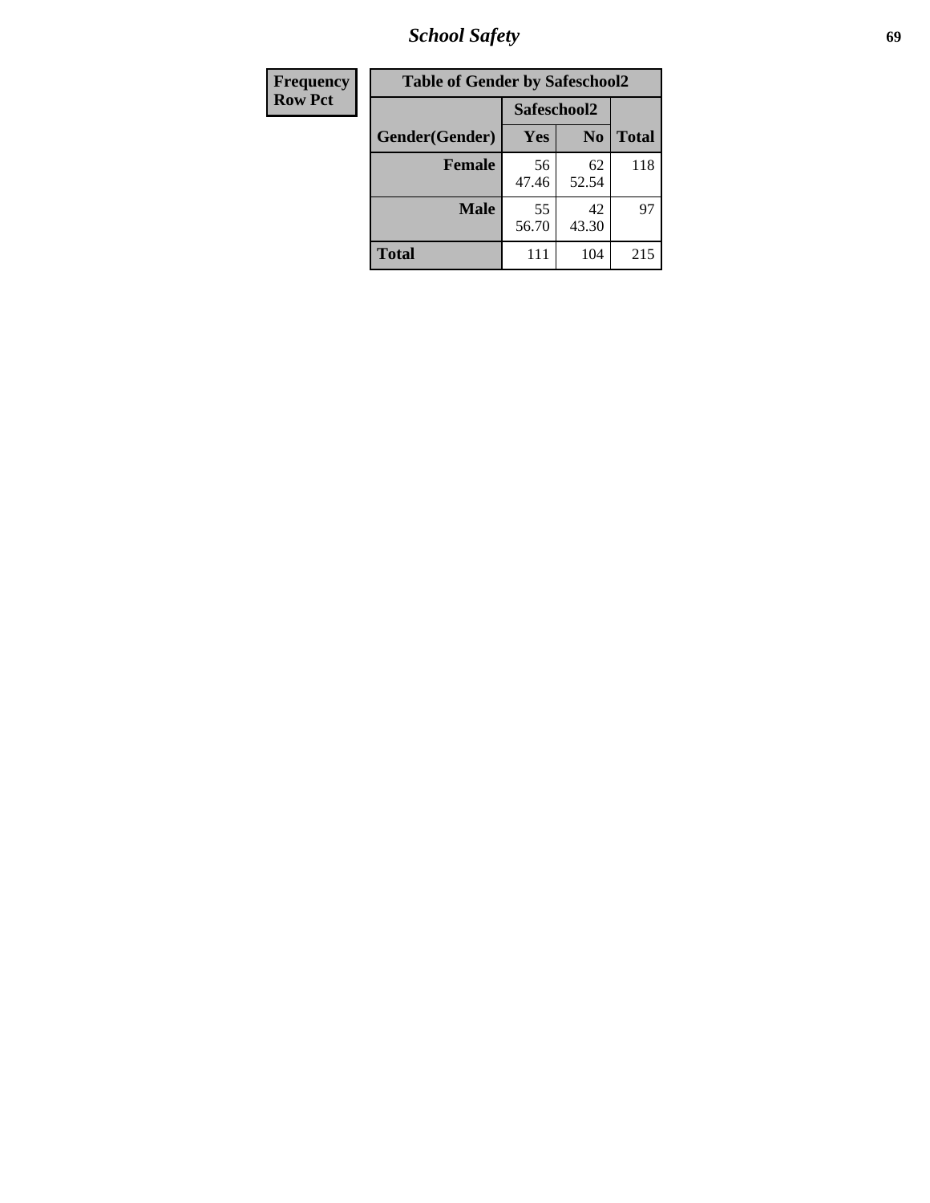| Frequency Row Pct |
|---|

**Table of Gender by Safeschool2**

| Gender(Gender) | Safeschool2 | | Total |
|---|---|---|---|
| | Yes | No | |
| **Female** | 56<br>47.46 | 62<br>52.54 | 118 |
| **Male** | 55<br>56.70 | 42<br>43.30 | 97 |
| **Total** | 111 | 104 | 215 |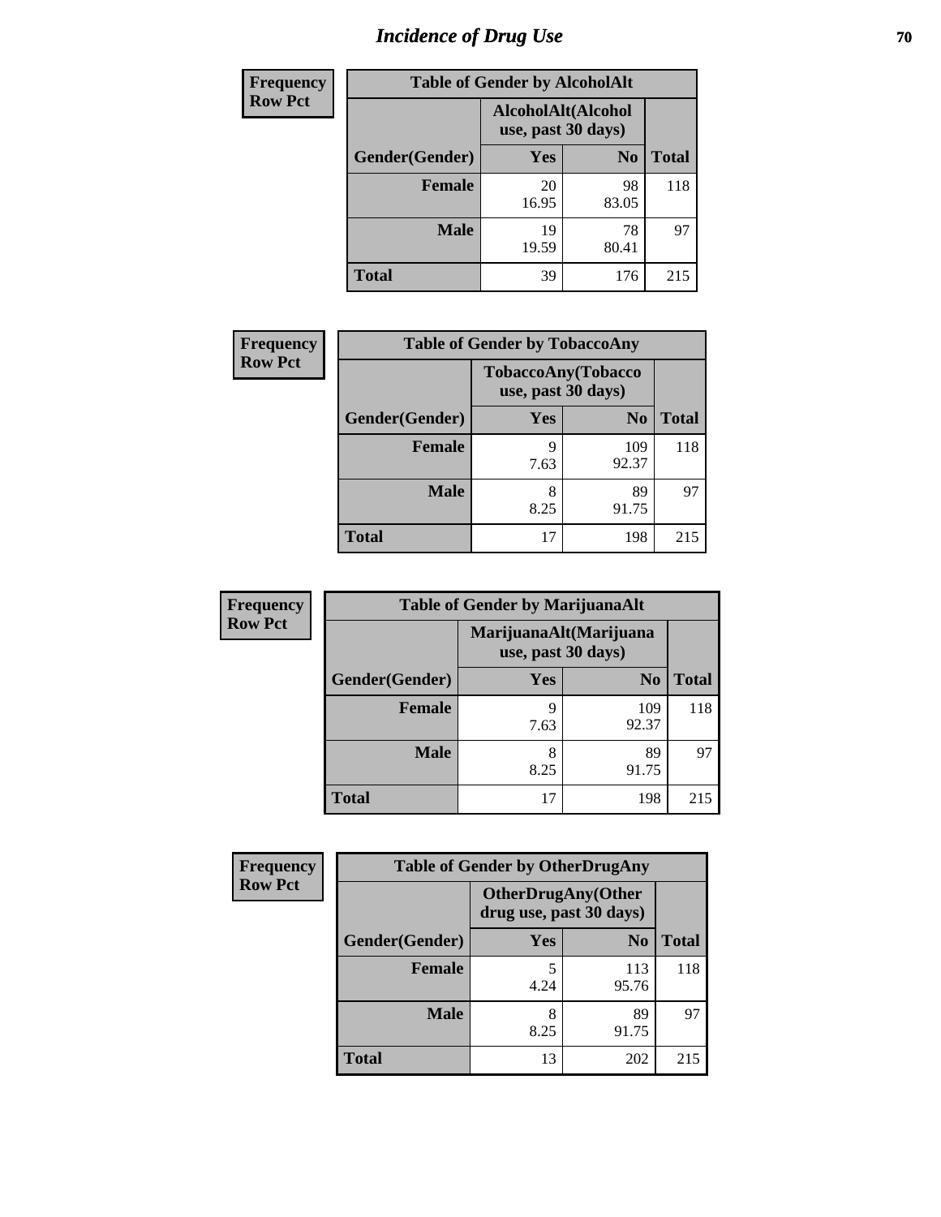# Incidence of Drug Use

**Frequency**
**Row Pct**

| Table of Gender by AlcoholAlt | | | |
|---|---|---|---|
| | AlcoholAlt(Alcohol use, past 30 days) | | |
| Gender(Gender) | Yes | No | Total |
| Female | 20<br>16.95 | 98<br>83.05 | 118 |
| Male | 19<br>19.59 | 78<br>80.41 | 97 |
| Total | 39 | 176 | 215 |

**Frequency**
**Row Pct**

| Table of Gender by TobaccoAny | | | |
|---|---|---|---|
| | TobaccoAny(Tobacco use, past 30 days) | | |
| Gender(Gender) | Yes | No | Total |
| Female | 9<br>7.63 | 109<br>92.37 | 118 |
| Male | 8<br>8.25 | 89<br>91.75 | 97 |
| Total | 17 | 198 | 215 |

**Frequency**
**Row Pct**

| Table of Gender by MarijuanaAlt | | | |
|---|---|---|---|
| | MarijuanaAlt(Marijuana use, past 30 days) | | |
| Gender(Gender) | Yes | No | Total |
| Female | 9<br>7.63 | 109<br>92.37 | 118 |
| Male | 8<br>8.25 | 89<br>91.75 | 97 |
| Total | 17 | 198 | 215 |

**Frequency**
**Row Pct**

| Table of Gender by OtherDrugAny | | | |
|---|---|---|---|
| | OtherDrugAny(Other drug use, past 30 days) | | |
| Gender(Gender) | Yes | No | Total |
| Female | 5<br>4.24 | 113<br>95.76 | 118 |
| Male | 8<br>8.25 | 89<br>91.75 | 97 |
| Total | 13 | 202 | 215 |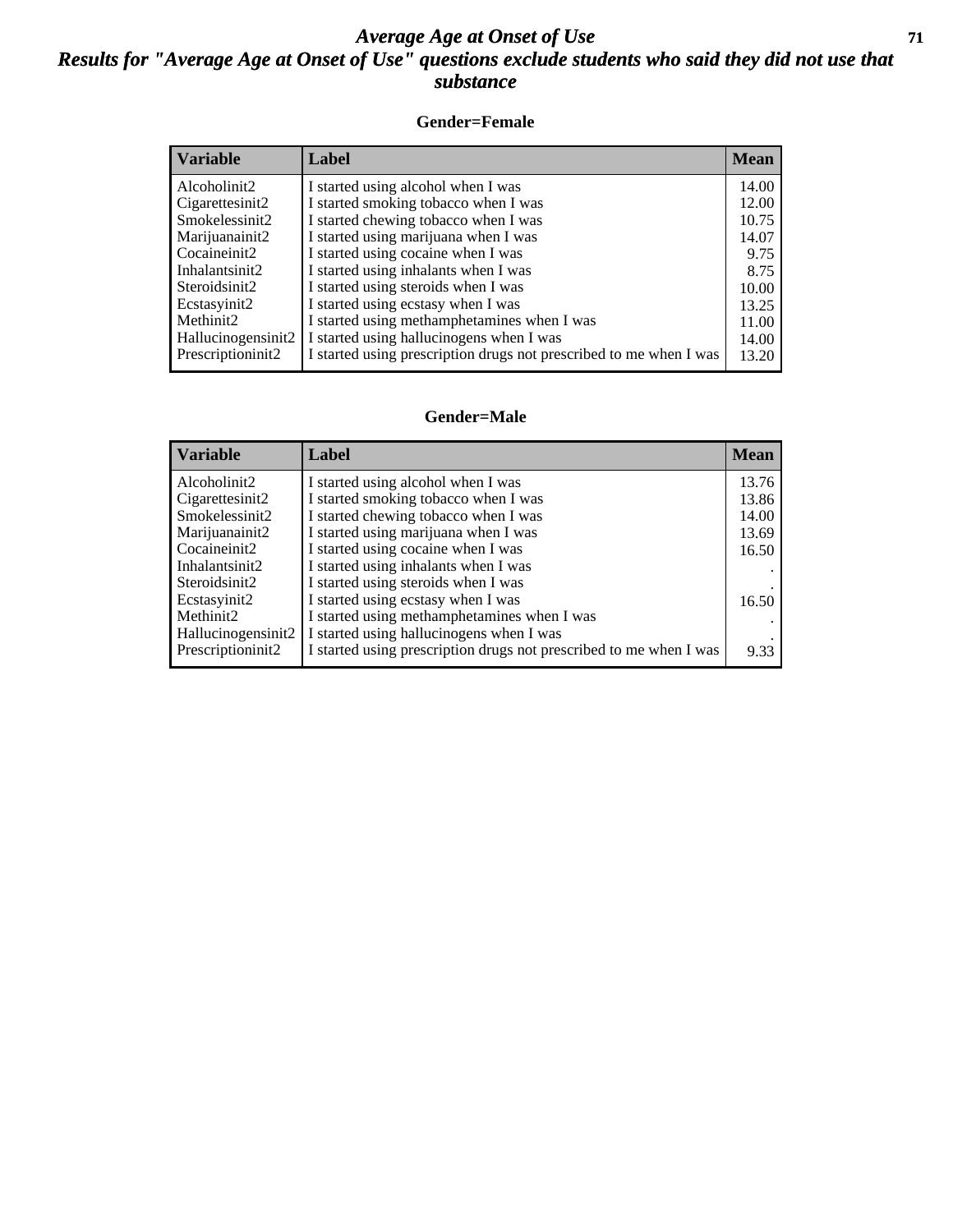# Average Age at Onset of Use

## Results for "Average Age at Onset of Use" questions exclude students who said they did not use that substance

### Gender=Female

| Variable | Label | Mean |
|---|---|---|
| Alcoholinit2 | I started using alcohol when I was | 14.00 |
| Cigarettesinit2 | I started smoking tobacco when I was | 12.00 |
| Smokelessinit2 | I started chewing tobacco when I was | 10.75 |
| Marijuanainit2 | I started using marijuana when I was | 14.07 |
| Cocaineinit2 | I started using cocaine when I was | 9.75 |
| Inhalantsinit2 | I started using inhalants when I was | 8.75 |
| Steroidsinit2 | I started using steroids when I was | 10.00 |
| Ecstasyinit2 | I started using ecstasy when I was | 13.25 |
| Methinit2 | I started using methamphetamines when I was | 11.00 |
| Hallucinogensinit2 | I started using hallucinogens when I was | 14.00 |
| Prescriptioninit2 | I started using prescription drugs not prescribed to me when I was | 13.20 |

### Gender=Male

| Variable | Label | Mean |
|---|---|---|
| Alcoholinit2 | I started using alcohol when I was | 13.76 |
| Cigarettesinit2 | I started smoking tobacco when I was | 13.86 |
| Smokelessinit2 | I started chewing tobacco when I was | 14.00 |
| Marijuanainit2 | I started using marijuana when I was | 13.69 |
| Cocaineinit2 | I started using cocaine when I was | 16.50 |
| Inhalantsinit2 | I started using inhalants when I was | . |
| Steroidsinit2 | I started using steroids when I was | . |
| Ecstasyinit2 | I started using ecstasy when I was | 16.50 |
| Methinit2 | I started using methamphetamines when I was | . |
| Hallucinogensinit2 | I started using hallucinogens when I was | . |
| Prescriptioninit2 | I started using prescription drugs not prescribed to me when I was | 9.33 |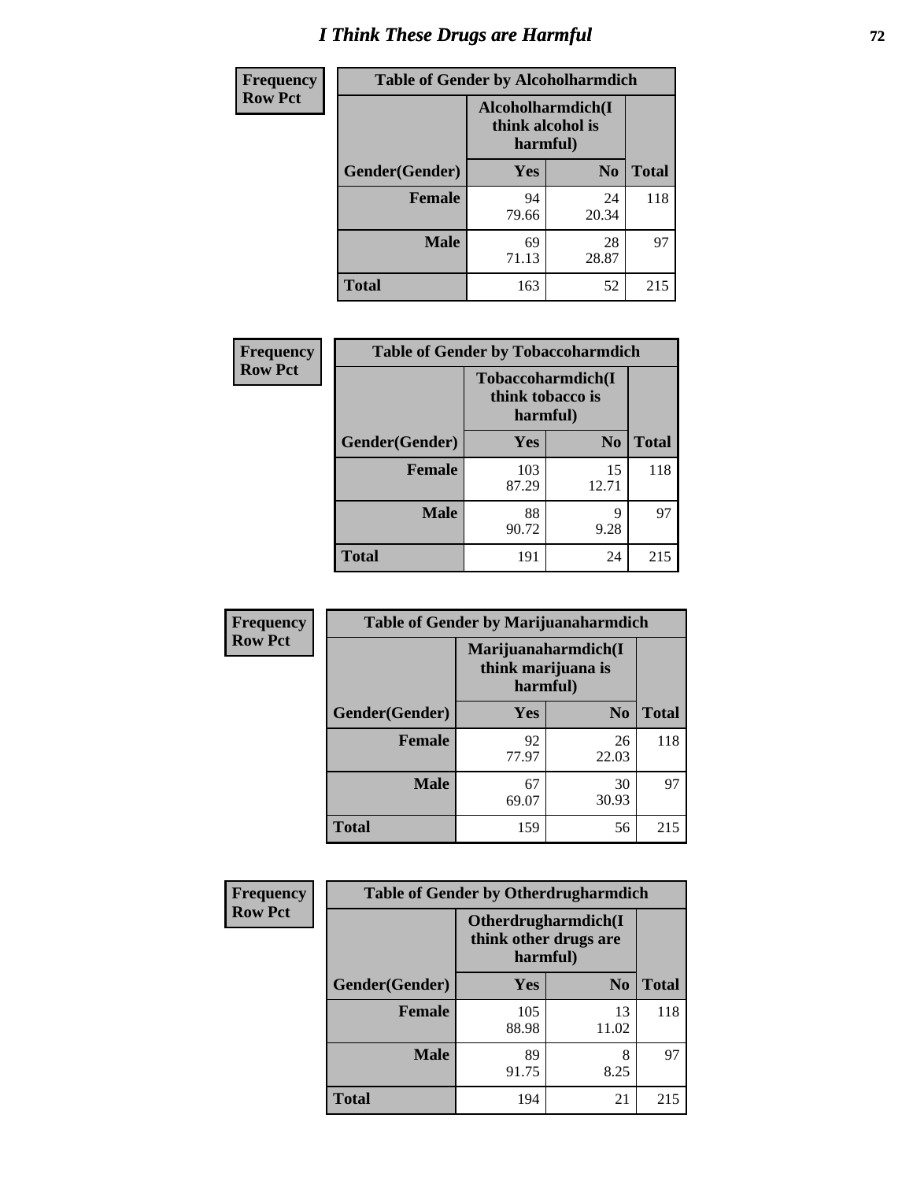# I Think These Drugs are Harmful

**Frequency**
**Row Pct**

| Table of Gender by Alcoholharmdich | | | |
|---|---|---|---|
| | Alcoholharmdich(I think alcohol is harmful) | | |
| Gender(Gender) | Yes | No | Total |
| Female | 94<br>79.66 | 24<br>20.34 | 118 |
| Male | 69<br>71.13 | 28<br>28.87 | 97 |
| Total | 163 | 52 | 215 |

**Frequency**
**Row Pct**

| Table of Gender by Tobaccoharmdich | | | |
|---|---|---|---|
| | Tobaccoharmdich(I think tobacco is harmful) | | |
| Gender(Gender) | Yes | No | Total |
| Female | 103<br>87.29 | 15<br>12.71 | 118 |
| Male | 88<br>90.72 | 9<br>9.28 | 97 |
| Total | 191 | 24 | 215 |

**Frequency**
**Row Pct**

| Table of Gender by Marijuanaharmdich | | | |
|---|---|---|---|
| | Marijuanaharmdich(I think marijuana is harmful) | | |
| Gender(Gender) | Yes | No | Total |
| Female | 92<br>77.97 | 26<br>22.03 | 118 |
| Male | 67<br>69.07 | 30<br>30.93 | 97 |
| Total | 159 | 56 | 215 |

**Frequency**
**Row Pct**

| Table of Gender by Otherdrugharmdich | | | |
|---|---|---|---|
| | Otherdrugharmdich(I think other drugs are harmful) | | |
| Gender(Gender) | Yes | No | Total |
| Female | 105<br>88.98 | 13<br>11.02 | 118 |
| Male | 89<br>91.75 | 8<br>8.25 | 97 |
| Total | 194 | 21 | 215 |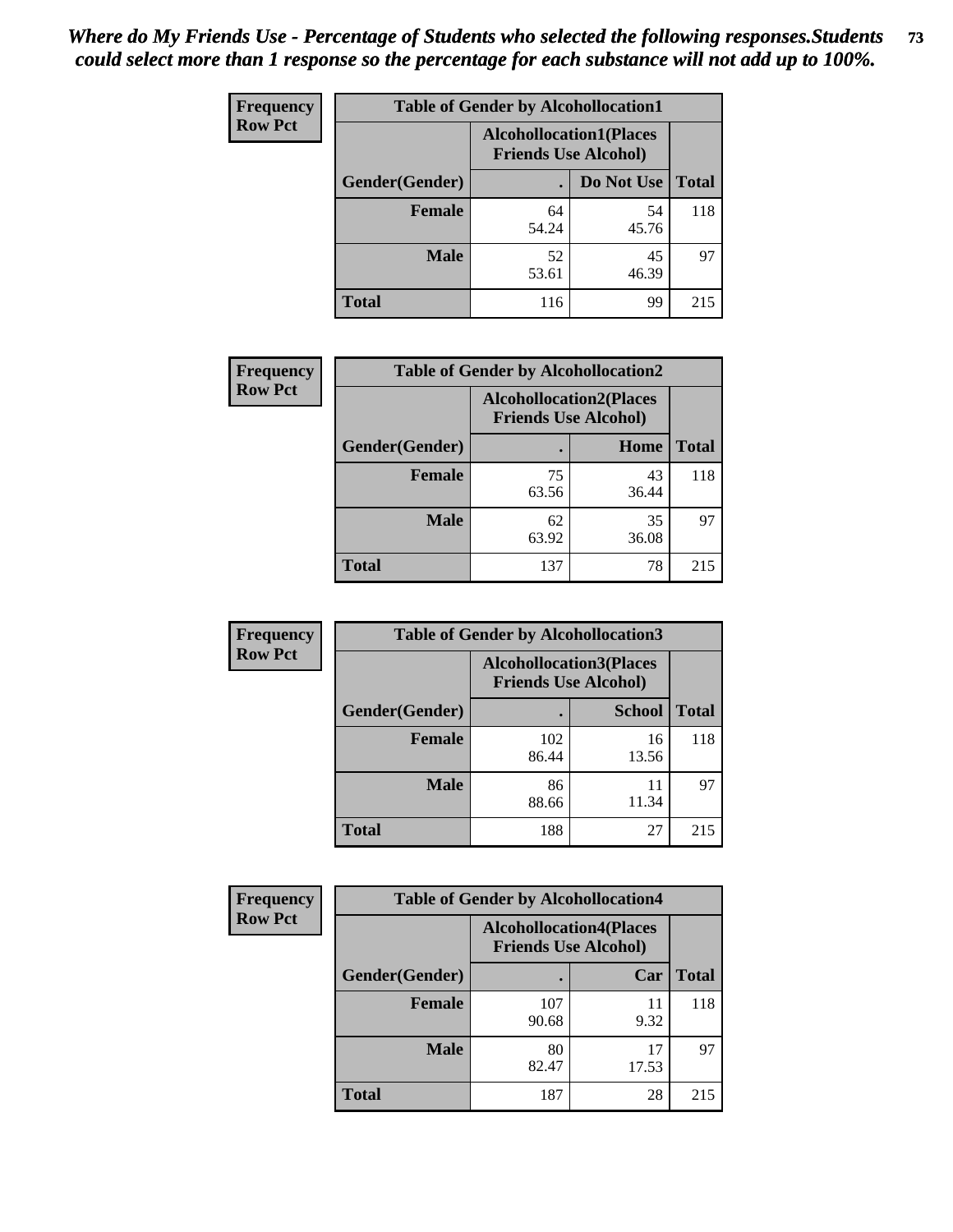*Where do My Friends Use - Percentage of Students who selected the following responses.Students could select more than 1 response so the percentage for each substance will not add up to 100%.*

**Frequency**
**Row Pct**

| Table of Gender by Alcohollocation1 | | | |
|---|---|---|---|
| | Alcohollocation1(Places Friends Use Alcohol) | | |
| Gender(Gender) | . | Do Not Use | Total |
| Female | 64<br>54.24 | 54<br>45.76 | 118 |
| Male | 52<br>53.61 | 45<br>46.39 | 97 |
| Total | 116 | 99 | 215 |

**Frequency**
**Row Pct**

| Table of Gender by Alcohollocation2 | | | |
|---|---|---|---|
| | Alcohollocation2(Places Friends Use Alcohol) | | |
| Gender(Gender) | . | Home | Total |
| Female | 75<br>63.56 | 43<br>36.44 | 118 |
| Male | 62<br>63.92 | 35<br>36.08 | 97 |
| Total | 137 | 78 | 215 |

**Frequency**
**Row Pct**

| Table of Gender by Alcohollocation3 | | | |
|---|---|---|---|
| | Alcohollocation3(Places Friends Use Alcohol) | | |
| Gender(Gender) | . | School | Total |
| Female | 102<br>86.44 | 16<br>13.56 | 118 |
| Male | 86<br>88.66 | 11<br>11.34 | 97 |
| Total | 188 | 27 | 215 |

**Frequency**
**Row Pct**

| Table of Gender by Alcohollocation4 | | | |
|---|---|---|---|
| | Alcohollocation4(Places Friends Use Alcohol) | | |
| Gender(Gender) | . | Car | Total |
| Female | 107<br>90.68 | 11<br>9.32 | 118 |
| Male | 80<br>82.47 | 17<br>17.53 | 97 |
| Total | 187 | 28 | 215 |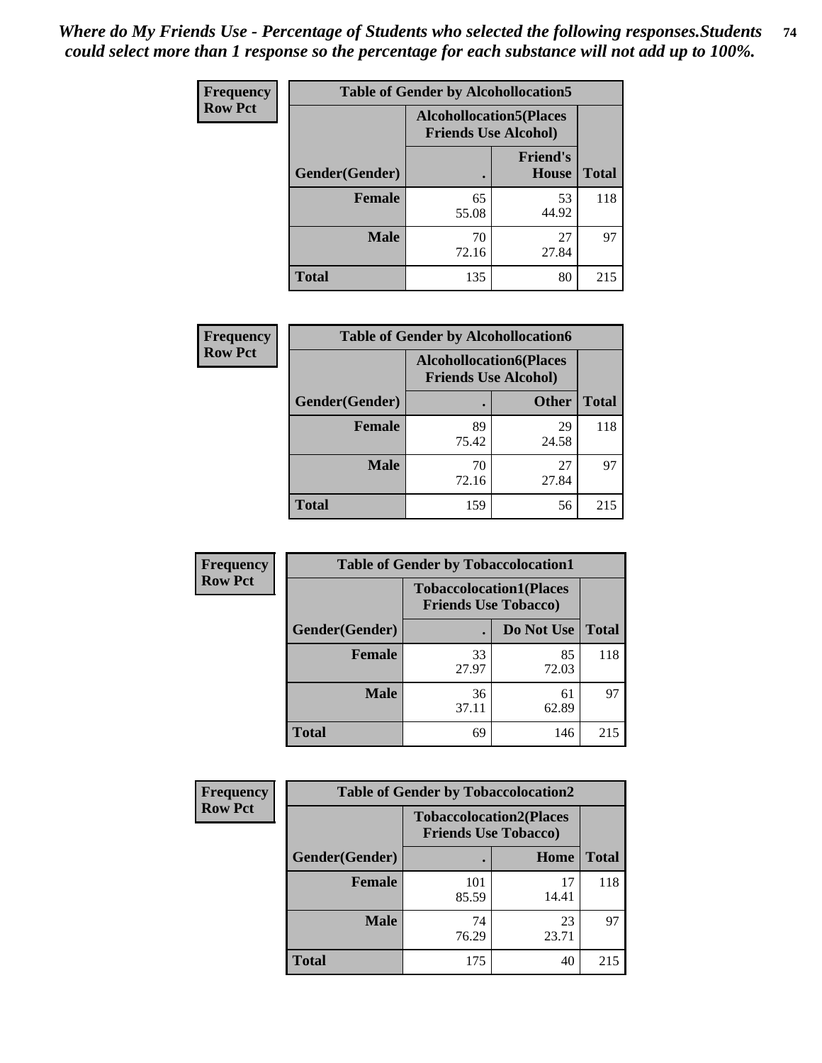*Where do My Friends Use - Percentage of Students who selected the following responses.Students could select more than 1 response so the percentage for each substance will not add up to 100%.*

**Frequency Row Pct**

| Table of Gender by Alcohollocation5 | | | |
|---|---|---|---|
| | Alcohollocation5(Places Friends Use Alcohol) | | |
| Gender(Gender) | . | Friend's House | Total |
| Female | 65<br>55.08 | 53<br>44.92 | 118 |
| Male | 70<br>72.16 | 27<br>27.84 | 97 |
| Total | 135 | 80 | 215 |

**Frequency Row Pct**

| Table of Gender by Alcohollocation6 | | | |
|---|---|---|---|
| | Alcohollocation6(Places Friends Use Alcohol) | | |
| Gender(Gender) | . | Other | Total |
| Female | 89<br>75.42 | 29<br>24.58 | 118 |
| Male | 70<br>72.16 | 27<br>27.84 | 97 |
| Total | 159 | 56 | 215 |

**Frequency Row Pct**

| Table of Gender by Tobaccolocation1 | | | |
|---|---|---|---|
| | Tobaccolocation1(Places Friends Use Tobacco) | | |
| Gender(Gender) | . | Do Not Use | Total |
| Female | 33<br>27.97 | 85<br>72.03 | 118 |
| Male | 36<br>37.11 | 61<br>62.89 | 97 |
| Total | 69 | 146 | 215 |

**Frequency Row Pct**

| Table of Gender by Tobaccolocation2 | | | |
|---|---|---|---|
| | Tobaccolocation2(Places Friends Use Tobacco) | | |
| Gender(Gender) | . | Home | Total |
| Female | 101<br>85.59 | 17<br>14.41 | 118 |
| Male | 74<br>76.29 | 23<br>23.71 | 97 |
| Total | 175 | 40 | 215 |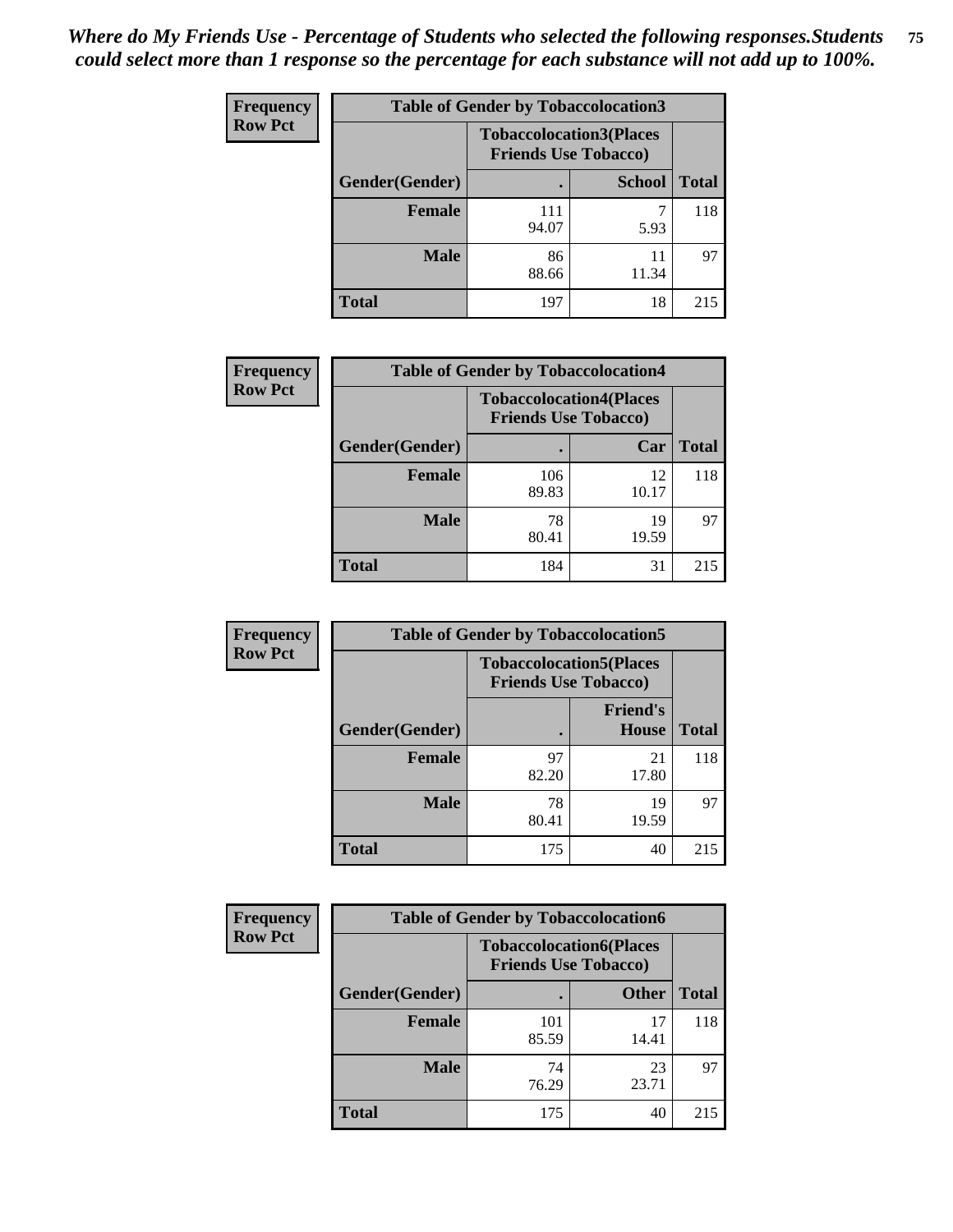*Where do My Friends Use - Percentage of Students who selected the following responses.Students could select more than 1 response so the percentage for each substance will not add up to 100%.*

**Frequency**
**Row Pct**

| Table of Gender by Tobaccolocation3 | | | |
|---|---|---|---|
| | Tobaccolocation3(Places Friends Use Tobacco) | | |
| Gender(Gender) | . | School | Total |
| Female | 111<br>94.07 | 7<br>5.93 | 118 |
| Male | 86<br>88.66 | 11<br>11.34 | 97 |
| Total | 197 | 18 | 215 |

**Frequency**
**Row Pct**

| Table of Gender by Tobaccolocation4 | | | |
|---|---|---|---|
| | Tobaccolocation4(Places Friends Use Tobacco) | | |
| Gender(Gender) | . | Car | Total |
| Female | 106<br>89.83 | 12<br>10.17 | 118 |
| Male | 78<br>80.41 | 19<br>19.59 | 97 |
| Total | 184 | 31 | 215 |

**Frequency**
**Row Pct**

| Table of Gender by Tobaccolocation5 | | | |
|---|---|---|---|
| | Tobaccolocation5(Places Friends Use Tobacco) | | |
| Gender(Gender) | . | Friend's House | Total |
| Female | 97<br>82.20 | 21<br>17.80 | 118 |
| Male | 78<br>80.41 | 19<br>19.59 | 97 |
| Total | 175 | 40 | 215 |

**Frequency**
**Row Pct**

| Table of Gender by Tobaccolocation6 | | | |
|---|---|---|---|
| | Tobaccolocation6(Places Friends Use Tobacco) | | |
| Gender(Gender) | . | Other | Total |
| Female | 101<br>85.59 | 17<br>14.41 | 118 |
| Male | 74<br>76.29 | 23<br>23.71 | 97 |
| Total | 175 | 40 | 215 |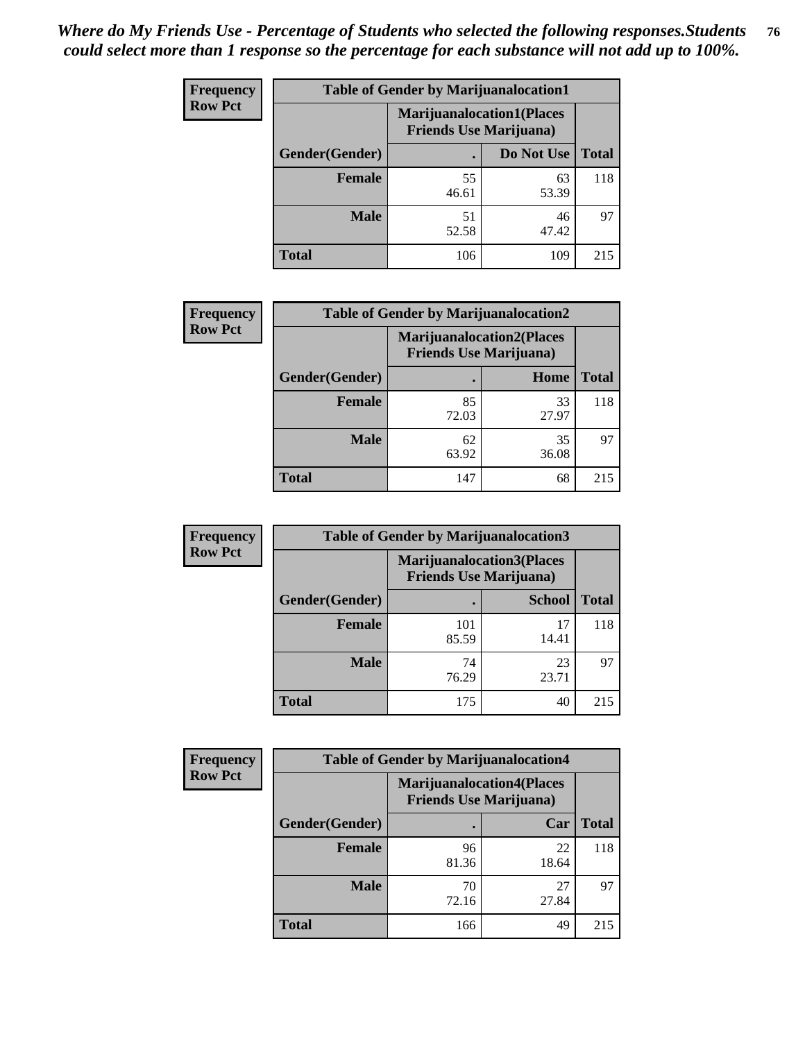*Where do My Friends Use - Percentage of Students who selected the following responses.Students could select more than 1 response so the percentage for each substance will not add up to 100%.*

**Frequency**
**Row Pct**

| Table of Gender by Marijuanalocation1 | | | |
|---|---|---|---|
| | Marijuanalocation1(Places Friends Use Marijuana) | | |
| Gender(Gender) | . | Do Not Use | Total |
| **Female** | 55<br>46.61 | 63<br>53.39 | 118 |
| **Male** | 51<br>52.58 | 46<br>47.42 | 97 |
| **Total** | 106 | 109 | 215 |

**Frequency**
**Row Pct**

| Table of Gender by Marijuanalocation2 | | | |
|---|---|---|---|
| | Marijuanalocation2(Places Friends Use Marijuana) | | |
| Gender(Gender) | . | Home | Total |
| **Female** | 85<br>72.03 | 33<br>27.97 | 118 |
| **Male** | 62<br>63.92 | 35<br>36.08 | 97 |
| **Total** | 147 | 68 | 215 |

**Frequency**
**Row Pct**

| Table of Gender by Marijuanalocation3 | | | |
|---|---|---|---|
| | Marijuanalocation3(Places Friends Use Marijuana) | | |
| Gender(Gender) | . | School | Total |
| **Female** | 101<br>85.59 | 17<br>14.41 | 118 |
| **Male** | 74<br>76.29 | 23<br>23.71 | 97 |
| **Total** | 175 | 40 | 215 |

**Frequency**
**Row Pct**

| Table of Gender by Marijuanalocation4 | | | |
|---|---|---|---|
| | Marijuanalocation4(Places Friends Use Marijuana) | | |
| Gender(Gender) | . | Car | Total |
| **Female** | 96<br>81.36 | 22<br>18.64 | 118 |
| **Male** | 70<br>72.16 | 27<br>27.84 | 97 |
| **Total** | 166 | 49 | 215 |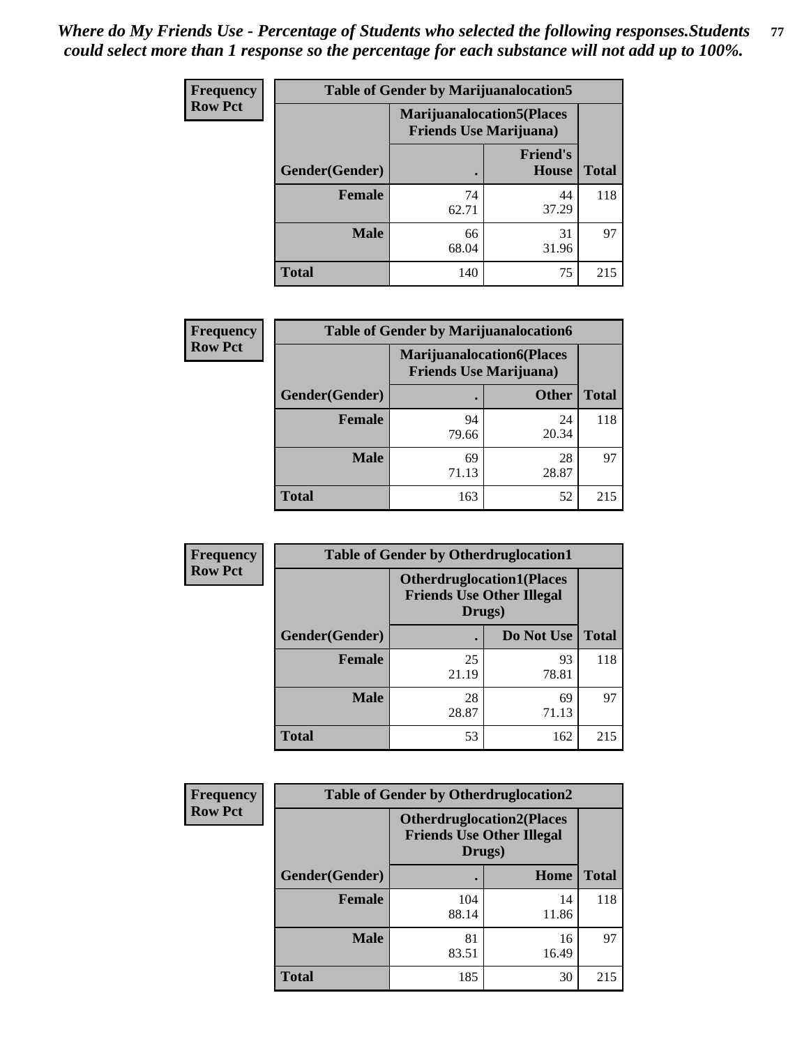*Where do My Friends Use - Percentage of Students who selected the following responses.Students could select more than 1 response so the percentage for each substance will not add up to 100%.*

**Frequency**
**Row Pct**

| Table of Gender by Marijuanalocation5 | | | |
|---|---|---|---|
| | Marijuanalocation5(Places Friends Use Marijuana) | | |
| Gender(Gender) | . | Friend's House | Total |
| Female | 74<br>62.71 | 44<br>37.29 | 118 |
| Male | 66<br>68.04 | 31<br>31.96 | 97 |
| Total | 140 | 75 | 215 |

**Frequency**
**Row Pct**

| Table of Gender by Marijuanalocation6 | | | |
|---|---|---|---|
| | Marijuanalocation6(Places Friends Use Marijuana) | | |
| Gender(Gender) | . | Other | Total |
| Female | 94<br>79.66 | 24<br>20.34 | 118 |
| Male | 69<br>71.13 | 28<br>28.87 | 97 |
| Total | 163 | 52 | 215 |

**Frequency**
**Row Pct**

| Table of Gender by Otherdruglocation1 | | | |
|---|---|---|---|
| | Otherdruglocation1(Places Friends Use Other Illegal Drugs) | | |
| Gender(Gender) | . | Do Not Use | Total |
| Female | 25<br>21.19 | 93<br>78.81 | 118 |
| Male | 28<br>28.87 | 69<br>71.13 | 97 |
| Total | 53 | 162 | 215 |

**Frequency**
**Row Pct**

| Table of Gender by Otherdruglocation2 | | | |
|---|---|---|---|
| | Otherdruglocation2(Places Friends Use Other Illegal Drugs) | | |
| Gender(Gender) | . | Home | Total |
| Female | 104<br>88.14 | 14<br>11.86 | 118 |
| Male | 81<br>83.51 | 16<br>16.49 | 97 |
| Total | 185 | 30 | 215 |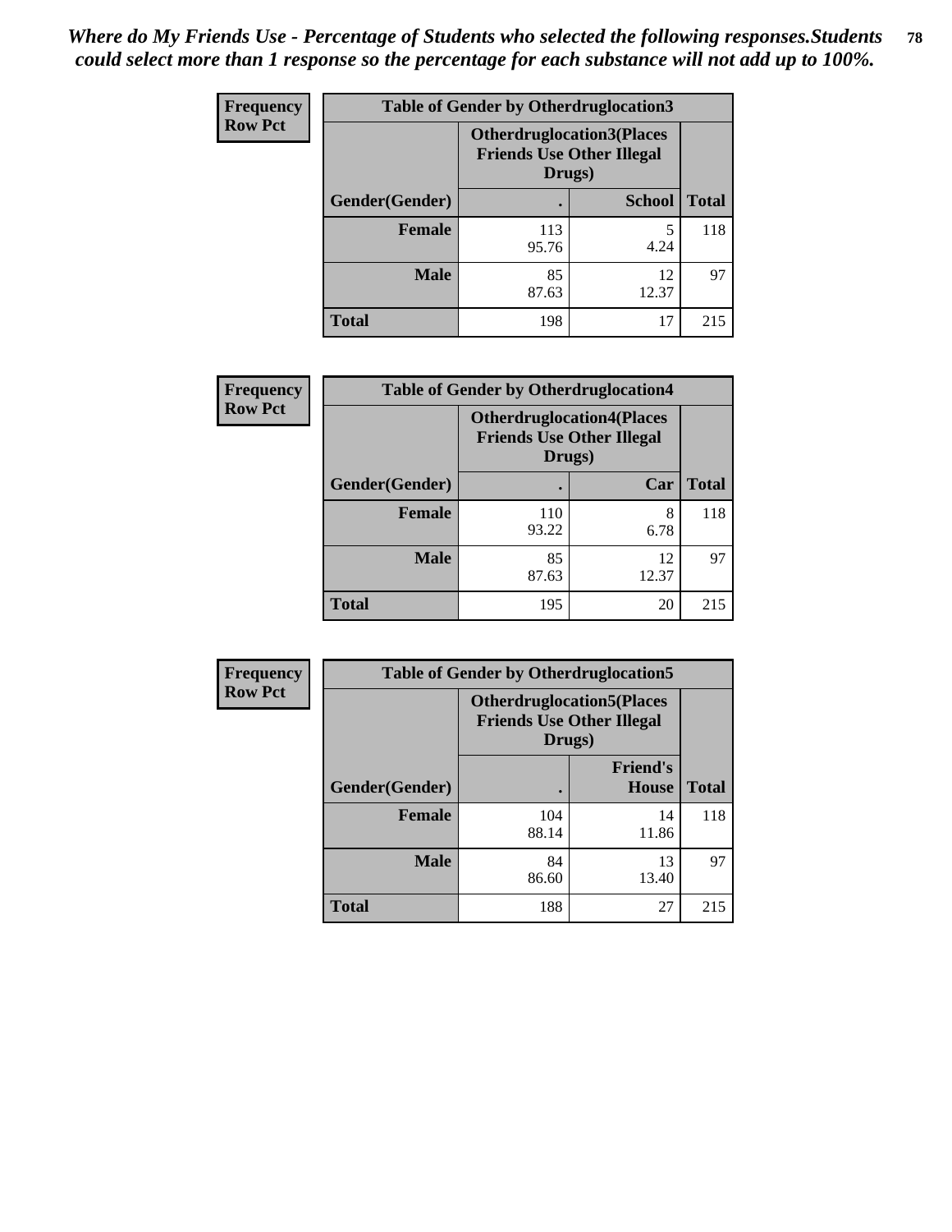*Where do My Friends Use - Percentage of Students who selected the following responses.Students could select more than 1 response so the percentage for each substance will not add up to 100%.*

**Frequency**
**Row Pct**

| Table of Gender by Otherdruglocation3 | | | |
|---|---|---|---|
| | Otherdruglocation3(Places Friends Use Other Illegal Drugs) | | |
| Gender(Gender) | . | School | Total |
| Female | 113<br>95.76 | 5<br>4.24 | 118 |
| Male | 85<br>87.63 | 12<br>12.37 | 97 |
| Total | 198 | 17 | 215 |

**Frequency**
**Row Pct**

| Table of Gender by Otherdruglocation4 | | | |
|---|---|---|---|
| | Otherdruglocation4(Places Friends Use Other Illegal Drugs) | | |
| Gender(Gender) | . | Car | Total |
| Female | 110<br>93.22 | 8<br>6.78 | 118 |
| Male | 85<br>87.63 | 12<br>12.37 | 97 |
| Total | 195 | 20 | 215 |

**Frequency**
**Row Pct**

| Table of Gender by Otherdruglocation5 | | | |
|---|---|---|---|
| | Otherdruglocation5(Places Friends Use Other Illegal Drugs) | | |
| Gender(Gender) | . | Friend's House | Total |
| Female | 104<br>88.14 | 14<br>11.86 | 118 |
| Male | 84<br>86.60 | 13<br>13.40 | 97 |
| Total | 188 | 27 | 215 |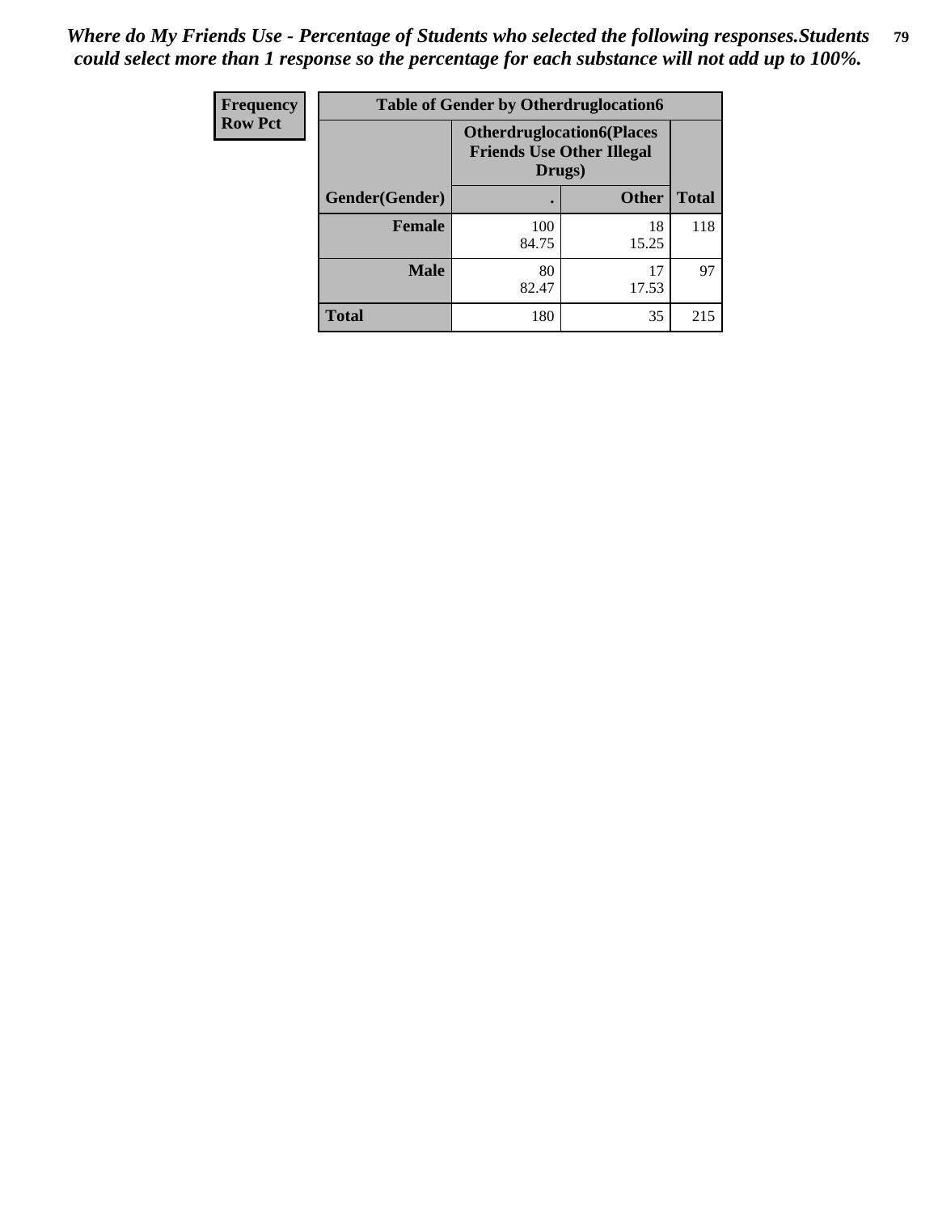*Where do My Friends Use - Percentage of Students who selected the following responses.Students could select more than 1 response so the percentage for each substance will not add up to 100%.*

| Frequency<br>Row Pct | Table of Gender by Otherdruglocation6 | | |
|---|---|---|---|
| | Otherdruglocation6(Places Friends Use Other Illegal Drugs) | | |
| Gender(Gender) | . | Other | Total |
| **Female** | 100<br>84.75 | 18<br>15.25 | 118 |
| **Male** | 80<br>82.47 | 17<br>17.53 | 97 |
| **Total** | 180 | 35 | 215 |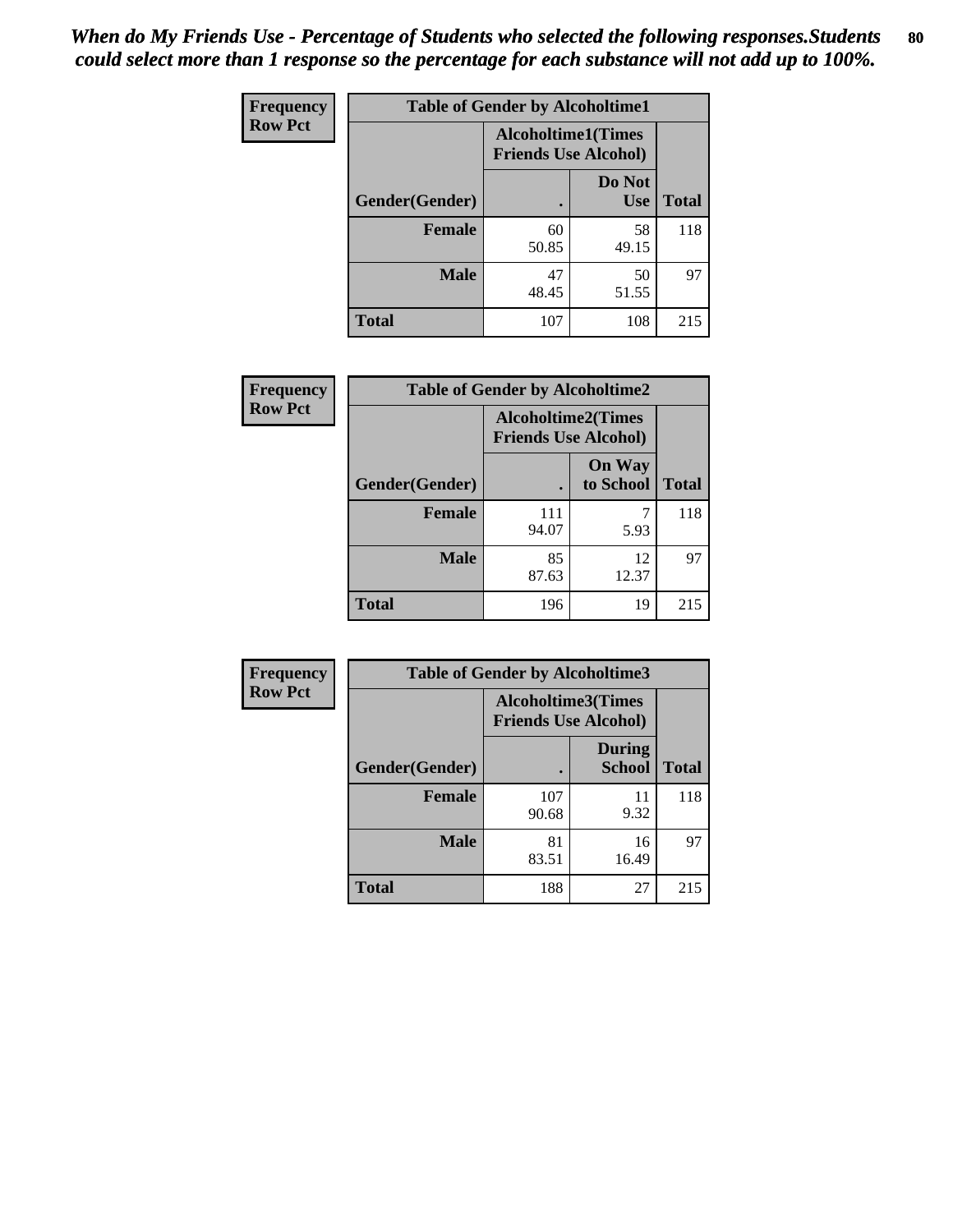*When do My Friends Use - Percentage of Students who selected the following responses.Students could select more than 1 response so the percentage for each substance will not add up to 100%.*

**Frequency**
**Row Pct**

| Table of Gender by Alcoholtime1 | | | |
|---|---|---|---|
| | Alcoholtime1(Times Friends Use Alcohol) | | |
| Gender(Gender) | . | Do Not Use | Total |
| **Female** | 60<br>50.85 | 58<br>49.15 | 118 |
| **Male** | 47<br>48.45 | 50<br>51.55 | 97 |
| **Total** | 107 | 108 | 215 |

**Frequency**
**Row Pct**

| Table of Gender by Alcoholtime2 | | | |
|---|---|---|---|
| | Alcoholtime2(Times Friends Use Alcohol) | | |
| Gender(Gender) | . | On Way to School | Total |
| **Female** | 111<br>94.07 | 7<br>5.93 | 118 |
| **Male** | 85<br>87.63 | 12<br>12.37 | 97 |
| **Total** | 196 | 19 | 215 |

**Frequency**
**Row Pct**

| Table of Gender by Alcoholtime3 | | | |
|---|---|---|---|
| | Alcoholtime3(Times Friends Use Alcohol) | | |
| Gender(Gender) | . | During School | Total |
| **Female** | 107<br>90.68 | 11<br>9.32 | 118 |
| **Male** | 81<br>83.51 | 16<br>16.49 | 97 |
| **Total** | 188 | 27 | 215 |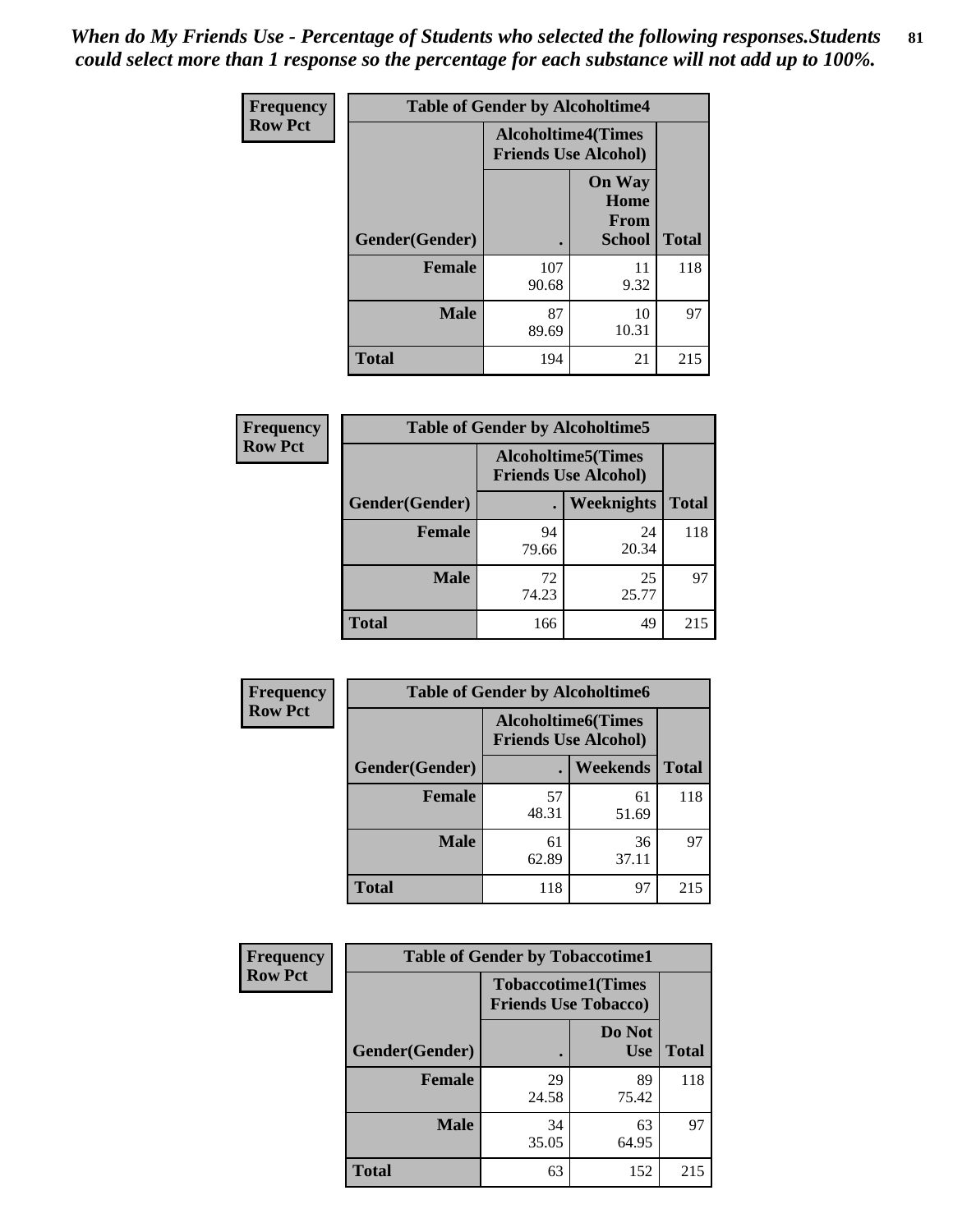*When do My Friends Use - Percentage of Students who selected the following responses.Students could select more than 1 response so the percentage for each substance will not add up to 100%.*

**Frequency**
**Row Pct**

| Table of Gender by Alcoholtime4 | | | |
|---|---|---|---|
| | Alcoholtime4(Times Friends Use Alcohol) | | |
| Gender(Gender) | . | On Way Home From School | Total |
| **Female** | 107<br>90.68 | 11<br>9.32 | 118 |
| **Male** | 87<br>89.69 | 10<br>10.31 | 97 |
| **Total** | 194 | 21 | 215 |

**Frequency**
**Row Pct**

| Table of Gender by Alcoholtime5 | | | |
|---|---|---|---|
| | Alcoholtime5(Times Friends Use Alcohol) | | |
| Gender(Gender) | . | Weeknights | Total |
| **Female** | 94<br>79.66 | 24<br>20.34 | 118 |
| **Male** | 72<br>74.23 | 25<br>25.77 | 97 |
| **Total** | 166 | 49 | 215 |

**Frequency**
**Row Pct**

| Table of Gender by Alcoholtime6 | | | |
|---|---|---|---|
| | Alcoholtime6(Times Friends Use Alcohol) | | |
| Gender(Gender) | . | Weekends | Total |
| **Female** | 57<br>48.31 | 61<br>51.69 | 118 |
| **Male** | 61<br>62.89 | 36<br>37.11 | 97 |
| **Total** | 118 | 97 | 215 |

**Frequency**
**Row Pct**

| Table of Gender by Tobaccotime1 | | | |
|---|---|---|---|
| | Tobaccotime1(Times Friends Use Tobacco) | | |
| Gender(Gender) | . | Do Not Use | Total |
| **Female** | 29<br>24.58 | 89<br>75.42 | 118 |
| **Male** | 34<br>35.05 | 63<br>64.95 | 97 |
| **Total** | 63 | 152 | 215 |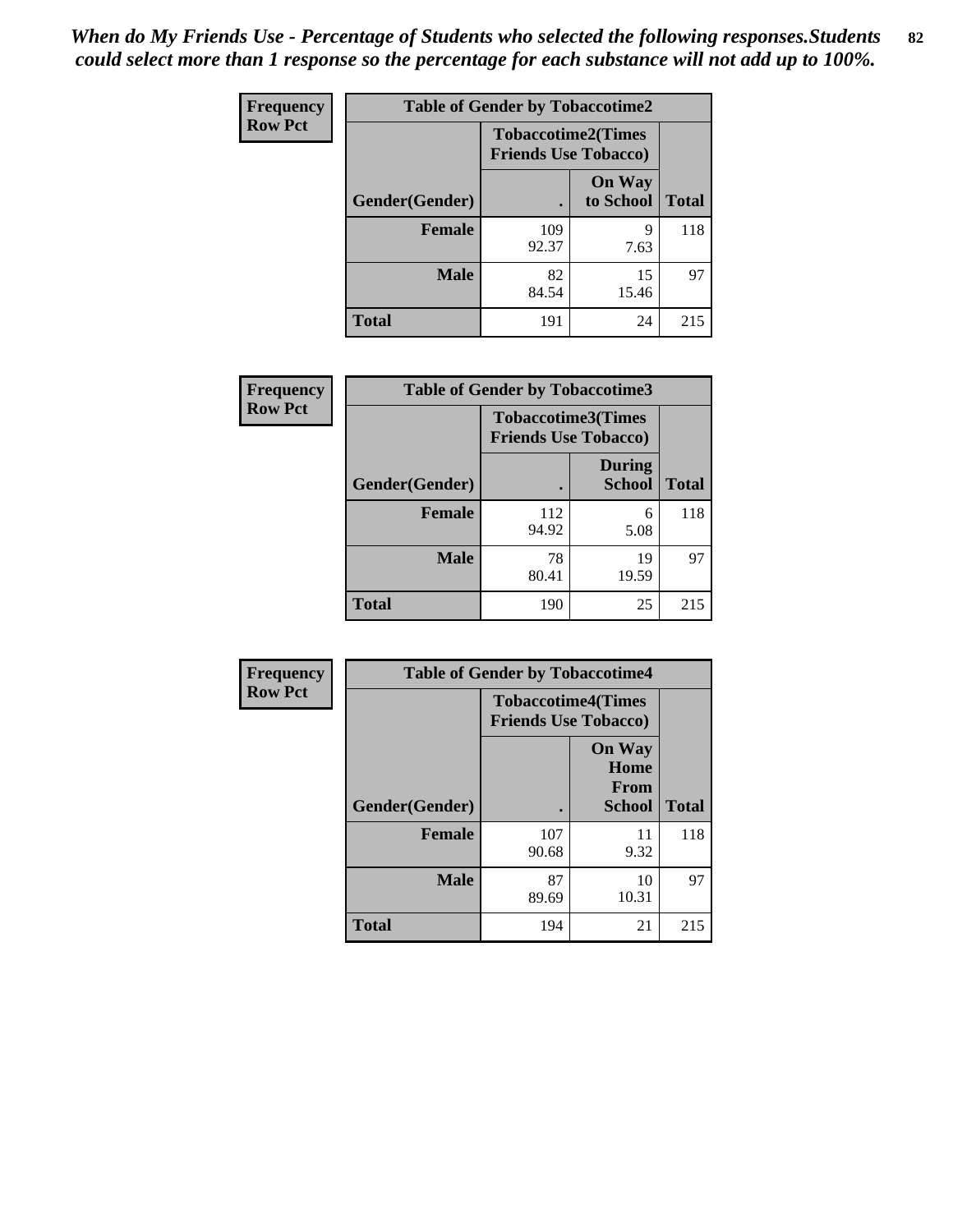*When do My Friends Use - Percentage of Students who selected the following responses.Students could select more than 1 response so the percentage for each substance will not add up to 100%.*

**Frequency**
**Row Pct**

| Table of Gender by Tobaccotime2 | | | |
|---|---|---|---|
| | Tobaccotime2(Times Friends Use Tobacco) | | |
| Gender(Gender) | . | On Way to School | Total |
| **Female** | 109<br>92.37 | 9<br>7.63 | 118 |
| **Male** | 82<br>84.54 | 15<br>15.46 | 97 |
| **Total** | 191 | 24 | 215 |

**Frequency**
**Row Pct**

| Table of Gender by Tobaccotime3 | | | |
|---|---|---|---|
| | Tobaccotime3(Times Friends Use Tobacco) | | |
| Gender(Gender) | . | During School | Total |
| **Female** | 112<br>94.92 | 6<br>5.08 | 118 |
| **Male** | 78<br>80.41 | 19<br>19.59 | 97 |
| **Total** | 190 | 25 | 215 |

**Frequency**
**Row Pct**

| Table of Gender by Tobaccotime4 | | | |
|---|---|---|---|
| | Tobaccotime4(Times Friends Use Tobacco) | | |
| Gender(Gender) | . | On Way Home From School | Total |
| **Female** | 107<br>90.68 | 11<br>9.32 | 118 |
| **Male** | 87<br>89.69 | 10<br>10.31 | 97 |
| **Total** | 194 | 21 | 215 |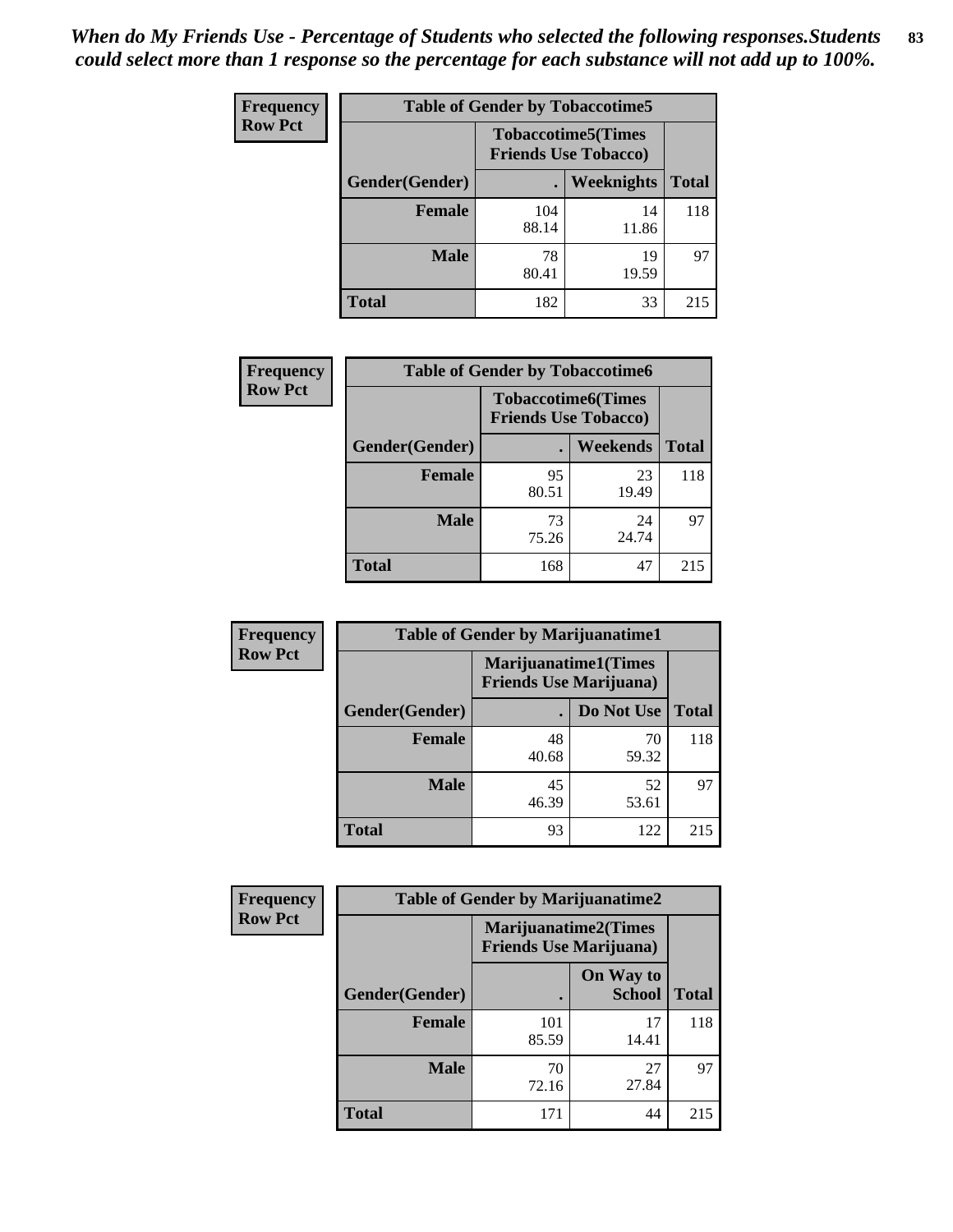*When do My Friends Use - Percentage of Students who selected the following responses.Students could select more than 1 response so the percentage for each substance will not add up to 100%.*

**Frequency**
**Row Pct**

| Table of Gender by Tobaccotime5 | | | |
|---|---|---|---|
| | Tobaccotime5(Times Friends Use Tobacco) | | |
| Gender(Gender) | . | Weeknights | Total |
| **Female** | 104<br>88.14 | 14<br>11.86 | 118 |
| **Male** | 78<br>80.41 | 19<br>19.59 | 97 |
| **Total** | 182 | 33 | 215 |

**Frequency**
**Row Pct**

| Table of Gender by Tobaccotime6 | | | |
|---|---|---|---|
| | Tobaccotime6(Times Friends Use Tobacco) | | |
| Gender(Gender) | . | Weekends | Total |
| **Female** | 95<br>80.51 | 23<br>19.49 | 118 |
| **Male** | 73<br>75.26 | 24<br>24.74 | 97 |
| **Total** | 168 | 47 | 215 |

**Frequency**
**Row Pct**

| Table of Gender by Marijuanatime1 | | | |
|---|---|---|---|
| | Marijuanatime1(Times Friends Use Marijuana) | | |
| Gender(Gender) | . | Do Not Use | Total |
| **Female** | 48<br>40.68 | 70<br>59.32 | 118 |
| **Male** | 45<br>46.39 | 52<br>53.61 | 97 |
| **Total** | 93 | 122 | 215 |

**Frequency**
**Row Pct**

| Table of Gender by Marijuanatime2 | | | |
|---|---|---|---|
| | Marijuanatime2(Times Friends Use Marijuana) | | |
| Gender(Gender) | . | On Way to School | Total |
| **Female** | 101<br>85.59 | 17<br>14.41 | 118 |
| **Male** | 70<br>72.16 | 27<br>27.84 | 97 |
| **Total** | 171 | 44 | 215 |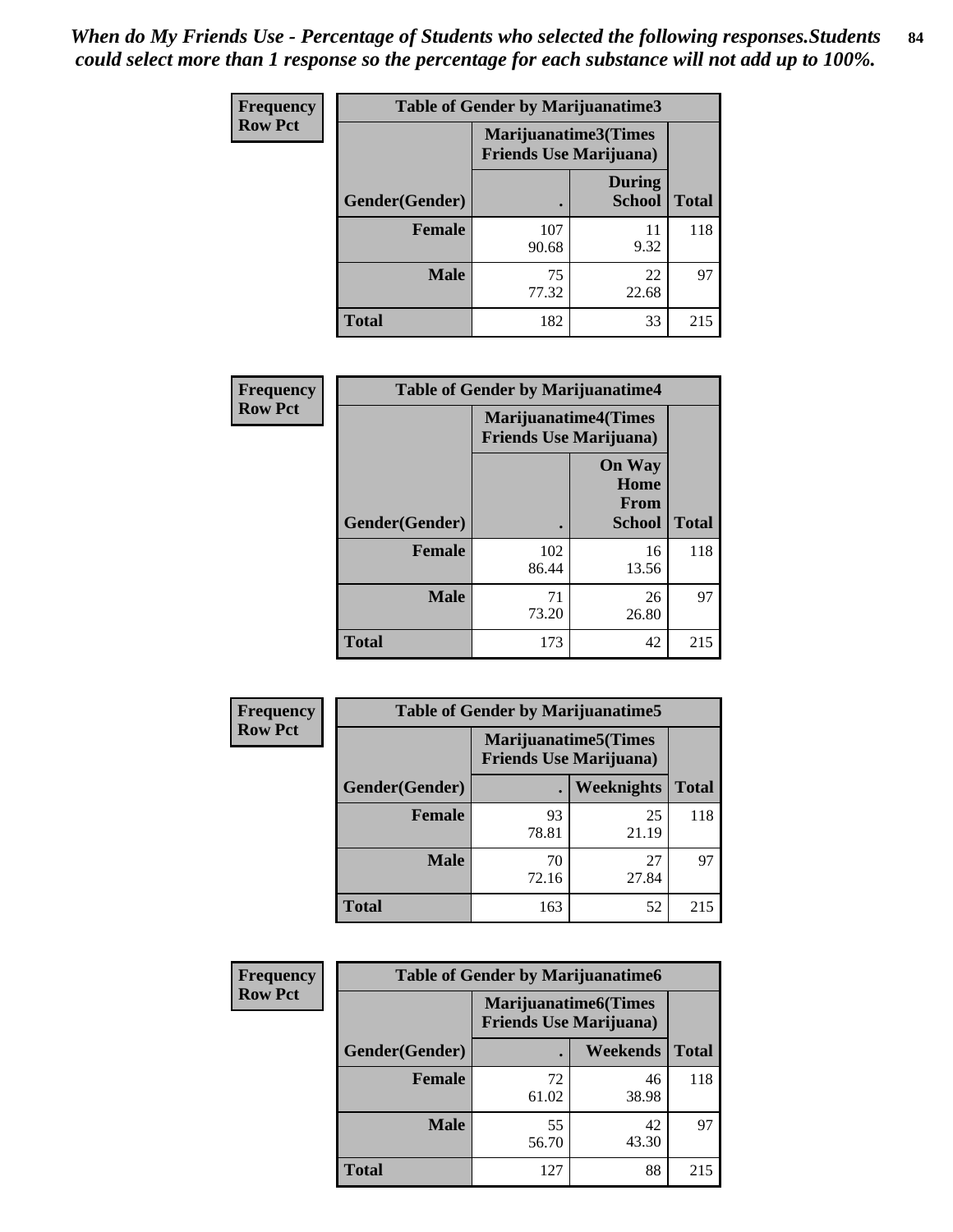*When do My Friends Use - Percentage of Students who selected the following responses.Students could select more than 1 response so the percentage for each substance will not add up to 100%.*

**Frequency Row Pct**

| Table of Gender by Marijuanatime3 | | | |
|---|---|---|---|
| | Marijuanatime3(Times Friends Use Marijuana) | | |
| Gender(Gender) | . | During School | Total |
| **Female** | 107<br>90.68 | 11<br>9.32 | 118 |
| **Male** | 75<br>77.32 | 22<br>22.68 | 97 |
| **Total** | 182 | 33 | 215 |

**Frequency Row Pct**

| Table of Gender by Marijuanatime4 | | | |
|---|---|---|---|
| | Marijuanatime4(Times Friends Use Marijuana) | | |
| Gender(Gender) | . | On Way Home From School | Total |
| **Female** | 102<br>86.44 | 16<br>13.56 | 118 |
| **Male** | 71<br>73.20 | 26<br>26.80 | 97 |
| **Total** | 173 | 42 | 215 |

**Frequency Row Pct**

| Table of Gender by Marijuanatime5 | | | |
|---|---|---|---|
| | Marijuanatime5(Times Friends Use Marijuana) | | |
| Gender(Gender) | . | Weeknights | Total |
| **Female** | 93<br>78.81 | 25<br>21.19 | 118 |
| **Male** | 70<br>72.16 | 27<br>27.84 | 97 |
| **Total** | 163 | 52 | 215 |

**Frequency Row Pct**

| Table of Gender by Marijuanatime6 | | | |
|---|---|---|---|
| | Marijuanatime6(Times Friends Use Marijuana) | | |
| Gender(Gender) | . | Weekends | Total |
| **Female** | 72<br>61.02 | 46<br>38.98 | 118 |
| **Male** | 55<br>56.70 | 42<br>43.30 | 97 |
| **Total** | 127 | 88 | 215 |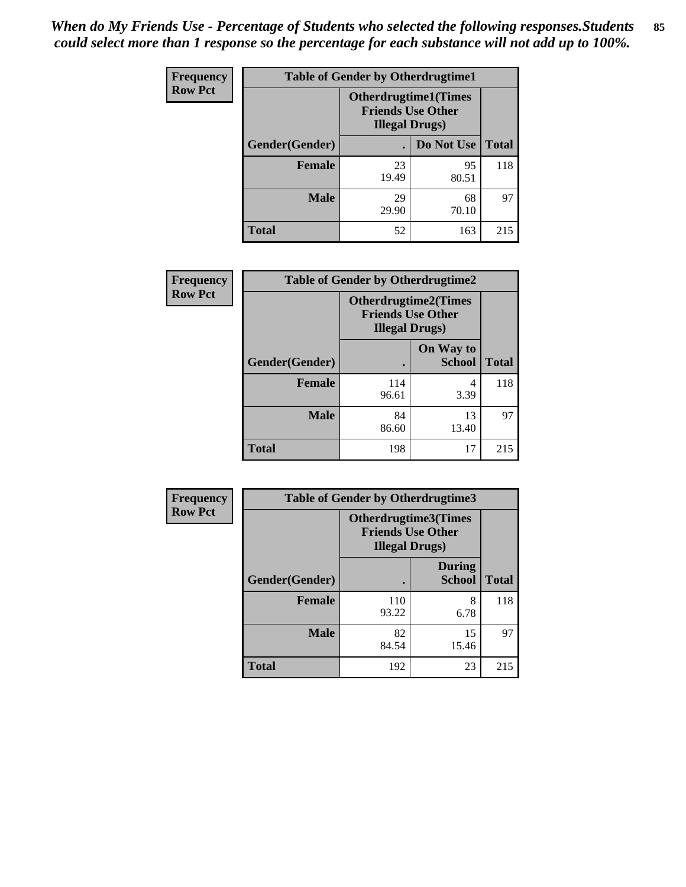*When do My Friends Use - Percentage of Students who selected the following responses.Students could select more than 1 response so the percentage for each substance will not add up to 100%.*

**Frequency**
**Row Pct**

| Table of Gender by Otherdrugtime1 | | | |
|---|---|---|---|
| | Otherdrugtime1(Times Friends Use Other Illegal Drugs) | | |
| Gender(Gender) | . | Do Not Use | Total |
| **Female** | 23<br>19.49 | 95<br>80.51 | 118 |
| **Male** | 29<br>29.90 | 68<br>70.10 | 97 |
| **Total** | 52 | 163 | 215 |

**Frequency**
**Row Pct**

| Table of Gender by Otherdrugtime2 | | | |
|---|---|---|---|
| | Otherdrugtime2(Times Friends Use Other Illegal Drugs) | | |
| Gender(Gender) | . | On Way to School | Total |
| **Female** | 114<br>96.61 | 4<br>3.39 | 118 |
| **Male** | 84<br>86.60 | 13<br>13.40 | 97 |
| **Total** | 198 | 17 | 215 |

**Frequency**
**Row Pct**

| Table of Gender by Otherdrugtime3 | | | |
|---|---|---|---|
| | Otherdrugtime3(Times Friends Use Other Illegal Drugs) | | |
| Gender(Gender) | . | During School | Total |
| **Female** | 110<br>93.22 | 8<br>6.78 | 118 |
| **Male** | 82<br>84.54 | 15<br>15.46 | 97 |
| **Total** | 192 | 23 | 215 |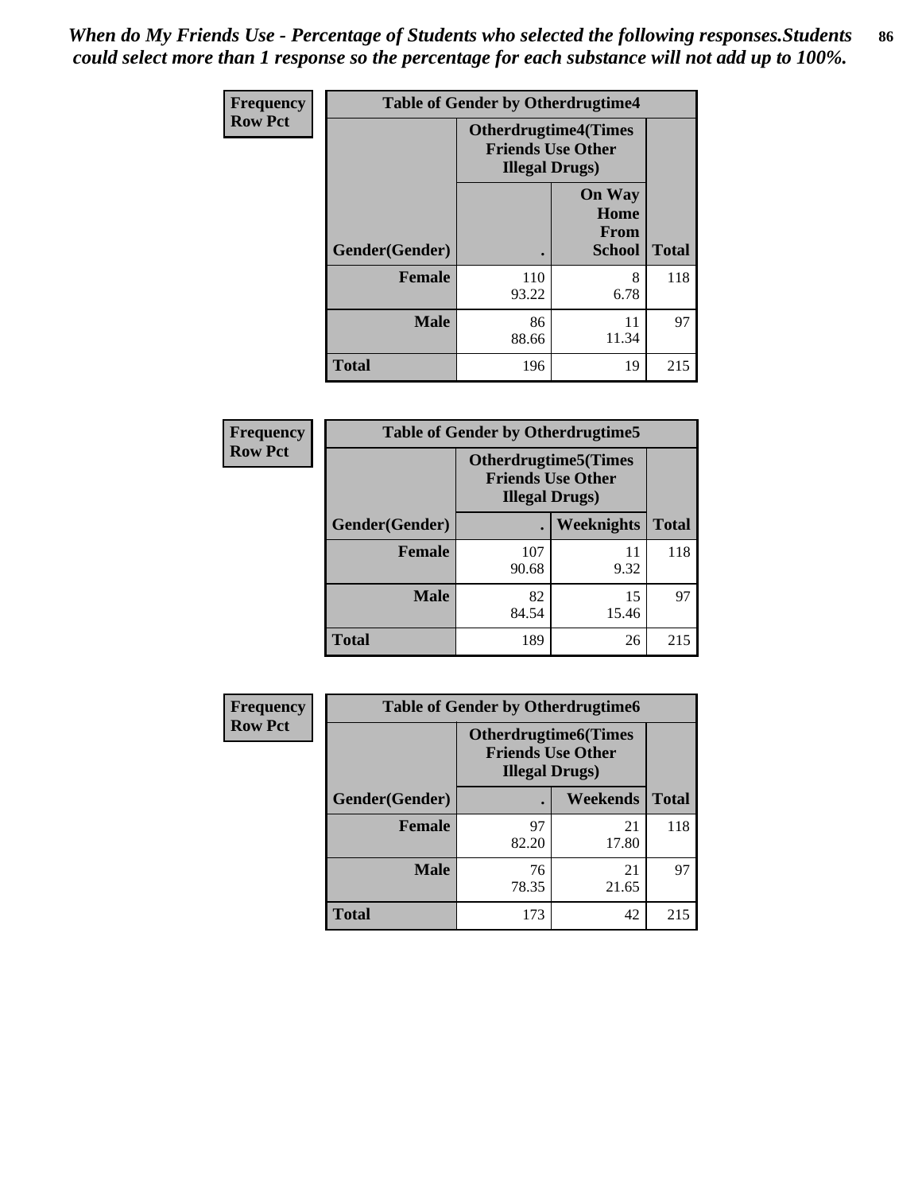*When do My Friends Use - Percentage of Students who selected the following responses.Students could select more than 1 response so the percentage for each substance will not add up to 100%.*

**Frequency**
**Row Pct**

| Table of Gender by Otherdrugtime4 | | | |
|---|---|---|---|
| | Otherdrugtime4(Times Friends Use Other Illegal Drugs) | | |
| Gender(Gender) | . | On Way Home From School | Total |
| Female | 110<br>93.22 | 8<br>6.78 | 118 |
| Male | 86<br>88.66 | 11<br>11.34 | 97 |
| Total | 196 | 19 | 215 |

**Frequency**
**Row Pct**

| Table of Gender by Otherdrugtime5 | | | |
|---|---|---|---|
| | Otherdrugtime5(Times Friends Use Other Illegal Drugs) | | |
| Gender(Gender) | . | Weeknights | Total |
| Female | 107<br>90.68 | 11<br>9.32 | 118 |
| Male | 82<br>84.54 | 15<br>15.46 | 97 |
| Total | 189 | 26 | 215 |

**Frequency**
**Row Pct**

| Table of Gender by Otherdrugtime6 | | | |
|---|---|---|---|
| | Otherdrugtime6(Times Friends Use Other Illegal Drugs) | | |
| Gender(Gender) | . | Weekends | Total |
| Female | 97<br>82.20 | 21<br>17.80 | 118 |
| Male | 76<br>78.35 | 21<br>21.65 | 97 |
| Total | 173 | 42 | 215 |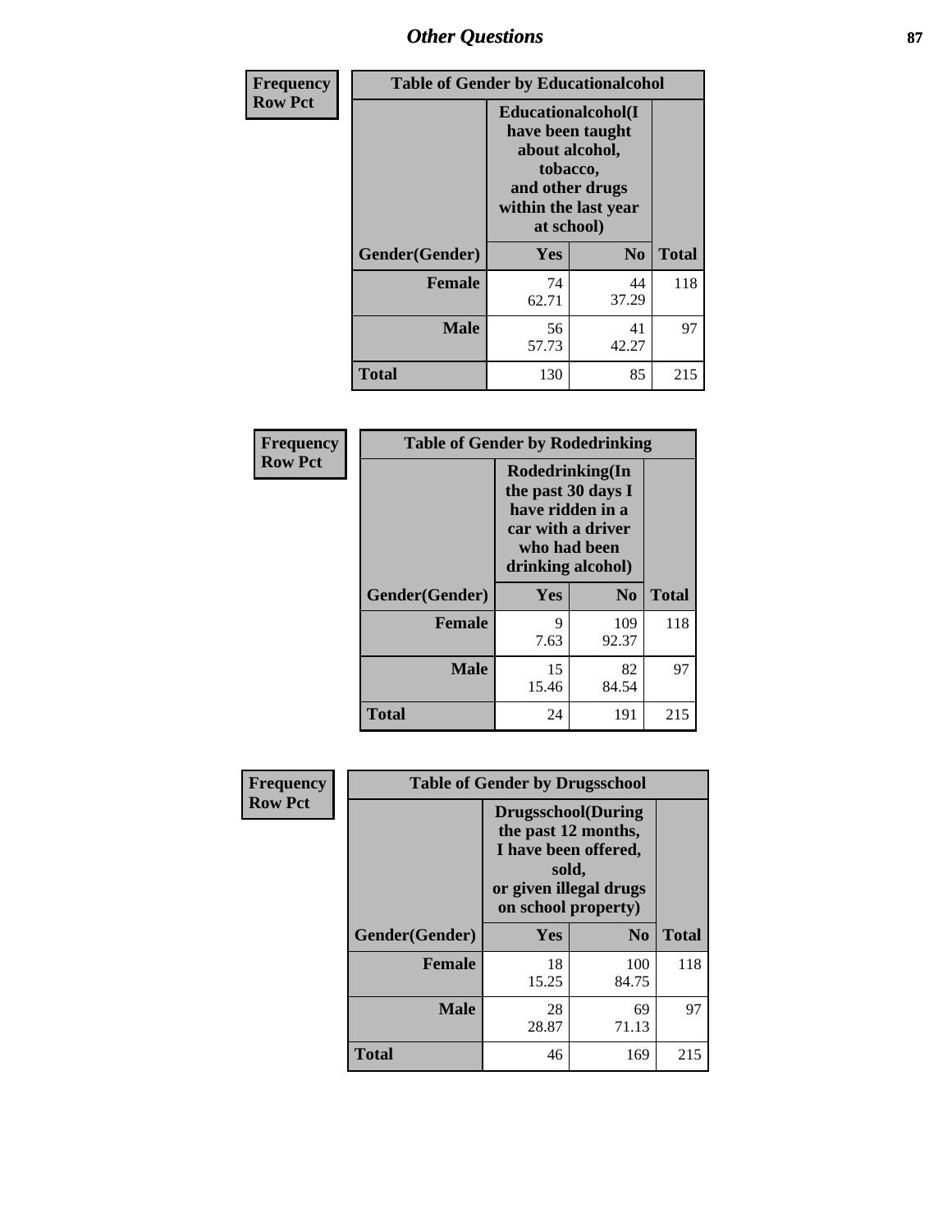## Other Questions

**Frequency**
**Row Pct**

| Table of Gender by Educationalcohol | | | |
|---|---|---|---|
| | Educationalcohol(I have been taught about alcohol, tobacco, and other drugs within the last year at school) | | |
| Gender(Gender) | Yes | No | Total |
| Female | 74<br>62.71 | 44<br>37.29 | 118 |
| Male | 56<br>57.73 | 41<br>42.27 | 97 |
| Total | 130 | 85 | 215 |

**Frequency**
**Row Pct**

| Table of Gender by Rodedrinking | | | |
|---|---|---|---|
| | Rodedrinking(In the past 30 days I have ridden in a car with a driver who had been drinking alcohol) | | |
| Gender(Gender) | Yes | No | Total |
| Female | 9<br>7.63 | 109<br>92.37 | 118 |
| Male | 15<br>15.46 | 82<br>84.54 | 97 |
| Total | 24 | 191 | 215 |

**Frequency**
**Row Pct**

| Table of Gender by Drugsschool | | | |
|---|---|---|---|
| | Drugsschool(During the past 12 months, I have been offered, sold, or given illegal drugs on school property) | | |
| Gender(Gender) | Yes | No | Total |
| Female | 18<br>15.25 | 100<br>84.75 | 118 |
| Male | 28<br>28.87 | 69<br>71.13 | 97 |
| Total | 46 | 169 | 215 |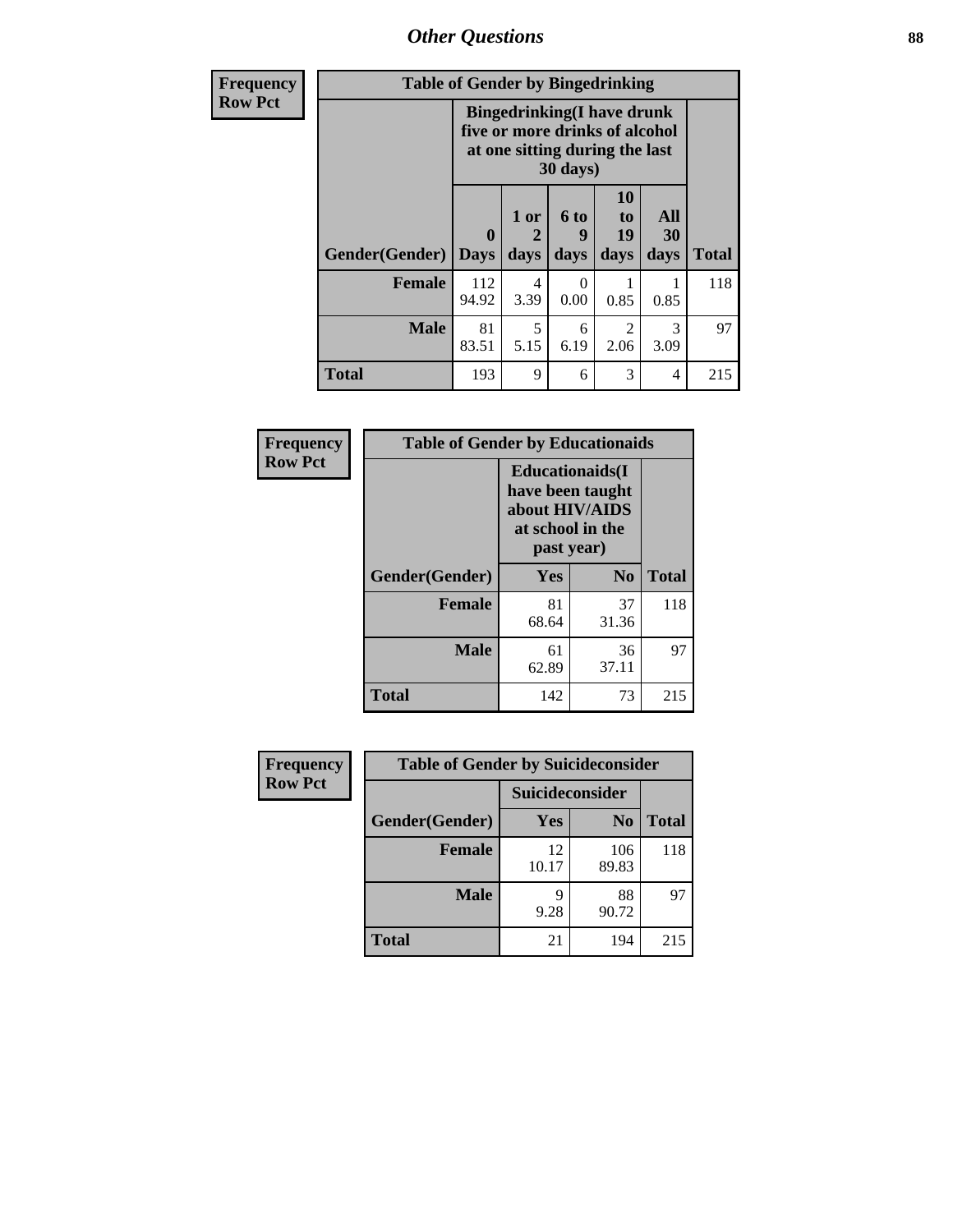## Other Questions

**Frequency**
**Row Pct**

| Table of Gender by Bingedrinking | | | | | | |
|---|---|---|---|---|---|---|
| | Bingedrinking(I have drunk five or more drinks of alcohol at one sitting during the last 30 days) | | | | | |
| Gender(Gender) | 0 Days | 1 or 2 days | 6 to 9 days | 10 to 19 days | All 30 days | Total |
| **Female** | 112<br>94.92 | 4<br>3.39 | 0<br>0.00 | 1<br>0.85 | 1<br>0.85 | 118 |
| **Male** | 81<br>83.51 | 5<br>5.15 | 6<br>6.19 | 2<br>2.06 | 3<br>3.09 | 97 |
| **Total** | 193 | 9 | 6 | 3 | 4 | 215 |

**Frequency**
**Row Pct**

| Table of Gender by Educationaids | | | |
|---|---|---|---|
| | Educationaids(I have been taught about HIV/AIDS at school in the past year) | | |
| Gender(Gender) | Yes | No | Total |
| **Female** | 81<br>68.64 | 37<br>31.36 | 118 |
| **Male** | 61<br>62.89 | 36<br>37.11 | 97 |
| **Total** | 142 | 73 | 215 |

**Frequency**
**Row Pct**

| Table of Gender by Suicideconsider | | | |
|---|---|---|---|
| | Suicideconsider | | |
| Gender(Gender) | Yes | No | Total |
| **Female** | 12<br>10.17 | 106<br>89.83 | 118 |
| **Male** | 9<br>9.28 | 88<br>90.72 | 97 |
| **Total** | 21 | 194 | 215 |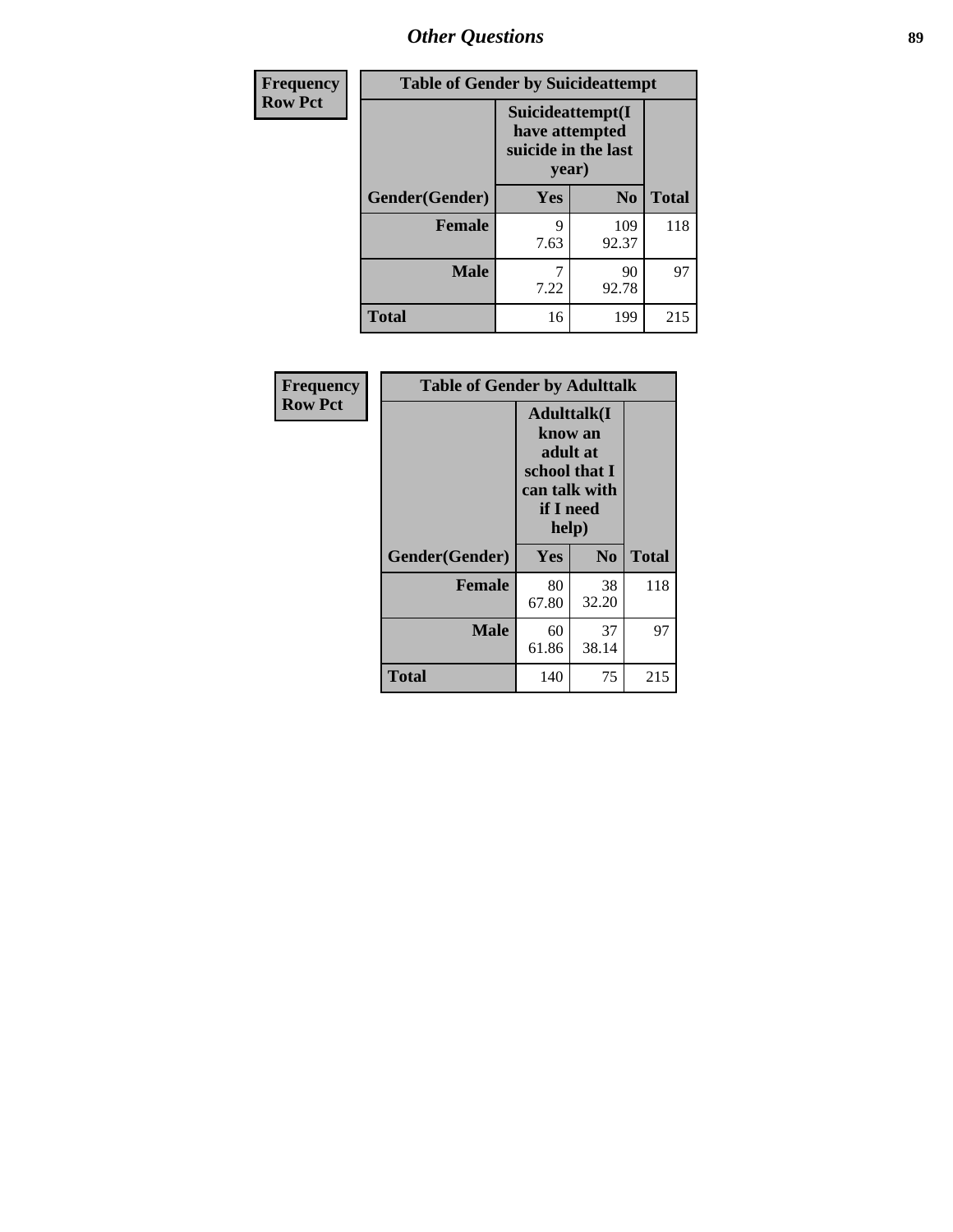| Frequency Row Pct | Table of Gender by Suicideattempt | | |
|---|---|---|---|
| | Suicideattempt(I have attempted suicide in the last year) | | |
| Gender(Gender) | Yes | No | Total |
| Female | 9<br>7.63 | 109<br>92.37 | 118 |
| Male | 7<br>7.22 | 90<br>92.78 | 97 |
| Total | 16 | 199 | 215 |

| Frequency Row Pct | Table of Gender by Adulttalk | | |
|---|---|---|---|
| | Adulttalk(I know an adult at school that I can talk with if I need help) | | |
| Gender(Gender) | Yes | No | Total |
| Female | 80<br>67.80 | 38<br>32.20 | 118 |
| Male | 60<br>61.86 | 37<br>38.14 | 97 |
| Total | 140 | 75 | 215 |